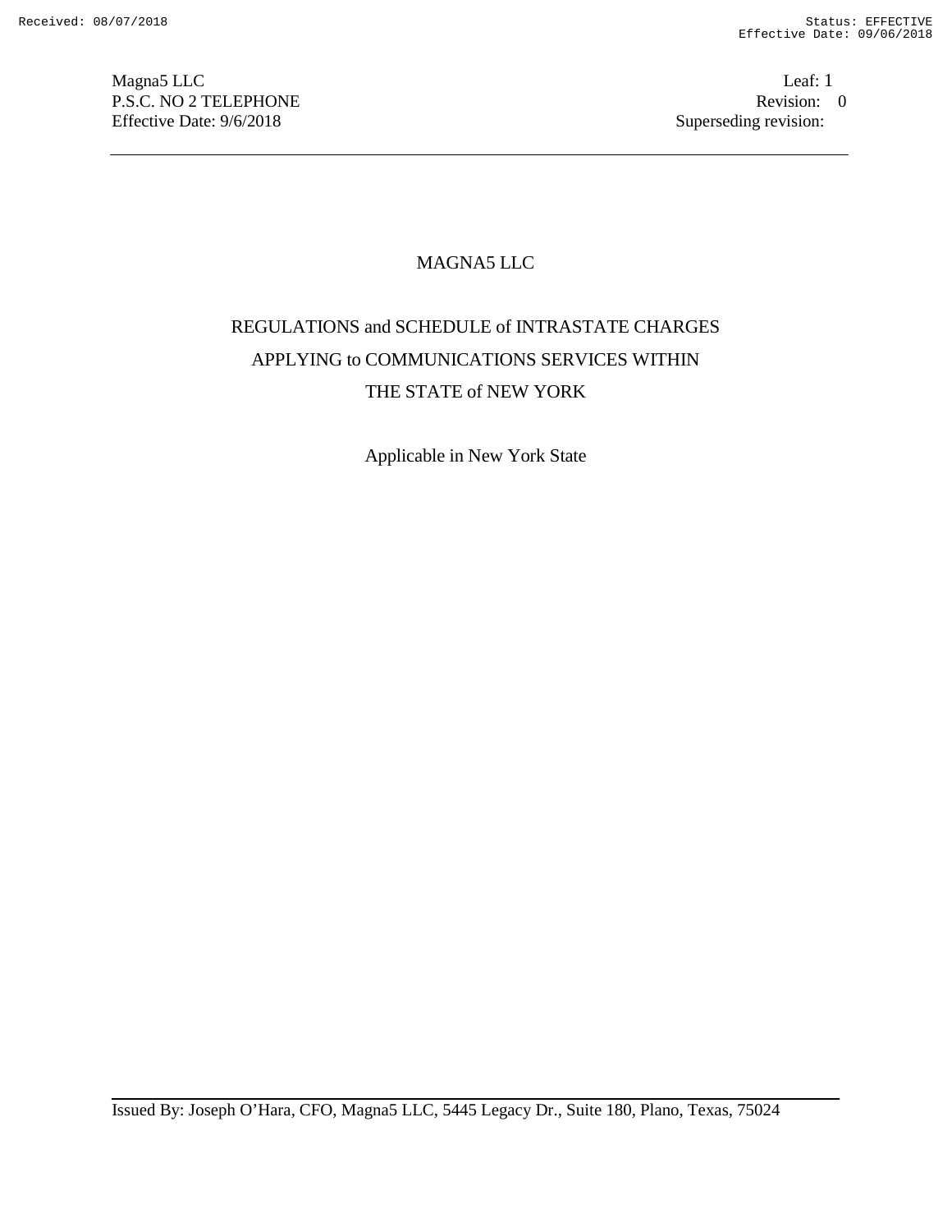Magna5 LLC
P.S.C. NO 2 TELEPHONE
Effective Date: 9/6/2018

Leaf: 1
Revision: 0
Superseding revision:

# MAGNA5 LLC

## REGULATIONS and SCHEDULE of INTRASTATE CHARGES APPLYING to COMMUNICATIONS SERVICES WITHIN THE STATE of NEW YORK

Applicable in New York State

Issued By: Joseph O'Hara, CFO, Magna5 LLC, 5445 Legacy Dr., Suite 180, Plano, Texas, 75024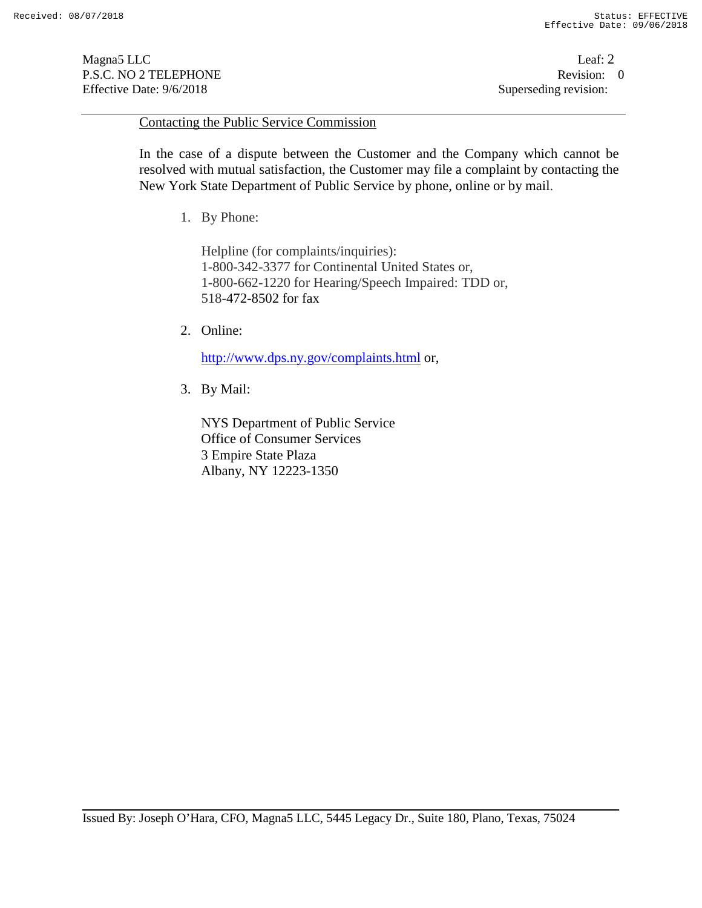## Contacting the Public Service Commission

In the case of a dispute between the Customer and the Company which cannot be resolved with mutual satisfaction, the Customer may file a complaint by contacting the New York State Department of Public Service by phone, online or by mail.

1. By Phone:

   Helpline (for complaints/inquiries):
   1-800-342-3377 for Continental United States or,
   1-800-662-1220 for Hearing/Speech Impaired: TDD or,
   518-472-8502 for fax

2. Online:

   http://www.dps.ny.gov/complaints.html or,

3. By Mail:

   NYS Department of Public Service
   Office of Consumer Services
   3 Empire State Plaza
   Albany, NY 12223-1350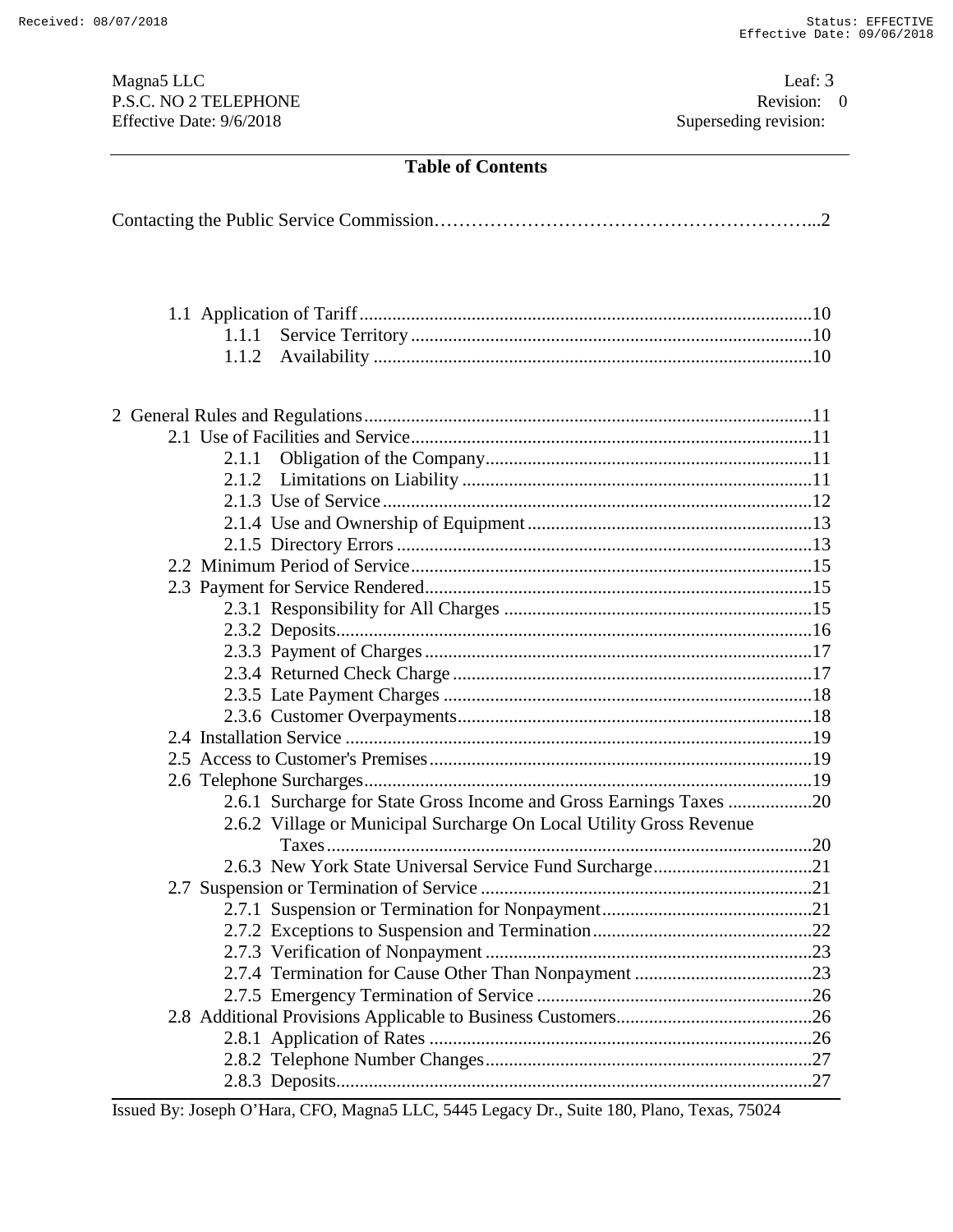## Table of Contents

Contacting the Public Service Commission……………………………………………………...2

- 1.1 Application of Tariff ................................................................................................10
  - 1.1.1 Service Territory ....................................................................................10
  - 1.1.2 Availability ............................................................................................10

2 General Rules and Regulations ...............................................................................................11

- 2.1 Use of Facilities and Service ....................................................................................11
  - 2.1.1 Obligation of the Company.....................................................................11
  - 2.1.2 Limitations on Liability ..........................................................................11
  - 2.1.3 Use of Service ..........................................................................................12
  - 2.1.4 Use and Ownership of Equipment ............................................................13
  - 2.1.5 Directory Errors ........................................................................................13
- 2.2 Minimum Period of Service .....................................................................................15
- 2.3 Payment for Service Rendered..................................................................................15
  - 2.3.1 Responsibility for All Charges .................................................................15
  - 2.3.2 Deposits....................................................................................................16
  - 2.3.3 Payment of Charges ..................................................................................17
  - 2.3.4 Returned Check Charge ............................................................................17
  - 2.3.5 Late Payment Charges ..............................................................................18
  - 2.3.6 Customer Overpayments...........................................................................18
- 2.4 Installation Service ...................................................................................................19
- 2.5 Access to Customer's Premises .................................................................................19
- 2.6 Telephone Surcharges...............................................................................................19
  - 2.6.1 Surcharge for State Gross Income and Gross Earnings Taxes ..................20
  - 2.6.2 Village or Municipal Surcharge On Local Utility Gross Revenue Taxes........................................................................................................20
  - 2.6.3 New York State Universal Service Fund Surcharge..................................21
- 2.7 Suspension or Termination of Service ......................................................................21
  - 2.7.1 Suspension or Termination for Nonpayment............................................21
  - 2.7.2 Exceptions to Suspension and Termination...............................................22
  - 2.7.3 Verification of Nonpayment .....................................................................23
  - 2.7.4 Termination for Cause Other Than Nonpayment ......................................23
  - 2.7.5 Emergency Termination of Service ..........................................................26
- 2.8 Additional Provisions Applicable to Business Customers..........................................26
  - 2.8.1 Application of Rates .................................................................................26
  - 2.8.2 Telephone Number Changes.....................................................................27
  - 2.8.3 Deposits....................................................................................................27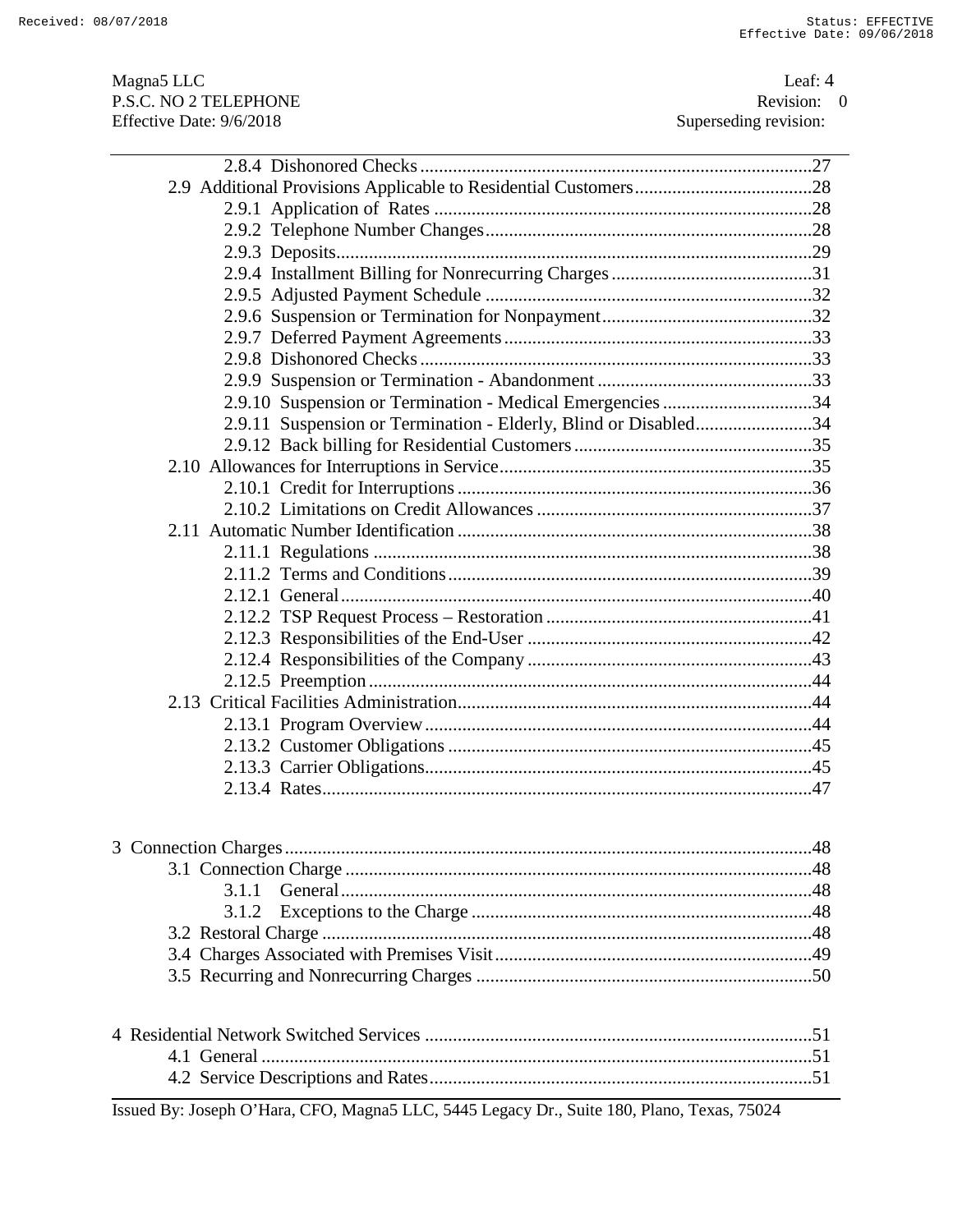2.8.4 Dishonored Checks....................................................................................27
2.9 Additional Provisions Applicable to Residential Customers......................................28
2.9.1 Application of Rates ................................................................................28
2.9.2 Telephone Number Changes.....................................................................28
2.9.3 Deposits....................................................................................................29
2.9.4 Installment Billing for Nonrecurring Charges ...........................................31
2.9.5 Adjusted Payment Schedule ......................................................................32
2.9.6 Suspension or Termination for Nonpayment.............................................32
2.9.7 Deferred Payment Agreements..................................................................33
2.9.8 Dishonored Checks....................................................................................33
2.9.9 Suspension or Termination - Abandonment ..............................................33
2.9.10 Suspension or Termination - Medical Emergencies ................................34
2.9.11 Suspension or Termination - Elderly, Blind or Disabled.........................34
2.9.12 Back billing for Residential Customers...................................................35
2.10 Allowances for Interruptions in Service...................................................................35
2.10.1 Credit for Interruptions ............................................................................36
2.10.2 Limitations on Credit Allowances ...........................................................37
2.11 Automatic Number Identification ............................................................................38
2.11.1 Regulations .............................................................................................38
2.11.2 Terms and Conditions..............................................................................39
2.12.1 General....................................................................................................40
2.12.2 TSP Request Process – Restoration .........................................................41
2.12.3 Responsibilities of the End-User .............................................................42
2.12.4 Responsibilities of the Company .............................................................43
2.12.5 Preemption ..............................................................................................44
2.13 Critical Facilities Administration...........................................................................44
2.13.1 Program Overview..................................................................................44
2.13.2 Customer Obligations .............................................................................45
2.13.3 Carrier Obligations..................................................................................45
2.13.4 Rates........................................................................................................47

3 Connection Charges.................................................................................................48
3.1 Connection Charge .................................................................................................48
3.1.1 General.....................................................................................................48
3.1.2 Exceptions to the Charge .........................................................................48
3.2 Restoral Charge .......................................................................................................48
3.4 Charges Associated with Premises Visit...................................................................49
3.5 Recurring and Nonrecurring Charges ......................................................................50

4 Residential Network Switched Services ..................................................................51
4.1 General ....................................................................................................................51
4.2 Service Descriptions and Rates.................................................................................51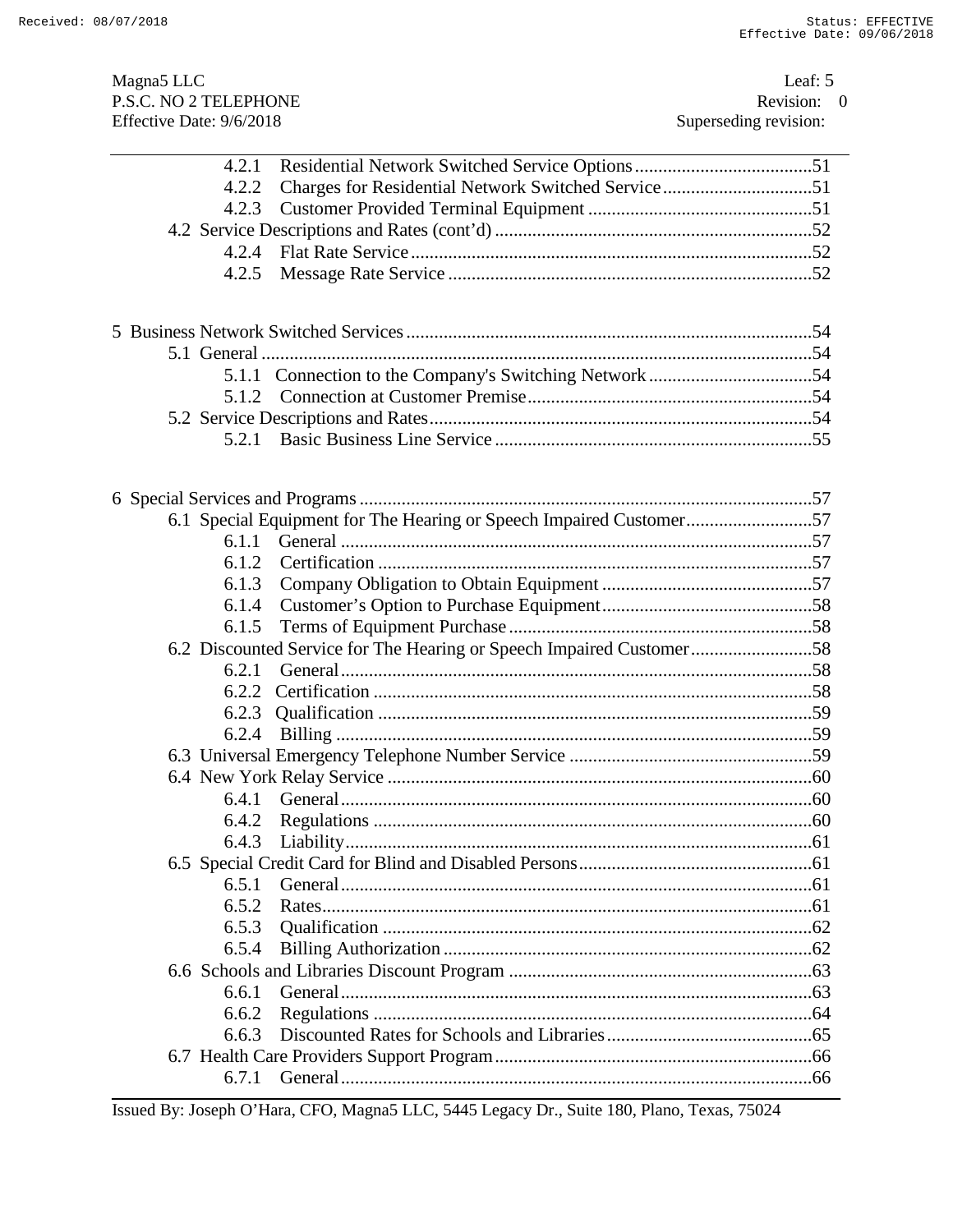4.2.1 Residential Network Switched Service Options ...................................... 51
4.2.2 Charges for Residential Network Switched Service ................................ 51
4.2.3 Customer Provided Terminal Equipment ................................................ 51
4.2 Service Descriptions and Rates (cont'd) ..................................................................... 52
4.2.4 Flat Rate Service ..................................................................................... 52
4.2.5 Message Rate Service ............................................................................. 52

5 Business Network Switched Services ............................................................................. 54
5.1 General ..................................................................................................................... 54
5.1.1 Connection to the Company's Switching Network ................................... 54
5.1.2 Connection at Customer Premise ............................................................. 54
5.2 Service Descriptions and Rates .................................................................................. 54
5.2.1 Basic Business Line Service .................................................................... 55

6 Special Services and Programs ........................................................................................ 57
6.1 Special Equipment for The Hearing or Speech Impaired Customer ........................... 57
6.1.1 General .................................................................................................... 57
6.1.2 Certification ............................................................................................ 57
6.1.3 Company Obligation to Obtain Equipment ............................................. 57
6.1.4 Customer's Option to Purchase Equipment ............................................. 58
6.1.5 Terms of Equipment Purchase ................................................................. 58
6.2 Discounted Service for The Hearing or Speech Impaired Customer .......................... 58
6.2.1 General .................................................................................................... 58
6.2.2 Certification ............................................................................................ 58
6.2.3 Qualification ............................................................................................ 59
6.2.4 Billing ..................................................................................................... 59
6.3 Universal Emergency Telephone Number Service .................................................... 59
6.4 New York Relay Service ............................................................................................ 60
6.4.1 General .................................................................................................... 60
6.4.2 Regulations ............................................................................................. 60
6.4.3 Liability ................................................................................................... 61
6.5 Special Credit Card for Blind and Disabled Persons .................................................. 61
6.5.1 General .................................................................................................... 61
6.5.2 Rates ........................................................................................................ 61
6.5.3 Qualification ............................................................................................ 62
6.5.4 Billing Authorization ............................................................................... 62
6.6 Schools and Libraries Discount Program .................................................................. 63
6.6.1 General .................................................................................................... 63
6.6.2 Regulations ............................................................................................. 64
6.6.3 Discounted Rates for Schools and Libraries ............................................ 65
6.7 Health Care Providers Support Program .................................................................... 66
6.7.1 General .................................................................................................... 66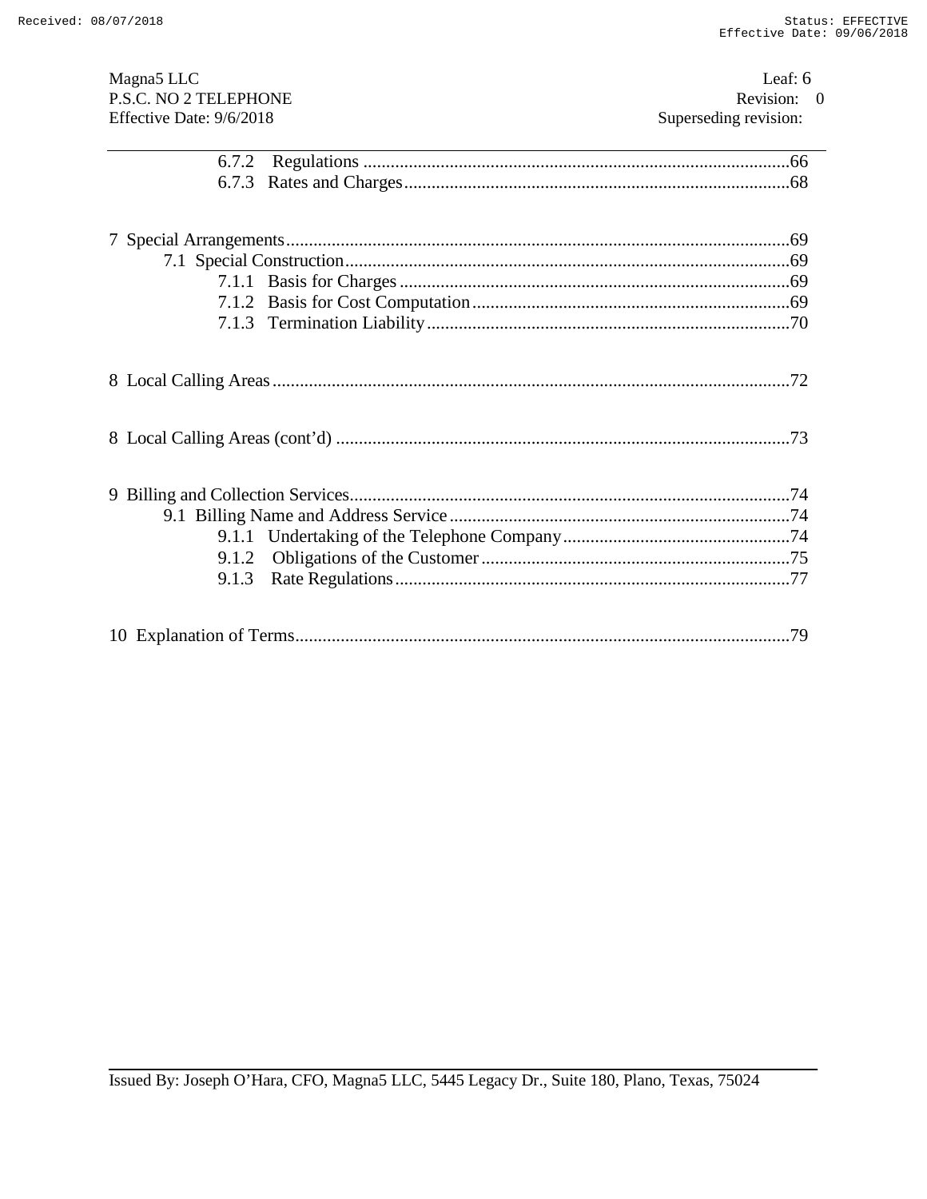6.7.2 Regulations ....................................................................................66
6.7.3 Rates and Charges...............................................................................68

7 Special Arrangements.....................................................................................69
7.1 Special Construction.................................................................................69
7.1.1 Basis for Charges ..............................................................................69
7.1.2 Basis for Cost Computation...............................................................69
7.1.3 Termination Liability.........................................................................70

8 Local Calling Areas........................................................................................72

8 Local Calling Areas (cont'd) ..........................................................................73

9 Billing and Collection Services.......................................................................74
9.1 Billing Name and Address Service ..........................................................74
9.1.1 Undertaking of the Telephone Company............................................74
9.1.2 Obligations of the Customer ..............................................................75
9.1.3 Rate Regulations................................................................................77

10 Explanation of Terms....................................................................................79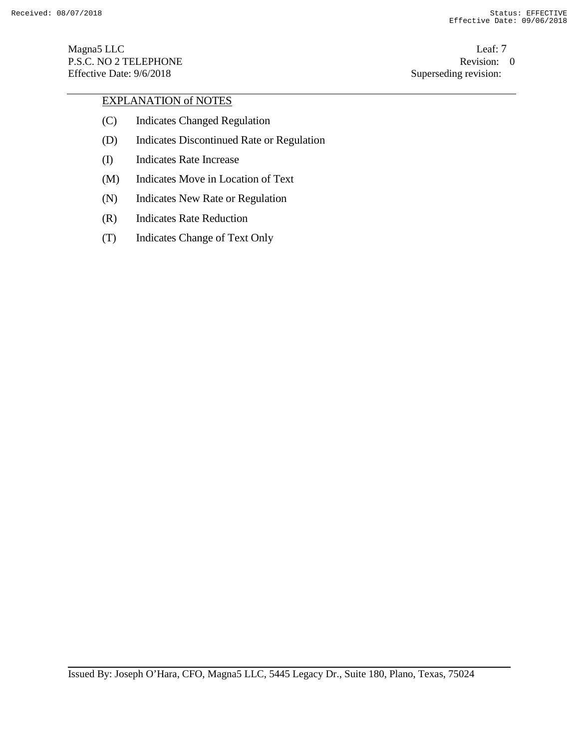## EXPLANATION of NOTES

(C) Indicates Changed Regulation

(D) Indicates Discontinued Rate or Regulation

(I) Indicates Rate Increase

(M) Indicates Move in Location of Text

(N) Indicates New Rate or Regulation

(R) Indicates Rate Reduction

(T) Indicates Change of Text Only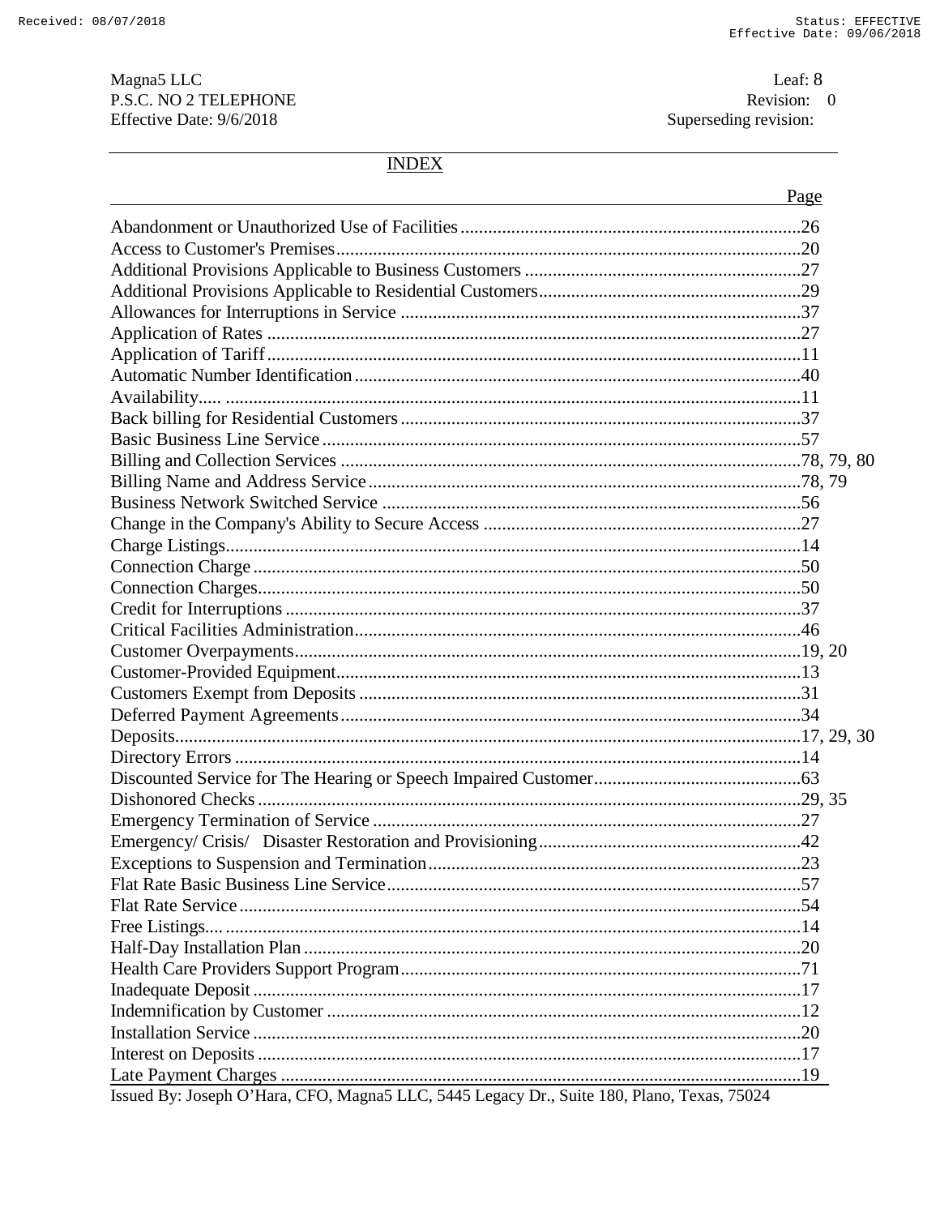Magna5 LLC
P.S.C. NO 2 TELEPHONE
Effective Date: 9/6/2018

Leaf: 8
Revision: 0
Superseding revision:

## INDEX

| | Page |
|---|---|
| Abandonment or Unauthorized Use of Facilities | 26 |
| Access to Customer's Premises | 20 |
| Additional Provisions Applicable to Business Customers | 27 |
| Additional Provisions Applicable to Residential Customers | 29 |
| Allowances for Interruptions in Service | 37 |
| Application of Rates | 27 |
| Application of Tariff | 11 |
| Automatic Number Identification | 40 |
| Availability | 11 |
| Back billing for Residential Customers | 37 |
| Basic Business Line Service | 57 |
| Billing and Collection Services | 78, 79, 80 |
| Billing Name and Address Service | 78, 79 |
| Business Network Switched Service | 56 |
| Change in the Company's Ability to Secure Access | 27 |
| Charge Listings | 14 |
| Connection Charge | 50 |
| Connection Charges | 50 |
| Credit for Interruptions | 37 |
| Critical Facilities Administration | 46 |
| Customer Overpayments | 19, 20 |
| Customer-Provided Equipment | 13 |
| Customers Exempt from Deposits | 31 |
| Deferred Payment Agreements | 34 |
| Deposits | 17, 29, 30 |
| Directory Errors | 14 |
| Discounted Service for The Hearing or Speech Impaired Customer | 63 |
| Dishonored Checks | 29, 35 |
| Emergency Termination of Service | 27 |
| Emergency/ Crisis/ Disaster Restoration and Provisioning | 42 |
| Exceptions to Suspension and Termination | 23 |
| Flat Rate Basic Business Line Service | 57 |
| Flat Rate Service | 54 |
| Free Listings | 14 |
| Half-Day Installation Plan | 20 |
| Health Care Providers Support Program | 71 |
| Inadequate Deposit | 17 |
| Indemnification by Customer | 12 |
| Installation Service | 20 |
| Interest on Deposits | 17 |
| Late Payment Charges | 19 |

Issued By: Joseph O'Hara, CFO, Magna5 LLC, 5445 Legacy Dr., Suite 180, Plano, Texas, 75024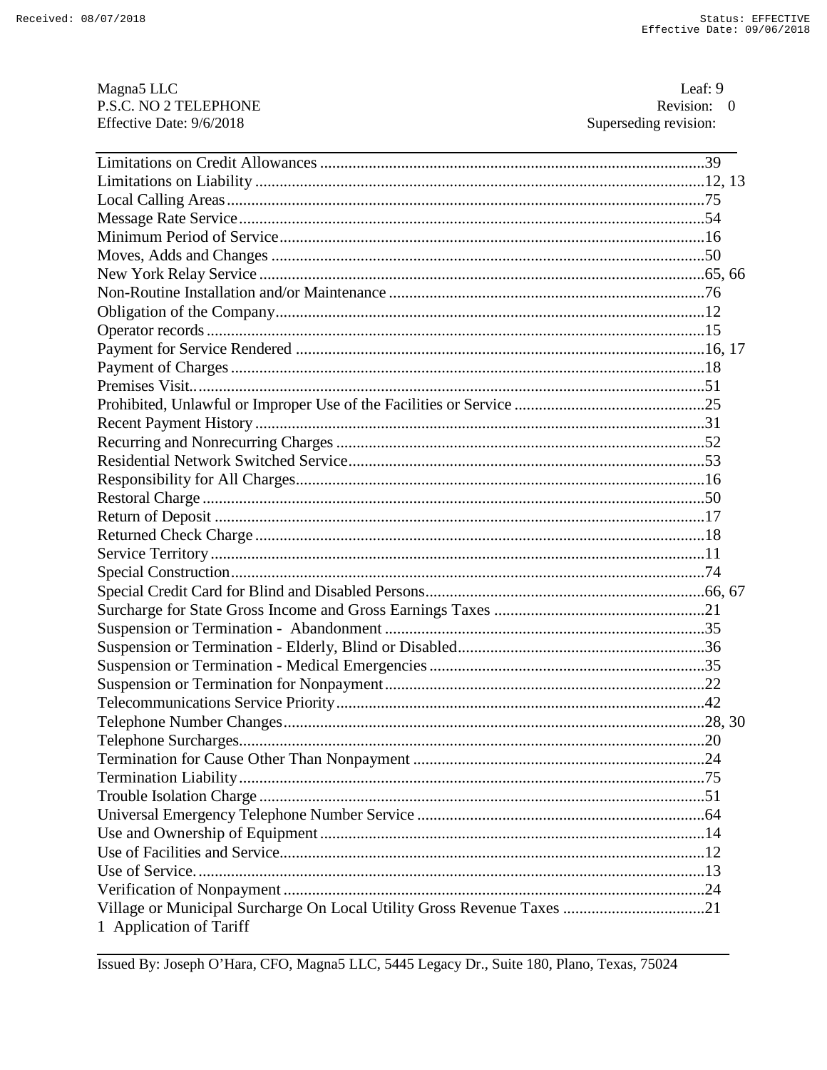| | |
|---|---|
| Limitations on Credit Allowances | 39 |
| Limitations on Liability | 12, 13 |
| Local Calling Areas | 75 |
| Message Rate Service | 54 |
| Minimum Period of Service | 16 |
| Moves, Adds and Changes | 50 |
| New York Relay Service | 65, 66 |
| Non-Routine Installation and/or Maintenance | 76 |
| Obligation of the Company | 12 |
| Operator records | 15 |
| Payment for Service Rendered | 16, 17 |
| Payment of Charges | 18 |
| Premises Visit. | 51 |
| Prohibited, Unlawful or Improper Use of the Facilities or Service | 25 |
| Recent Payment History | 31 |
| Recurring and Nonrecurring Charges | 52 |
| Residential Network Switched Service | 53 |
| Responsibility for All Charges | 16 |
| Restoral Charge | 50 |
| Return of Deposit | 17 |
| Returned Check Charge | 18 |
| Service Territory | 11 |
| Special Construction | 74 |
| Special Credit Card for Blind and Disabled Persons | 66, 67 |
| Surcharge for State Gross Income and Gross Earnings Taxes | 21 |
| Suspension or Termination - Abandonment | 35 |
| Suspension or Termination - Elderly, Blind or Disabled | 36 |
| Suspension or Termination - Medical Emergencies | 35 |
| Suspension or Termination for Nonpayment | 22 |
| Telecommunications Service Priority | 42 |
| Telephone Number Changes | 28, 30 |
| Telephone Surcharges | 20 |
| Termination for Cause Other Than Nonpayment | 24 |
| Termination Liability | 75 |
| Trouble Isolation Charge | 51 |
| Universal Emergency Telephone Number Service | 64 |
| Use and Ownership of Equipment | 14 |
| Use of Facilities and Service | 12 |
| Use of Service. | 13 |
| Verification of Nonpayment | 24 |
| Village or Municipal Surcharge On Local Utility Gross Revenue Taxes | 21 |

1 Application of Tariff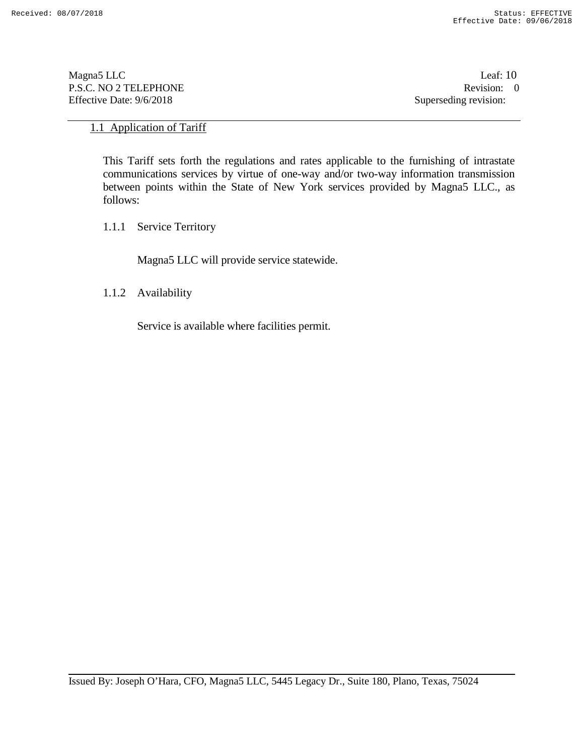## 1.1 Application of Tariff

This Tariff sets forth the regulations and rates applicable to the furnishing of intrastate communications services by virtue of one-way and/or two-way information transmission between points within the State of New York services provided by Magna5 LLC., as follows:

### 1.1.1 Service Territory

Magna5 LLC will provide service statewide.

### 1.1.2 Availability

Service is available where facilities permit.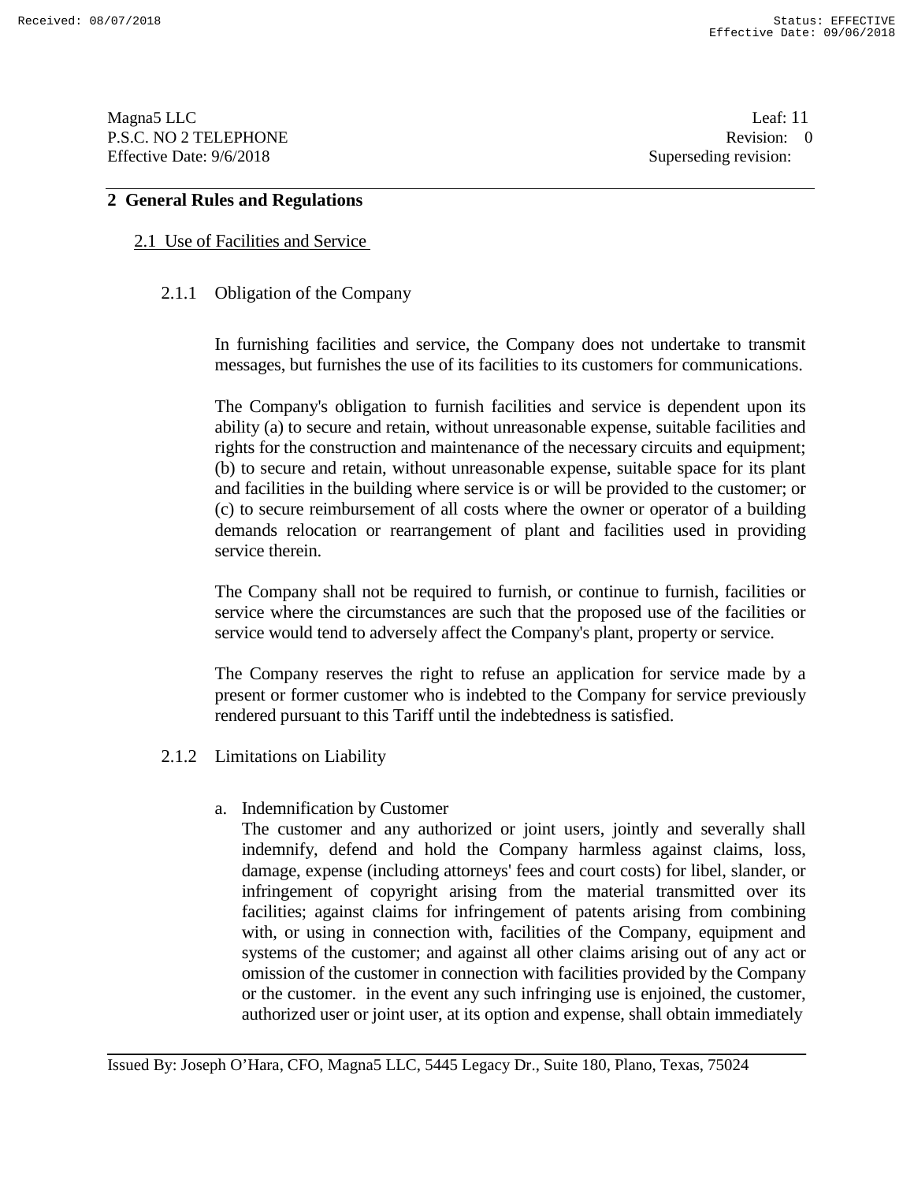## 2 General Rules and Regulations

### 2.1 Use of Facilities and Service

#### 2.1.1 Obligation of the Company

In furnishing facilities and service, the Company does not undertake to transmit messages, but furnishes the use of its facilities to its customers for communications.

The Company's obligation to furnish facilities and service is dependent upon its ability (a) to secure and retain, without unreasonable expense, suitable facilities and rights for the construction and maintenance of the necessary circuits and equipment; (b) to secure and retain, without unreasonable expense, suitable space for its plant and facilities in the building where service is or will be provided to the customer; or (c) to secure reimbursement of all costs where the owner or operator of a building demands relocation or rearrangement of plant and facilities used in providing service therein.

The Company shall not be required to furnish, or continue to furnish, facilities or service where the circumstances are such that the proposed use of the facilities or service would tend to adversely affect the Company's plant, property or service.

The Company reserves the right to refuse an application for service made by a present or former customer who is indebted to the Company for service previously rendered pursuant to this Tariff until the indebtedness is satisfied.

#### 2.1.2 Limitations on Liability

a. Indemnification by Customer
The customer and any authorized or joint users, jointly and severally shall indemnify, defend and hold the Company harmless against claims, loss, damage, expense (including attorneys' fees and court costs) for libel, slander, or infringement of copyright arising from the material transmitted over its facilities; against claims for infringement of patents arising from combining with, or using in connection with, facilities of the Company, equipment and systems of the customer; and against all other claims arising out of any act or omission of the customer in connection with facilities provided by the Company or the customer. in the event any such infringing use is enjoined, the customer, authorized user or joint user, at its option and expense, shall obtain immediately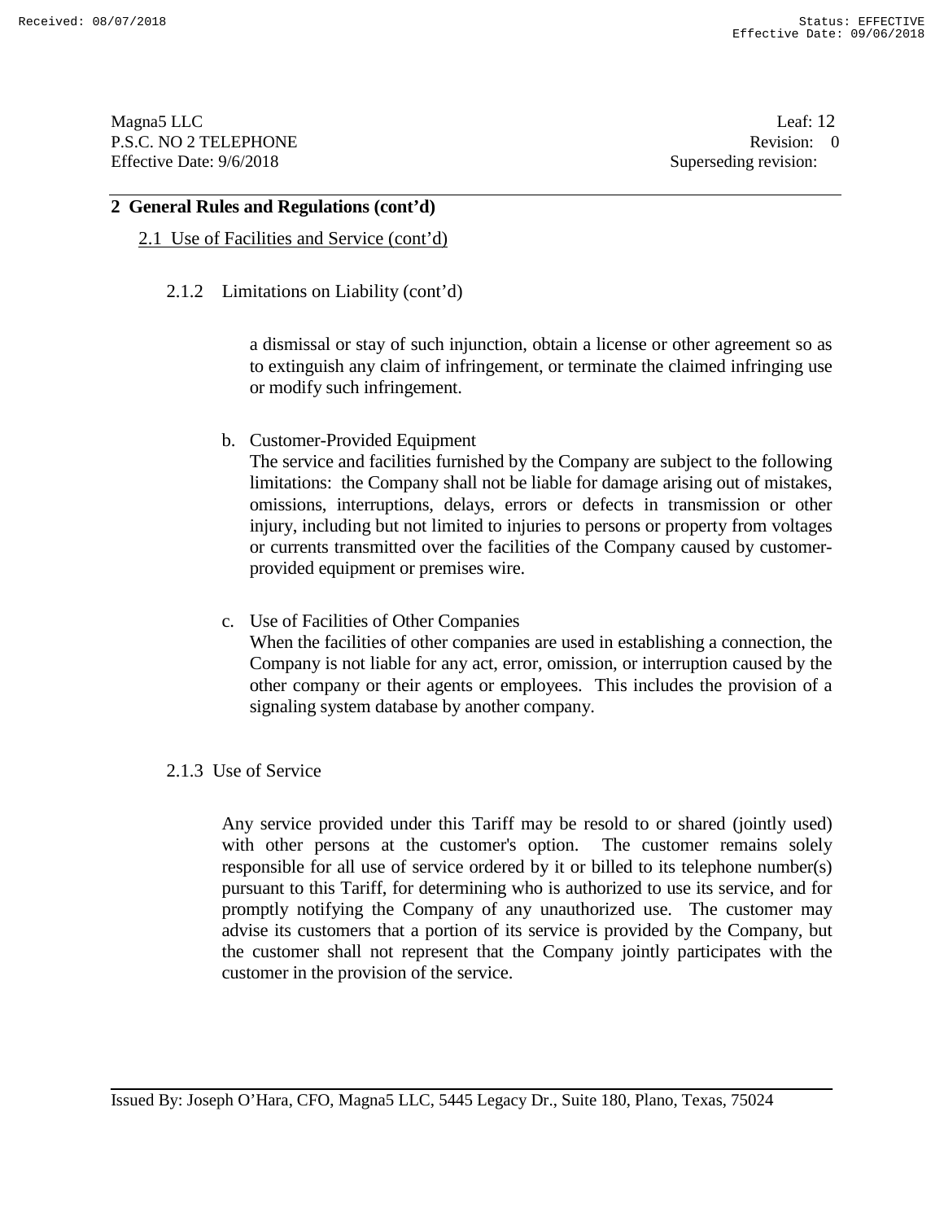## 2 General Rules and Regulations (cont'd)

2.1 Use of Facilities and Service (cont'd)

2.1.2 Limitations on Liability (cont'd)

a dismissal or stay of such injunction, obtain a license or other agreement so as to extinguish any claim of infringement, or terminate the claimed infringing use or modify such infringement.

b. Customer-Provided Equipment
The service and facilities furnished by the Company are subject to the following limitations: the Company shall not be liable for damage arising out of mistakes, omissions, interruptions, delays, errors or defects in transmission or other injury, including but not limited to injuries to persons or property from voltages or currents transmitted over the facilities of the Company caused by customer-provided equipment or premises wire.

c. Use of Facilities of Other Companies
When the facilities of other companies are used in establishing a connection, the Company is not liable for any act, error, omission, or interruption caused by the other company or their agents or employees. This includes the provision of a signaling system database by another company.

2.1.3 Use of Service

Any service provided under this Tariff may be resold to or shared (jointly used) with other persons at the customer's option. The customer remains solely responsible for all use of service ordered by it or billed to its telephone number(s) pursuant to this Tariff, for determining who is authorized to use its service, and for promptly notifying the Company of any unauthorized use. The customer may advise its customers that a portion of its service is provided by the Company, but the customer shall not represent that the Company jointly participates with the customer in the provision of the service.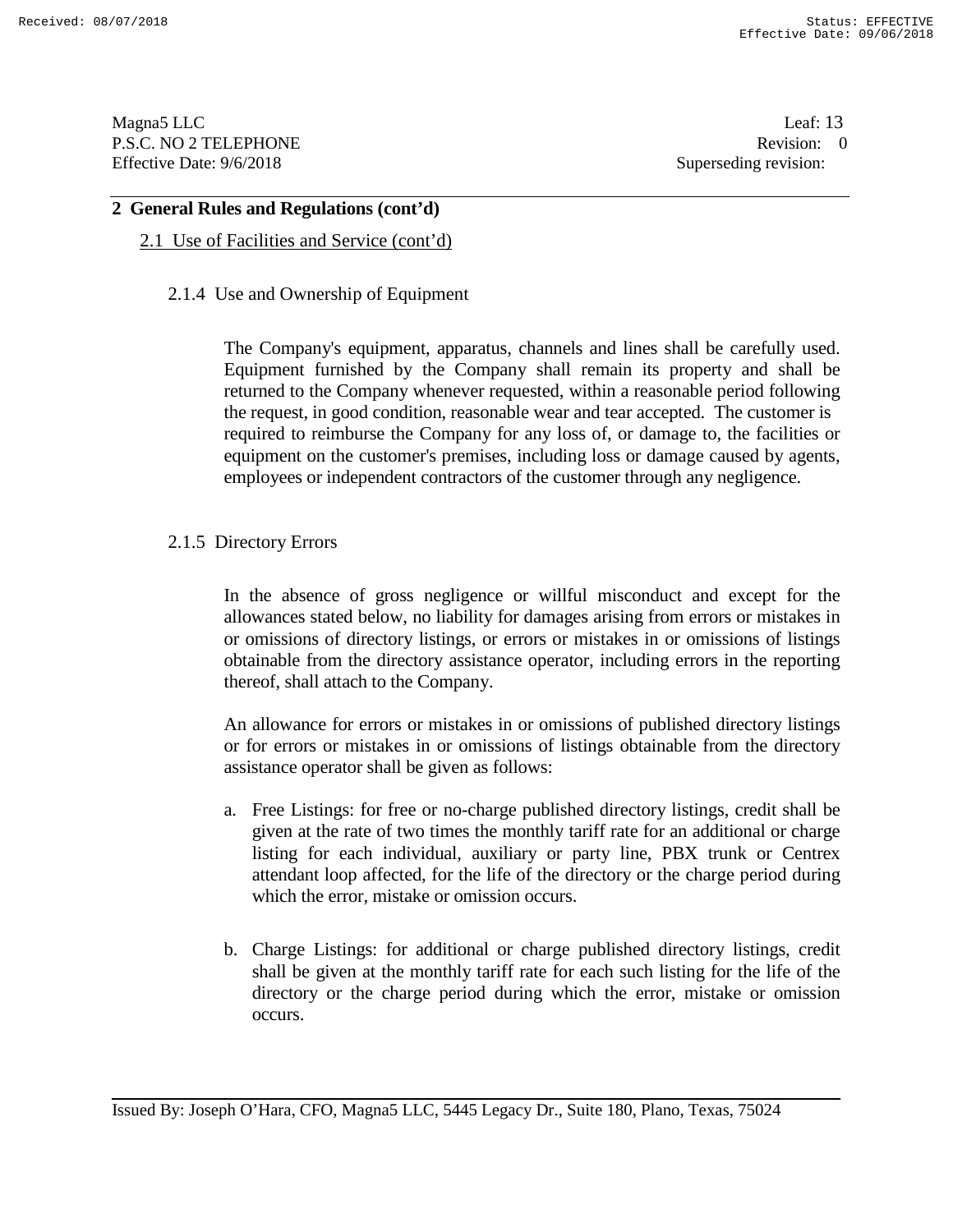## 2 General Rules and Regulations (cont'd)

### 2.1 Use of Facilities and Service (cont'd)

#### 2.1.4 Use and Ownership of Equipment

The Company's equipment, apparatus, channels and lines shall be carefully used. Equipment furnished by the Company shall remain its property and shall be returned to the Company whenever requested, within a reasonable period following the request, in good condition, reasonable wear and tear accepted. The customer is required to reimburse the Company for any loss of, or damage to, the facilities or equipment on the customer's premises, including loss or damage caused by agents, employees or independent contractors of the customer through any negligence.

#### 2.1.5 Directory Errors

In the absence of gross negligence or willful misconduct and except for the allowances stated below, no liability for damages arising from errors or mistakes in or omissions of directory listings, or errors or mistakes in or omissions of listings obtainable from the directory assistance operator, including errors in the reporting thereof, shall attach to the Company.

An allowance for errors or mistakes in or omissions of published directory listings or for errors or mistakes in or omissions of listings obtainable from the directory assistance operator shall be given as follows:

a. Free Listings: for free or no-charge published directory listings, credit shall be given at the rate of two times the monthly tariff rate for an additional or charge listing for each individual, auxiliary or party line, PBX trunk or Centrex attendant loop affected, for the life of the directory or the charge period during which the error, mistake or omission occurs.

b. Charge Listings: for additional or charge published directory listings, credit shall be given at the monthly tariff rate for each such listing for the life of the directory or the charge period during which the error, mistake or omission occurs.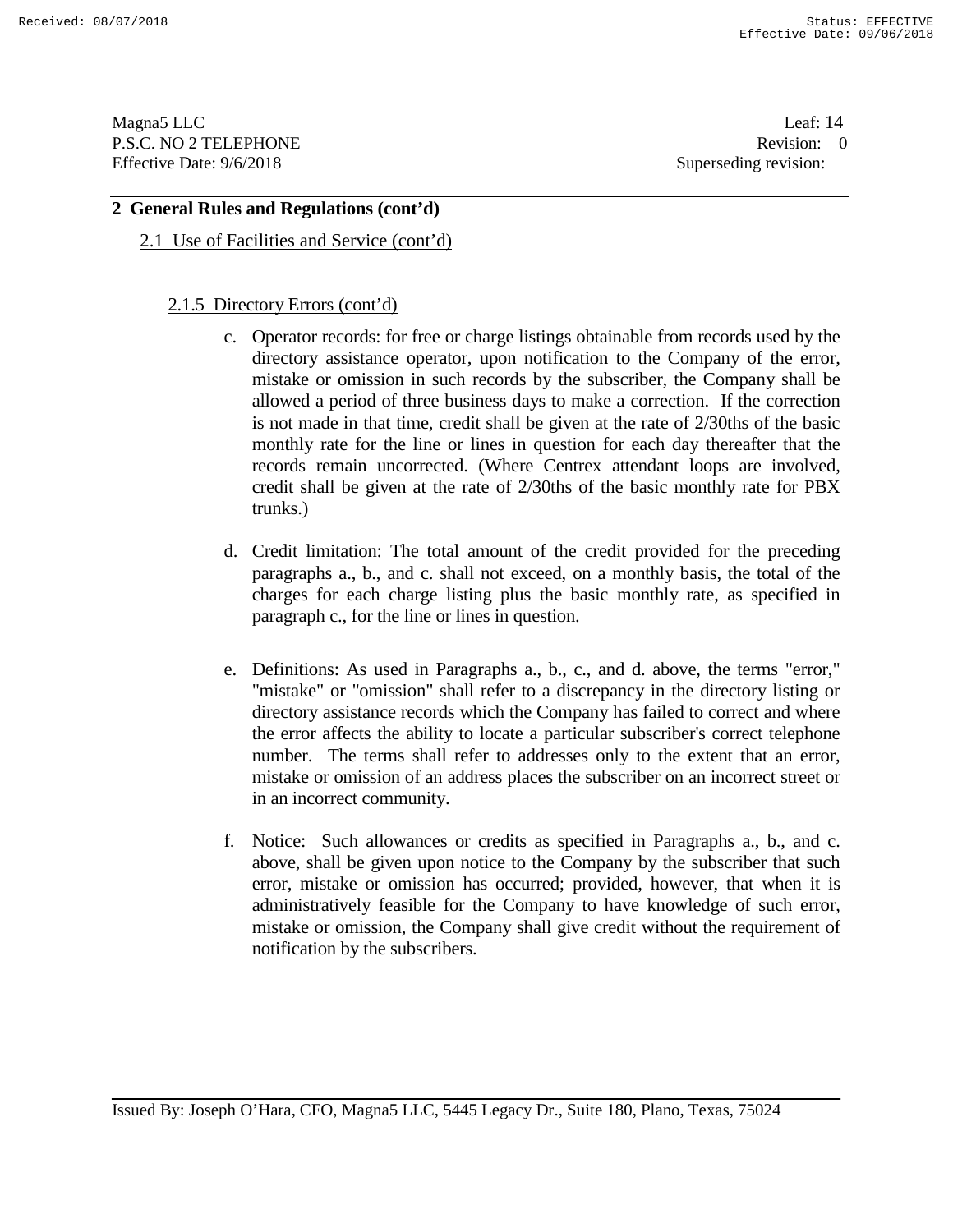## 2 General Rules and Regulations (cont'd)

### 2.1 Use of Facilities and Service (cont'd)

#### 2.1.5 Directory Errors (cont'd)

c. Operator records: for free or charge listings obtainable from records used by the directory assistance operator, upon notification to the Company of the error, mistake or omission in such records by the subscriber, the Company shall be allowed a period of three business days to make a correction. If the correction is not made in that time, credit shall be given at the rate of 2/30ths of the basic monthly rate for the line or lines in question for each day thereafter that the records remain uncorrected. (Where Centrex attendant loops are involved, credit shall be given at the rate of 2/30ths of the basic monthly rate for PBX trunks.)

d. Credit limitation: The total amount of the credit provided for the preceding paragraphs a., b., and c. shall not exceed, on a monthly basis, the total of the charges for each charge listing plus the basic monthly rate, as specified in paragraph c., for the line or lines in question.

e. Definitions: As used in Paragraphs a., b., c., and d. above, the terms "error," "mistake" or "omission" shall refer to a discrepancy in the directory listing or directory assistance records which the Company has failed to correct and where the error affects the ability to locate a particular subscriber's correct telephone number. The terms shall refer to addresses only to the extent that an error, mistake or omission of an address places the subscriber on an incorrect street or in an incorrect community.

f. Notice: Such allowances or credits as specified in Paragraphs a., b., and c. above, shall be given upon notice to the Company by the subscriber that such error, mistake or omission has occurred; provided, however, that when it is administratively feasible for the Company to have knowledge of such error, mistake or omission, the Company shall give credit without the requirement of notification by the subscribers.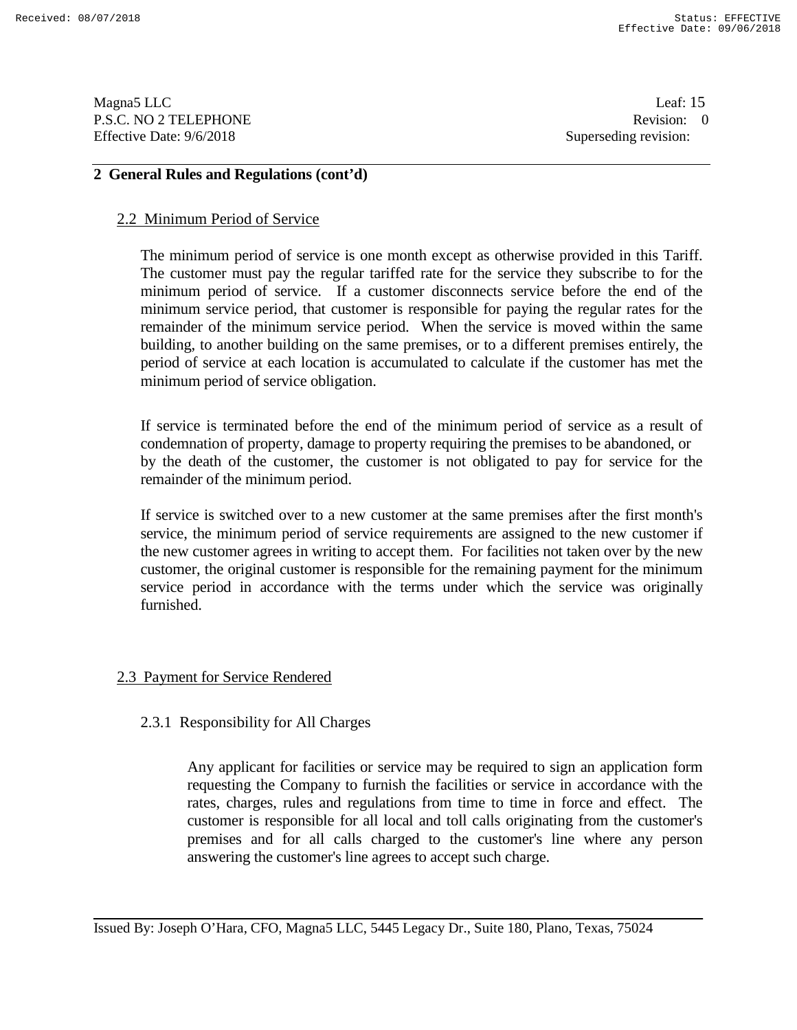## 2 General Rules and Regulations (cont'd)

### 2.2 Minimum Period of Service

The minimum period of service is one month except as otherwise provided in this Tariff. The customer must pay the regular tariffed rate for the service they subscribe to for the minimum period of service. If a customer disconnects service before the end of the minimum service period, that customer is responsible for paying the regular rates for the remainder of the minimum service period. When the service is moved within the same building, to another building on the same premises, or to a different premises entirely, the period of service at each location is accumulated to calculate if the customer has met the minimum period of service obligation.

If service is terminated before the end of the minimum period of service as a result of condemnation of property, damage to property requiring the premises to be abandoned, or by the death of the customer, the customer is not obligated to pay for service for the remainder of the minimum period.

If service is switched over to a new customer at the same premises after the first month's service, the minimum period of service requirements are assigned to the new customer if the new customer agrees in writing to accept them. For facilities not taken over by the new customer, the original customer is responsible for the remaining payment for the minimum service period in accordance with the terms under which the service was originally furnished.

### 2.3 Payment for Service Rendered

#### 2.3.1 Responsibility for All Charges

Any applicant for facilities or service may be required to sign an application form requesting the Company to furnish the facilities or service in accordance with the rates, charges, rules and regulations from time to time in force and effect. The customer is responsible for all local and toll calls originating from the customer's premises and for all calls charged to the customer's line where any person answering the customer's line agrees to accept such charge.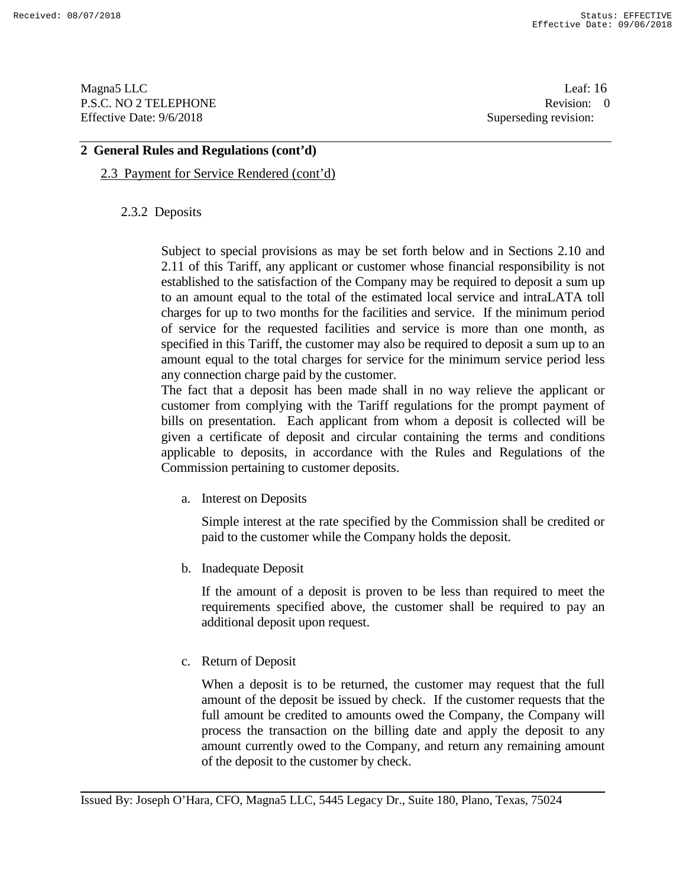## 2 General Rules and Regulations (cont'd)

### 2.3 Payment for Service Rendered (cont'd)

#### 2.3.2 Deposits

Subject to special provisions as may be set forth below and in Sections 2.10 and 2.11 of this Tariff, any applicant or customer whose financial responsibility is not established to the satisfaction of the Company may be required to deposit a sum up to an amount equal to the total of the estimated local service and intraLATA toll charges for up to two months for the facilities and service. If the minimum period of service for the requested facilities and service is more than one month, as specified in this Tariff, the customer may also be required to deposit a sum up to an amount equal to the total charges for service for the minimum service period less any connection charge paid by the customer.

The fact that a deposit has been made shall in no way relieve the applicant or customer from complying with the Tariff regulations for the prompt payment of bills on presentation. Each applicant from whom a deposit is collected will be given a certificate of deposit and circular containing the terms and conditions applicable to deposits, in accordance with the Rules and Regulations of the Commission pertaining to customer deposits.

a. Interest on Deposits

Simple interest at the rate specified by the Commission shall be credited or paid to the customer while the Company holds the deposit.

b. Inadequate Deposit

If the amount of a deposit is proven to be less than required to meet the requirements specified above, the customer shall be required to pay an additional deposit upon request.

c. Return of Deposit

When a deposit is to be returned, the customer may request that the full amount of the deposit be issued by check. If the customer requests that the full amount be credited to amounts owed the Company, the Company will process the transaction on the billing date and apply the deposit to any amount currently owed to the Company, and return any remaining amount of the deposit to the customer by check.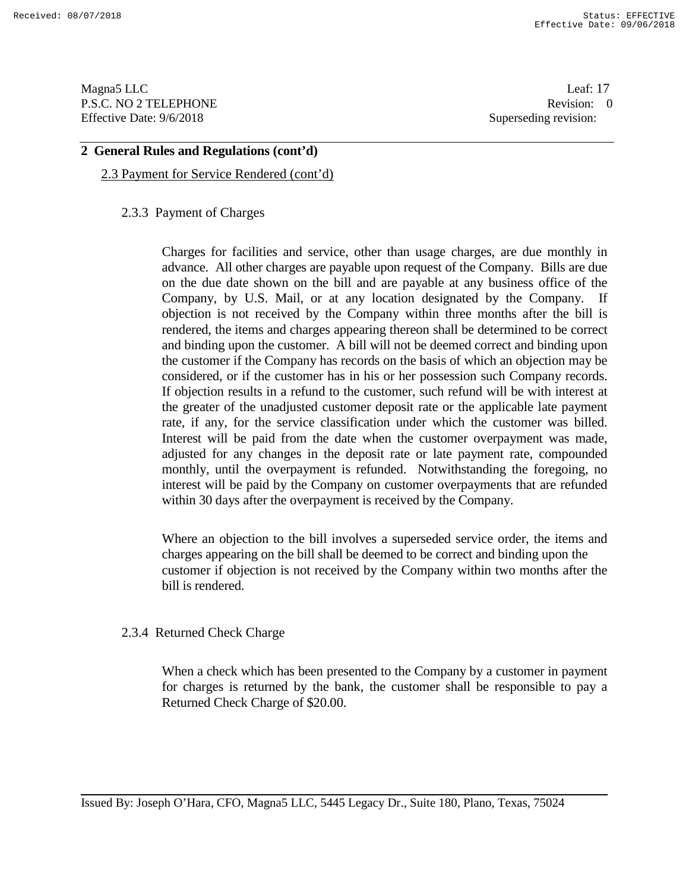## 2 General Rules and Regulations (cont'd)

2.3 Payment for Service Rendered (cont'd)

### 2.3.3 Payment of Charges

Charges for facilities and service, other than usage charges, are due monthly in advance. All other charges are payable upon request of the Company. Bills are due on the due date shown on the bill and are payable at any business office of the Company, by U.S. Mail, or at any location designated by the Company. If objection is not received by the Company within three months after the bill is rendered, the items and charges appearing thereon shall be determined to be correct and binding upon the customer. A bill will not be deemed correct and binding upon the customer if the Company has records on the basis of which an objection may be considered, or if the customer has in his or her possession such Company records. If objection results in a refund to the customer, such refund will be with interest at the greater of the unadjusted customer deposit rate or the applicable late payment rate, if any, for the service classification under which the customer was billed. Interest will be paid from the date when the customer overpayment was made, adjusted for any changes in the deposit rate or late payment rate, compounded monthly, until the overpayment is refunded. Notwithstanding the foregoing, no interest will be paid by the Company on customer overpayments that are refunded within 30 days after the overpayment is received by the Company.

Where an objection to the bill involves a superseded service order, the items and charges appearing on the bill shall be deemed to be correct and binding upon the customer if objection is not received by the Company within two months after the bill is rendered.

### 2.3.4 Returned Check Charge

When a check which has been presented to the Company by a customer in payment for charges is returned by the bank, the customer shall be responsible to pay a Returned Check Charge of $20.00.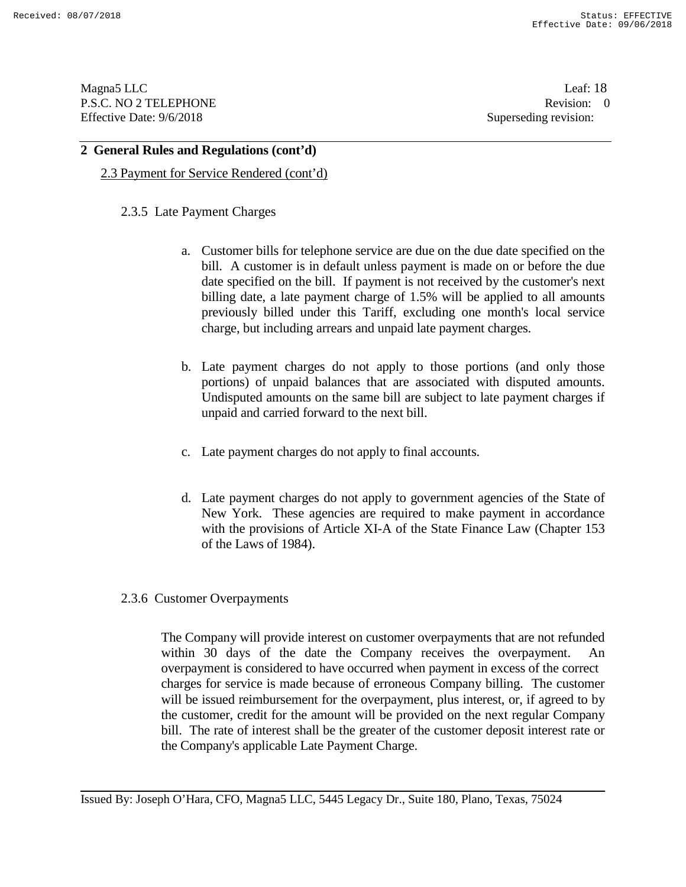## 2 General Rules and Regulations (cont'd)

2.3 Payment for Service Rendered (cont'd)

### 2.3.5 Late Payment Charges

a. Customer bills for telephone service are due on the due date specified on the bill. A customer is in default unless payment is made on or before the due date specified on the bill. If payment is not received by the customer's next billing date, a late payment charge of 1.5% will be applied to all amounts previously billed under this Tariff, excluding one month's local service charge, but including arrears and unpaid late payment charges.

b. Late payment charges do not apply to those portions (and only those portions) of unpaid balances that are associated with disputed amounts. Undisputed amounts on the same bill are subject to late payment charges if unpaid and carried forward to the next bill.

c. Late payment charges do not apply to final accounts.

d. Late payment charges do not apply to government agencies of the State of New York. These agencies are required to make payment in accordance with the provisions of Article XI-A of the State Finance Law (Chapter 153 of the Laws of 1984).

### 2.3.6 Customer Overpayments

The Company will provide interest on customer overpayments that are not refunded within 30 days of the date the Company receives the overpayment. An overpayment is considered to have occurred when payment in excess of the correct charges for service is made because of erroneous Company billing. The customer will be issued reimbursement for the overpayment, plus interest, or, if agreed to by the customer, credit for the amount will be provided on the next regular Company bill. The rate of interest shall be the greater of the customer deposit interest rate or the Company's applicable Late Payment Charge.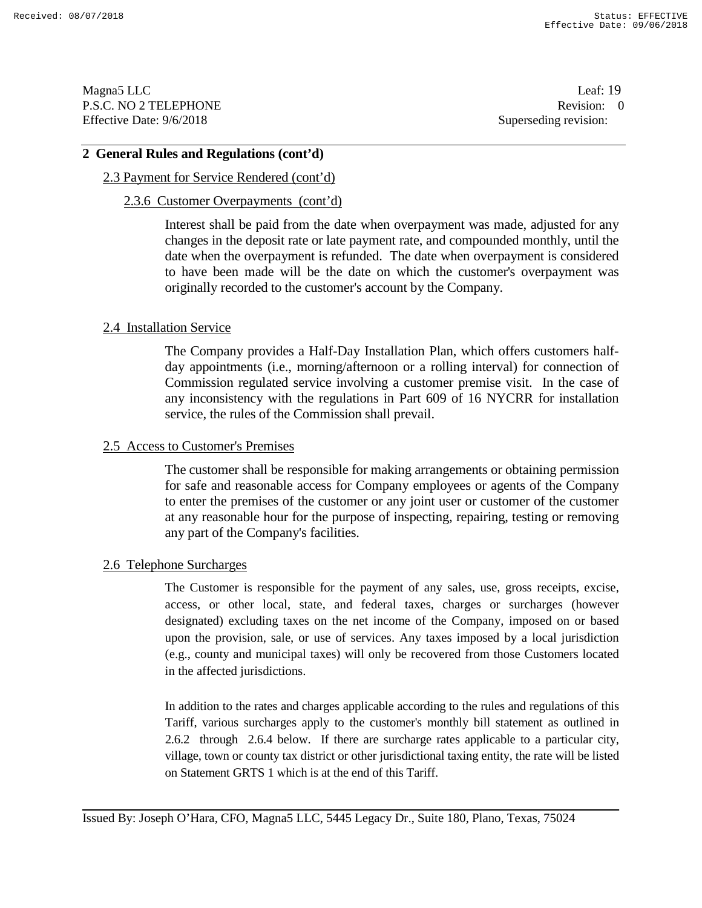## 2 General Rules and Regulations (cont'd)

### 2.3 Payment for Service Rendered (cont'd)

#### 2.3.6 Customer Overpayments (cont'd)

Interest shall be paid from the date when overpayment was made, adjusted for any changes in the deposit rate or late payment rate, and compounded monthly, until the date when the overpayment is refunded. The date when overpayment is considered to have been made will be the date on which the customer's overpayment was originally recorded to the customer's account by the Company.

### 2.4 Installation Service

The Company provides a Half-Day Installation Plan, which offers customers half-day appointments (i.e., morning/afternoon or a rolling interval) for connection of Commission regulated service involving a customer premise visit. In the case of any inconsistency with the regulations in Part 609 of 16 NYCRR for installation service, the rules of the Commission shall prevail.

### 2.5 Access to Customer's Premises

The customer shall be responsible for making arrangements or obtaining permission for safe and reasonable access for Company employees or agents of the Company to enter the premises of the customer or any joint user or customer of the customer at any reasonable hour for the purpose of inspecting, repairing, testing or removing any part of the Company's facilities.

### 2.6 Telephone Surcharges

The Customer is responsible for the payment of any sales, use, gross receipts, excise, access, or other local, state, and federal taxes, charges or surcharges (however designated) excluding taxes on the net income of the Company, imposed on or based upon the provision, sale, or use of services. Any taxes imposed by a local jurisdiction (e.g., county and municipal taxes) will only be recovered from those Customers located in the affected jurisdictions.

In addition to the rates and charges applicable according to the rules and regulations of this Tariff, various surcharges apply to the customer's monthly bill statement as outlined in 2.6.2 through 2.6.4 below. If there are surcharge rates applicable to a particular city, village, town or county tax district or other jurisdictional taxing entity, the rate will be listed on Statement GRTS 1 which is at the end of this Tariff.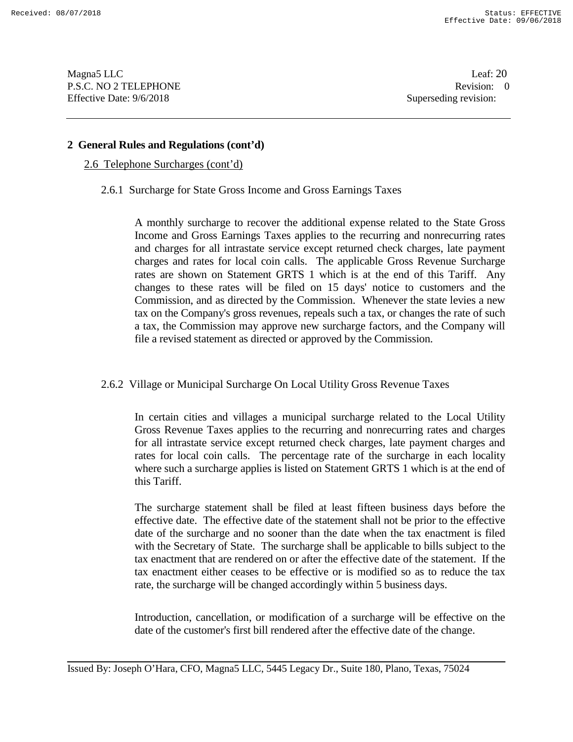## 2 General Rules and Regulations (cont'd)

2.6 Telephone Surcharges (cont'd)

2.6.1 Surcharge for State Gross Income and Gross Earnings Taxes

A monthly surcharge to recover the additional expense related to the State Gross Income and Gross Earnings Taxes applies to the recurring and nonrecurring rates and charges for all intrastate service except returned check charges, late payment charges and rates for local coin calls. The applicable Gross Revenue Surcharge rates are shown on Statement GRTS 1 which is at the end of this Tariff. Any changes to these rates will be filed on 15 days' notice to customers and the Commission, and as directed by the Commission. Whenever the state levies a new tax on the Company's gross revenues, repeals such a tax, or changes the rate of such a tax, the Commission may approve new surcharge factors, and the Company will file a revised statement as directed or approved by the Commission.

2.6.2 Village or Municipal Surcharge On Local Utility Gross Revenue Taxes

In certain cities and villages a municipal surcharge related to the Local Utility Gross Revenue Taxes applies to the recurring and nonrecurring rates and charges for all intrastate service except returned check charges, late payment charges and rates for local coin calls. The percentage rate of the surcharge in each locality where such a surcharge applies is listed on Statement GRTS 1 which is at the end of this Tariff.

The surcharge statement shall be filed at least fifteen business days before the effective date. The effective date of the statement shall not be prior to the effective date of the surcharge and no sooner than the date when the tax enactment is filed with the Secretary of State. The surcharge shall be applicable to bills subject to the tax enactment that are rendered on or after the effective date of the statement. If the tax enactment either ceases to be effective or is modified so as to reduce the tax rate, the surcharge will be changed accordingly within 5 business days.

Introduction, cancellation, or modification of a surcharge will be effective on the date of the customer's first bill rendered after the effective date of the change.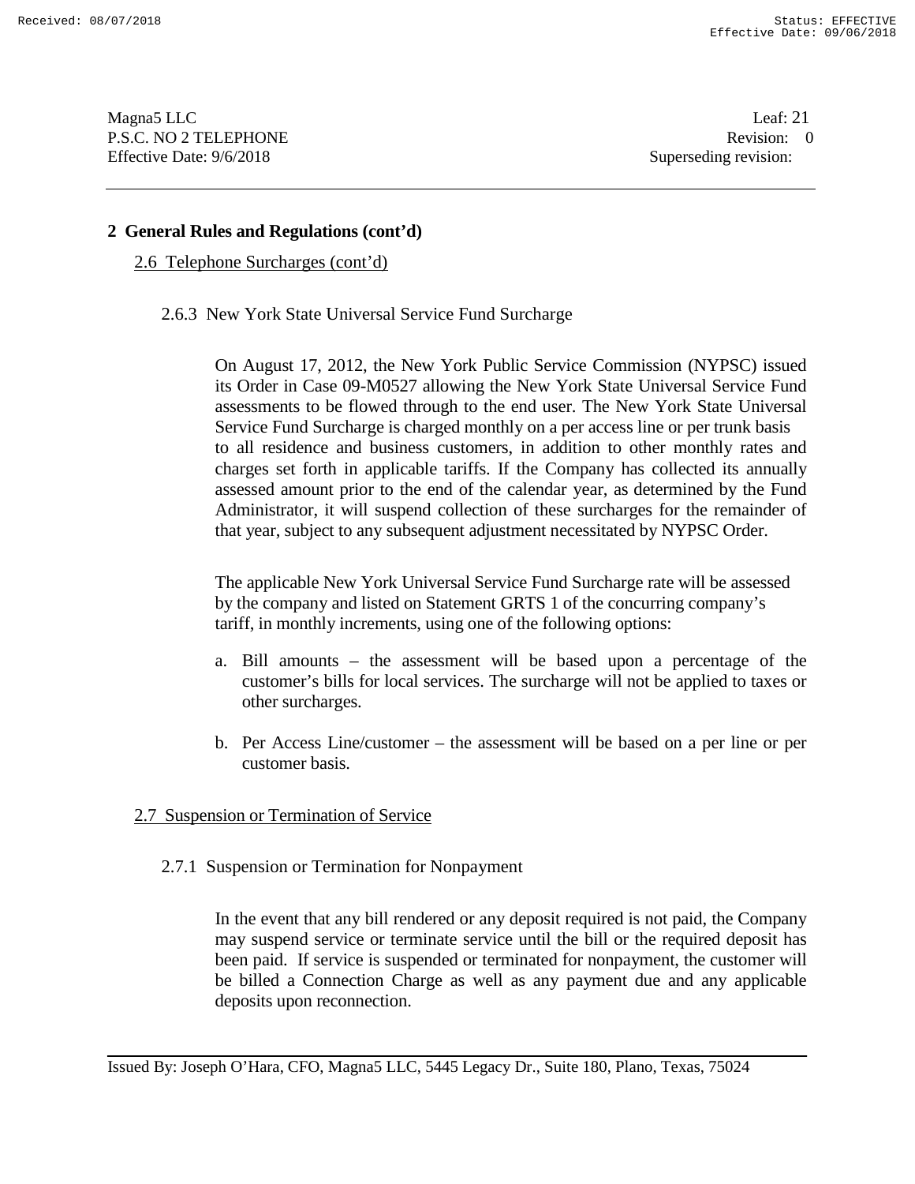## 2 General Rules and Regulations (cont'd)

### 2.6 Telephone Surcharges (cont'd)

#### 2.6.3 New York State Universal Service Fund Surcharge

On August 17, 2012, the New York Public Service Commission (NYPSC) issued its Order in Case 09-M0527 allowing the New York State Universal Service Fund assessments to be flowed through to the end user. The New York State Universal Service Fund Surcharge is charged monthly on a per access line or per trunk basis to all residence and business customers, in addition to other monthly rates and charges set forth in applicable tariffs. If the Company has collected its annually assessed amount prior to the end of the calendar year, as determined by the Fund Administrator, it will suspend collection of these surcharges for the remainder of that year, subject to any subsequent adjustment necessitated by NYPSC Order.

The applicable New York Universal Service Fund Surcharge rate will be assessed by the company and listed on Statement GRTS 1 of the concurring company's tariff, in monthly increments, using one of the following options:

a. Bill amounts – the assessment will be based upon a percentage of the customer's bills for local services. The surcharge will not be applied to taxes or other surcharges.

b. Per Access Line/customer – the assessment will be based on a per line or per customer basis.

### 2.7 Suspension or Termination of Service

#### 2.7.1 Suspension or Termination for Nonpayment

In the event that any bill rendered or any deposit required is not paid, the Company may suspend service or terminate service until the bill or the required deposit has been paid. If service is suspended or terminated for nonpayment, the customer will be billed a Connection Charge as well as any payment due and any applicable deposits upon reconnection.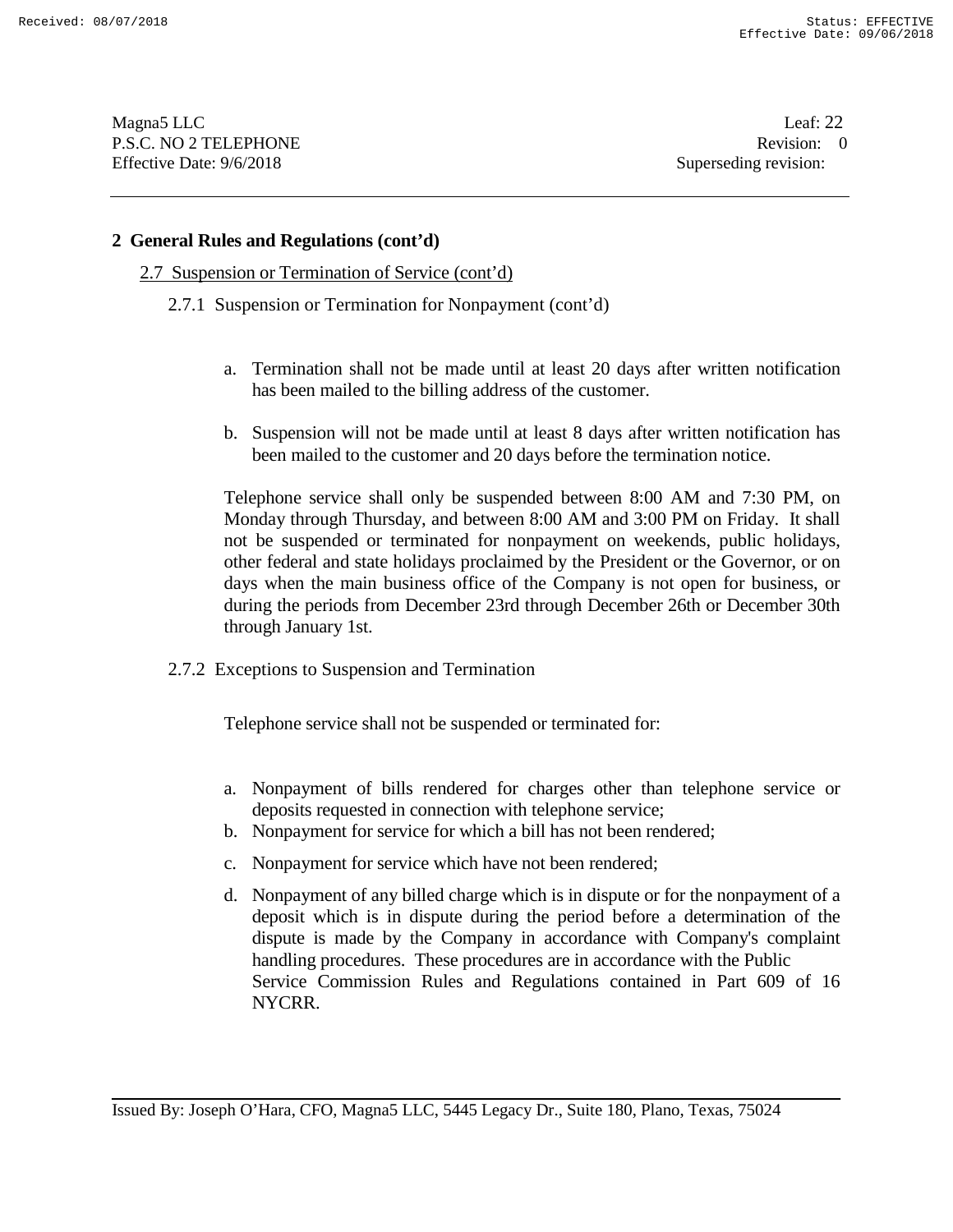## 2 General Rules and Regulations (cont'd)

2.7 Suspension or Termination of Service (cont'd)

2.7.1 Suspension or Termination for Nonpayment (cont'd)

a. Termination shall not be made until at least 20 days after written notification has been mailed to the billing address of the customer.

b. Suspension will not be made until at least 8 days after written notification has been mailed to the customer and 20 days before the termination notice.

Telephone service shall only be suspended between 8:00 AM and 7:30 PM, on Monday through Thursday, and between 8:00 AM and 3:00 PM on Friday. It shall not be suspended or terminated for nonpayment on weekends, public holidays, other federal and state holidays proclaimed by the President or the Governor, or on days when the main business office of the Company is not open for business, or during the periods from December 23rd through December 26th or December 30th through January 1st.

2.7.2 Exceptions to Suspension and Termination

Telephone service shall not be suspended or terminated for:

a. Nonpayment of bills rendered for charges other than telephone service or deposits requested in connection with telephone service;
b. Nonpayment for service for which a bill has not been rendered;
c. Nonpayment for service which have not been rendered;
d. Nonpayment of any billed charge which is in dispute or for the nonpayment of a deposit which is in dispute during the period before a determination of the dispute is made by the Company in accordance with Company's complaint handling procedures. These procedures are in accordance with the Public Service Commission Rules and Regulations contained in Part 609 of 16 NYCRR.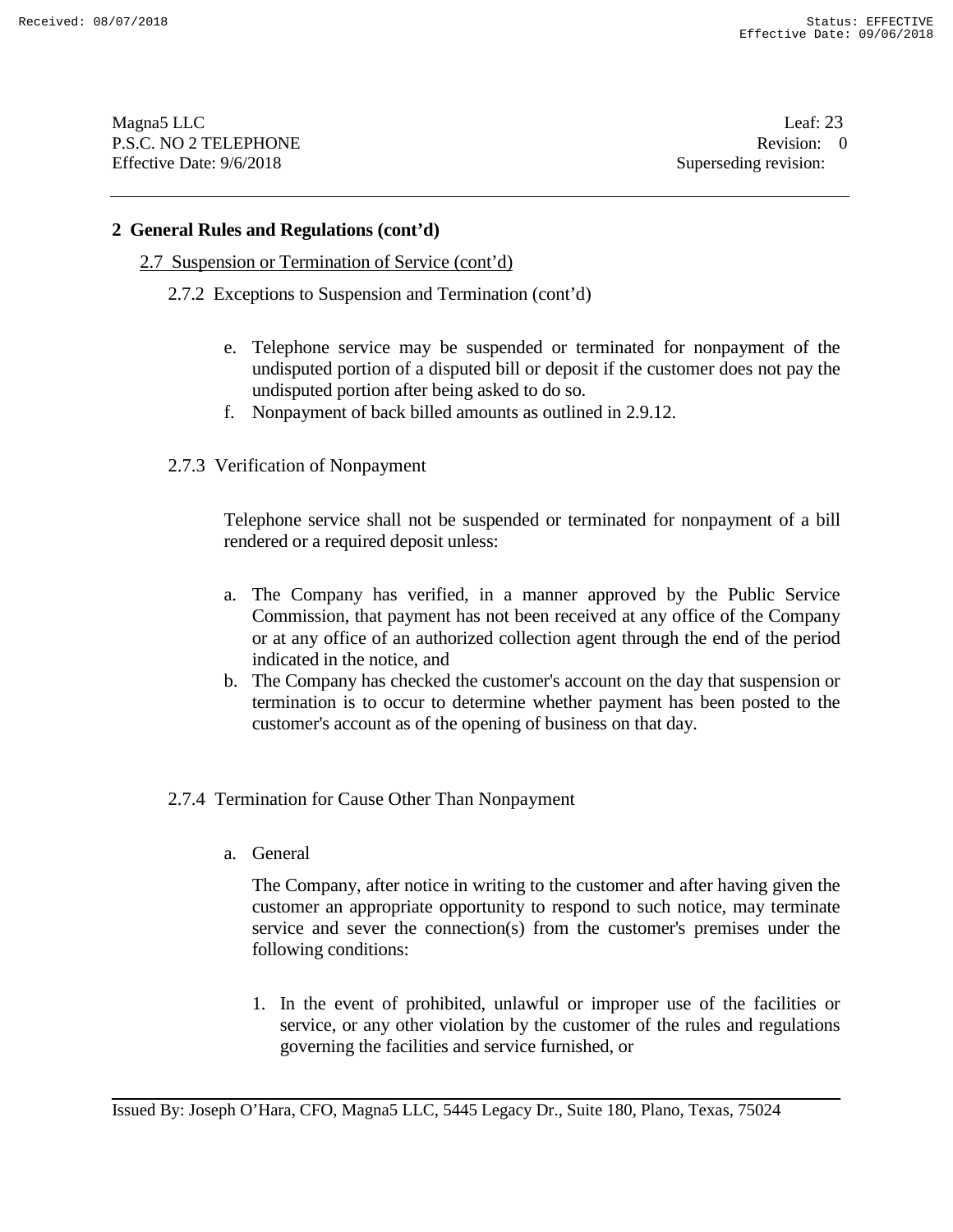## 2 General Rules and Regulations (cont'd)

2.7 Suspension or Termination of Service (cont'd)

2.7.2 Exceptions to Suspension and Termination (cont'd)

e. Telephone service may be suspended or terminated for nonpayment of the undisputed portion of a disputed bill or deposit if the customer does not pay the undisputed portion after being asked to do so.
f. Nonpayment of back billed amounts as outlined in 2.9.12.

2.7.3 Verification of Nonpayment

Telephone service shall not be suspended or terminated for nonpayment of a bill rendered or a required deposit unless:

a. The Company has verified, in a manner approved by the Public Service Commission, that payment has not been received at any office of the Company or at any office of an authorized collection agent through the end of the period indicated in the notice, and
b. The Company has checked the customer's account on the day that suspension or termination is to occur to determine whether payment has been posted to the customer's account as of the opening of business on that day.

2.7.4 Termination for Cause Other Than Nonpayment

a. General

The Company, after notice in writing to the customer and after having given the customer an appropriate opportunity to respond to such notice, may terminate service and sever the connection(s) from the customer's premises under the following conditions:

1. In the event of prohibited, unlawful or improper use of the facilities or service, or any other violation by the customer of the rules and regulations governing the facilities and service furnished, or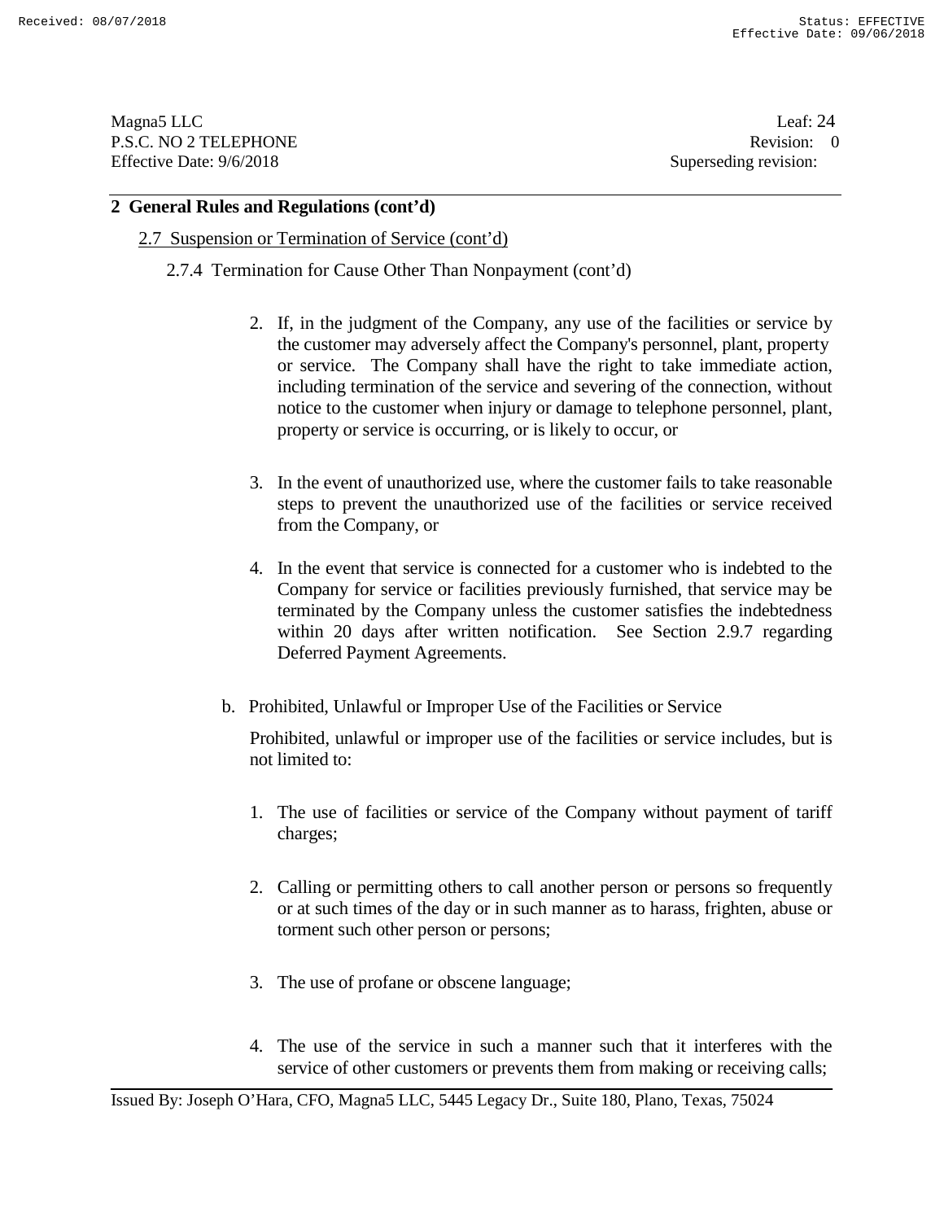## 2 General Rules and Regulations (cont'd)

2.7 Suspension or Termination of Service (cont'd)

2.7.4 Termination for Cause Other Than Nonpayment (cont'd)

2. If, in the judgment of the Company, any use of the facilities or service by the customer may adversely affect the Company's personnel, plant, property or service. The Company shall have the right to take immediate action, including termination of the service and severing of the connection, without notice to the customer when injury or damage to telephone personnel, plant, property or service is occurring, or is likely to occur, or

3. In the event of unauthorized use, where the customer fails to take reasonable steps to prevent the unauthorized use of the facilities or service received from the Company, or

4. In the event that service is connected for a customer who is indebted to the Company for service or facilities previously furnished, that service may be terminated by the Company unless the customer satisfies the indebtedness within 20 days after written notification. See Section 2.9.7 regarding Deferred Payment Agreements.

b. Prohibited, Unlawful or Improper Use of the Facilities or Service

Prohibited, unlawful or improper use of the facilities or service includes, but is not limited to:

1. The use of facilities or service of the Company without payment of tariff charges;

2. Calling or permitting others to call another person or persons so frequently or at such times of the day or in such manner as to harass, frighten, abuse or torment such other person or persons;

3. The use of profane or obscene language;

4. The use of the service in such a manner such that it interferes with the service of other customers or prevents them from making or receiving calls;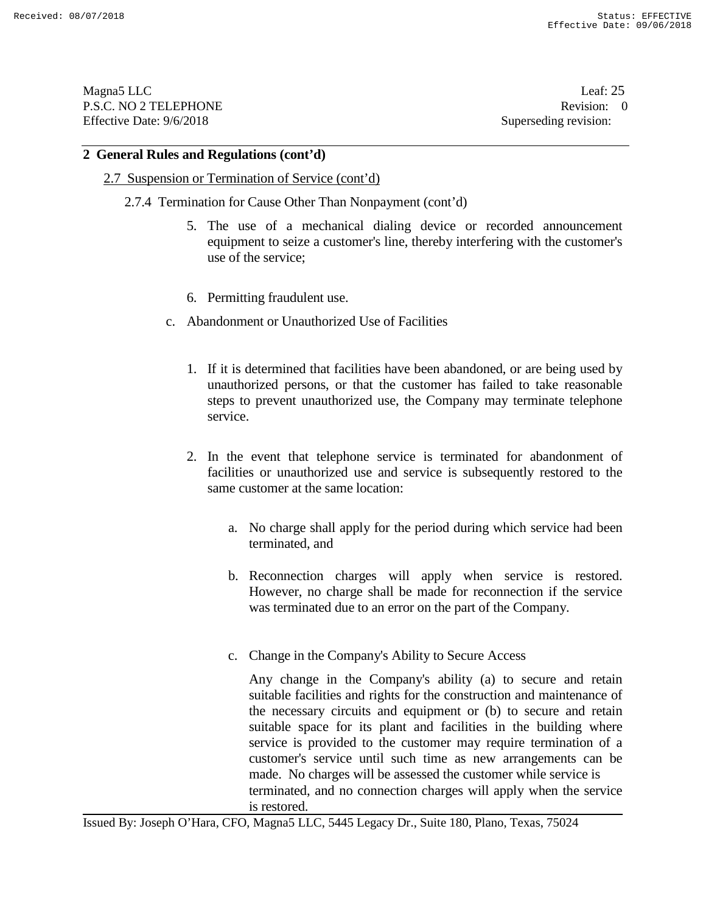## 2 General Rules and Regulations (cont'd)

2.7 Suspension or Termination of Service (cont'd)

2.7.4 Termination for Cause Other Than Nonpayment (cont'd)

5. The use of a mechanical dialing device or recorded announcement equipment to seize a customer's line, thereby interfering with the customer's use of the service;

6. Permitting fraudulent use.

c. Abandonment or Unauthorized Use of Facilities

1. If it is determined that facilities have been abandoned, or are being used by unauthorized persons, or that the customer has failed to take reasonable steps to prevent unauthorized use, the Company may terminate telephone service.

2. In the event that telephone service is terminated for abandonment of facilities or unauthorized use and service is subsequently restored to the same customer at the same location:

   a. No charge shall apply for the period during which service had been terminated, and

   b. Reconnection charges will apply when service is restored. However, no charge shall be made for reconnection if the service was terminated due to an error on the part of the Company.

   c. Change in the Company's Ability to Secure Access

   Any change in the Company's ability (a) to secure and retain suitable facilities and rights for the construction and maintenance of the necessary circuits and equipment or (b) to secure and retain suitable space for its plant and facilities in the building where service is provided to the customer may require termination of a customer's service until such time as new arrangements can be made. No charges will be assessed the customer while service is terminated, and no connection charges will apply when the service is restored.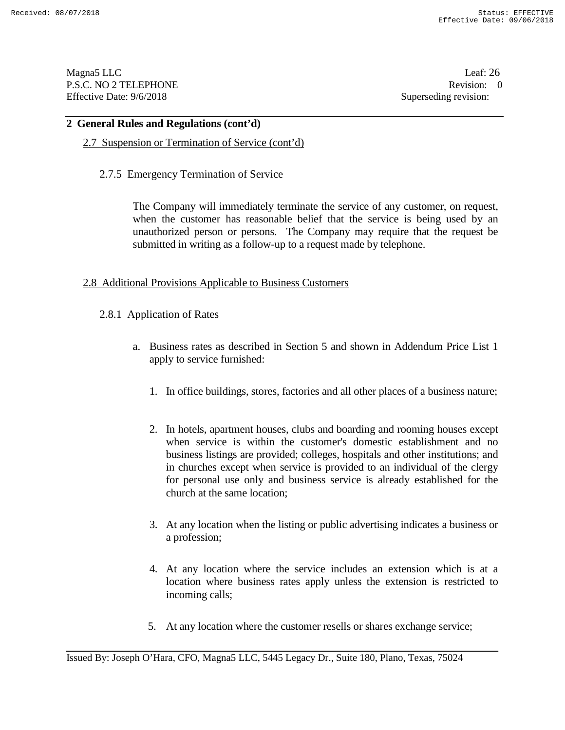## 2 General Rules and Regulations (cont'd)

2.7 Suspension or Termination of Service (cont'd)

2.7.5 Emergency Termination of Service

The Company will immediately terminate the service of any customer, on request, when the customer has reasonable belief that the service is being used by an unauthorized person or persons. The Company may require that the request be submitted in writing as a follow-up to a request made by telephone.

2.8 Additional Provisions Applicable to Business Customers

2.8.1 Application of Rates

a. Business rates as described in Section 5 and shown in Addendum Price List 1 apply to service furnished:

1. In office buildings, stores, factories and all other places of a business nature;

2. In hotels, apartment houses, clubs and boarding and rooming houses except when service is within the customer's domestic establishment and no business listings are provided; colleges, hospitals and other institutions; and in churches except when service is provided to an individual of the clergy for personal use only and business service is already established for the church at the same location;

3. At any location when the listing or public advertising indicates a business or a profession;

4. At any location where the service includes an extension which is at a location where business rates apply unless the extension is restricted to incoming calls;

5. At any location where the customer resells or shares exchange service;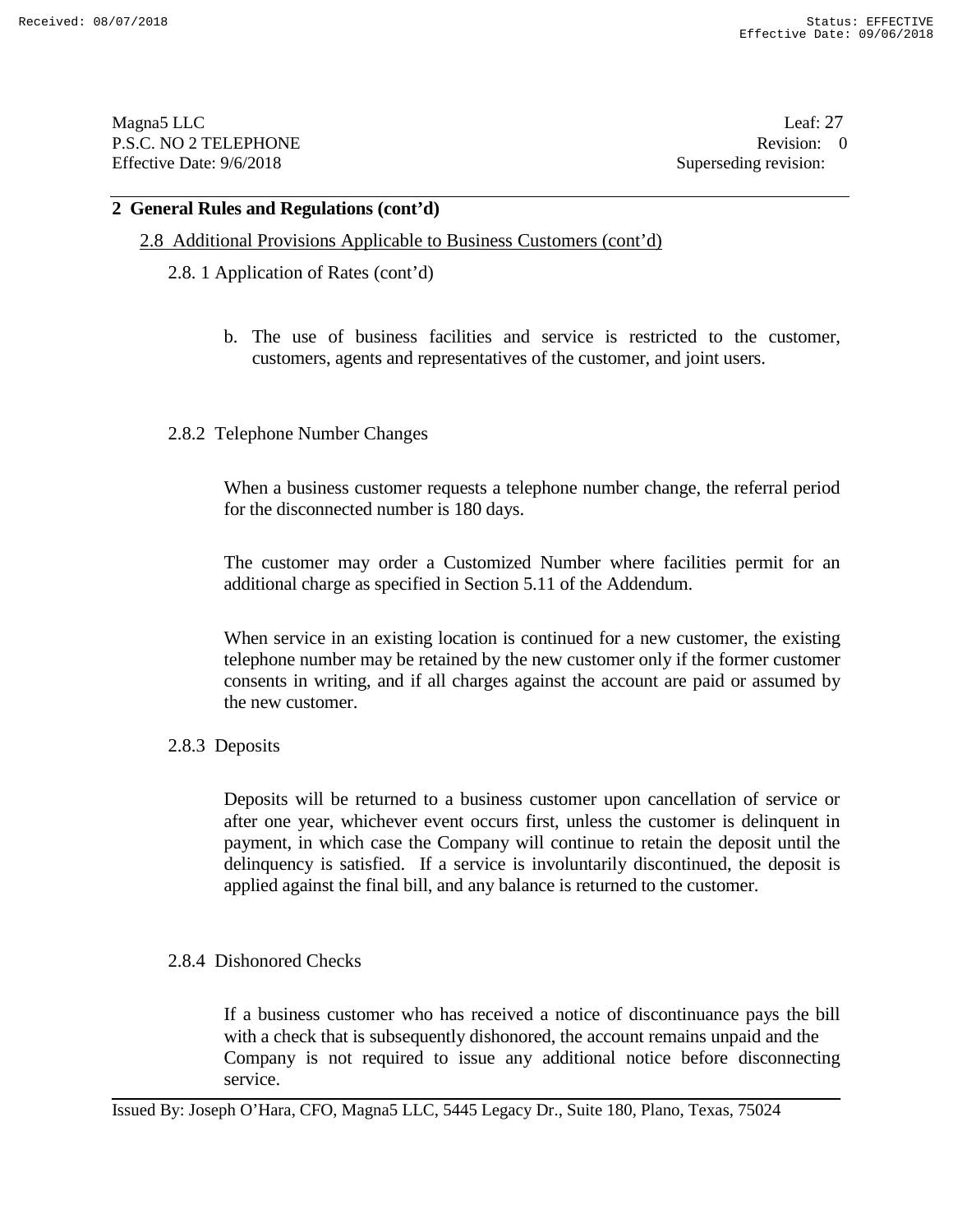## 2 General Rules and Regulations (cont'd)

### 2.8 Additional Provisions Applicable to Business Customers (cont'd)

#### 2.8. 1 Application of Rates (cont'd)

b. The use of business facilities and service is restricted to the customer, customers, agents and representatives of the customer, and joint users.

#### 2.8.2 Telephone Number Changes

When a business customer requests a telephone number change, the referral period for the disconnected number is 180 days.

The customer may order a Customized Number where facilities permit for an additional charge as specified in Section 5.11 of the Addendum.

When service in an existing location is continued for a new customer, the existing telephone number may be retained by the new customer only if the former customer consents in writing, and if all charges against the account are paid or assumed by the new customer.

#### 2.8.3 Deposits

Deposits will be returned to a business customer upon cancellation of service or after one year, whichever event occurs first, unless the customer is delinquent in payment, in which case the Company will continue to retain the deposit until the delinquency is satisfied. If a service is involuntarily discontinued, the deposit is applied against the final bill, and any balance is returned to the customer.

#### 2.8.4 Dishonored Checks

If a business customer who has received a notice of discontinuance pays the bill with a check that is subsequently dishonored, the account remains unpaid and the Company is not required to issue any additional notice before disconnecting service.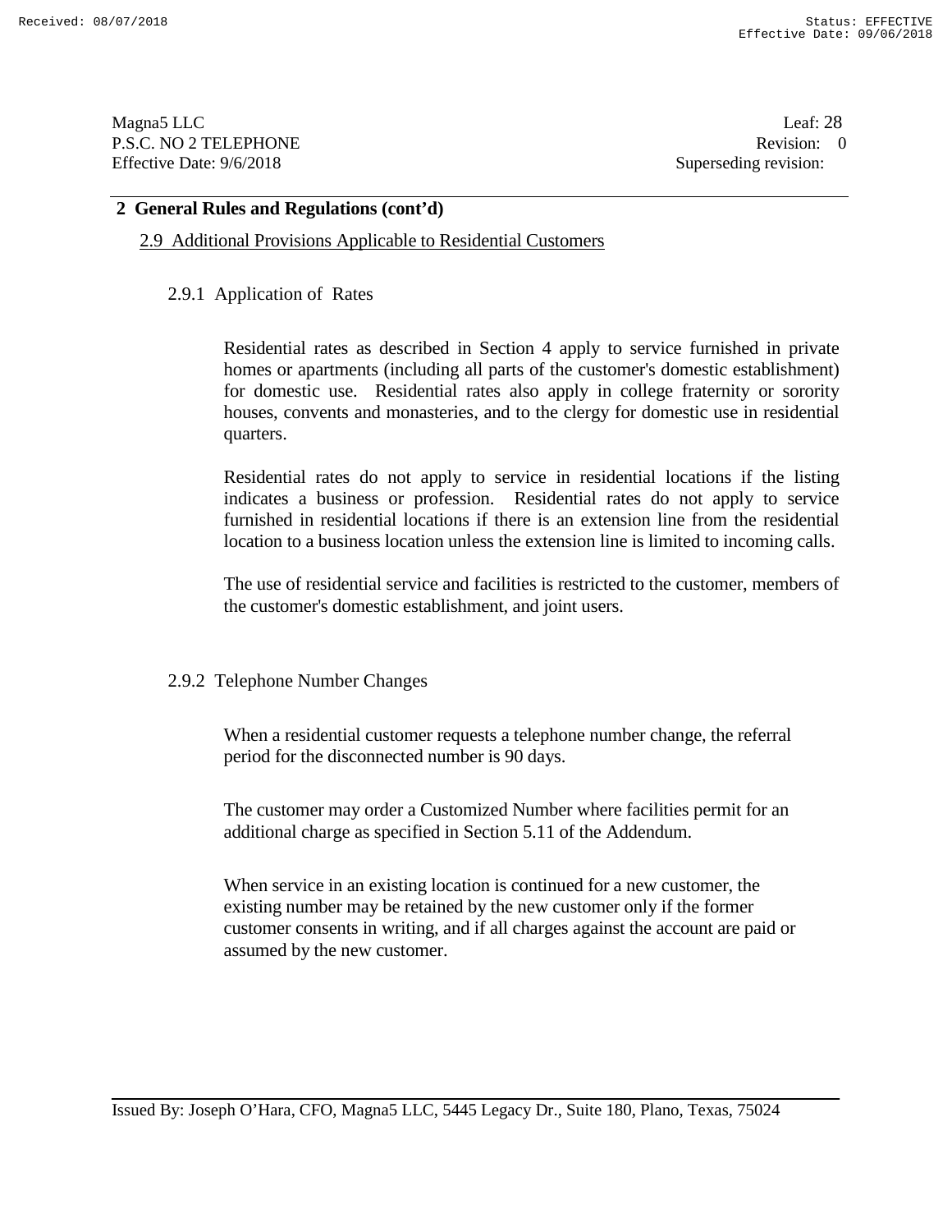## 2 General Rules and Regulations (cont'd)

### 2.9 Additional Provisions Applicable to Residential Customers

#### 2.9.1 Application of Rates

Residential rates as described in Section 4 apply to service furnished in private homes or apartments (including all parts of the customer's domestic establishment) for domestic use. Residential rates also apply in college fraternity or sorority houses, convents and monasteries, and to the clergy for domestic use in residential quarters.

Residential rates do not apply to service in residential locations if the listing indicates a business or profession. Residential rates do not apply to service furnished in residential locations if there is an extension line from the residential location to a business location unless the extension line is limited to incoming calls.

The use of residential service and facilities is restricted to the customer, members of the customer's domestic establishment, and joint users.

#### 2.9.2 Telephone Number Changes

When a residential customer requests a telephone number change, the referral period for the disconnected number is 90 days.

The customer may order a Customized Number where facilities permit for an additional charge as specified in Section 5.11 of the Addendum.

When service in an existing location is continued for a new customer, the existing number may be retained by the new customer only if the former customer consents in writing, and if all charges against the account are paid or assumed by the new customer.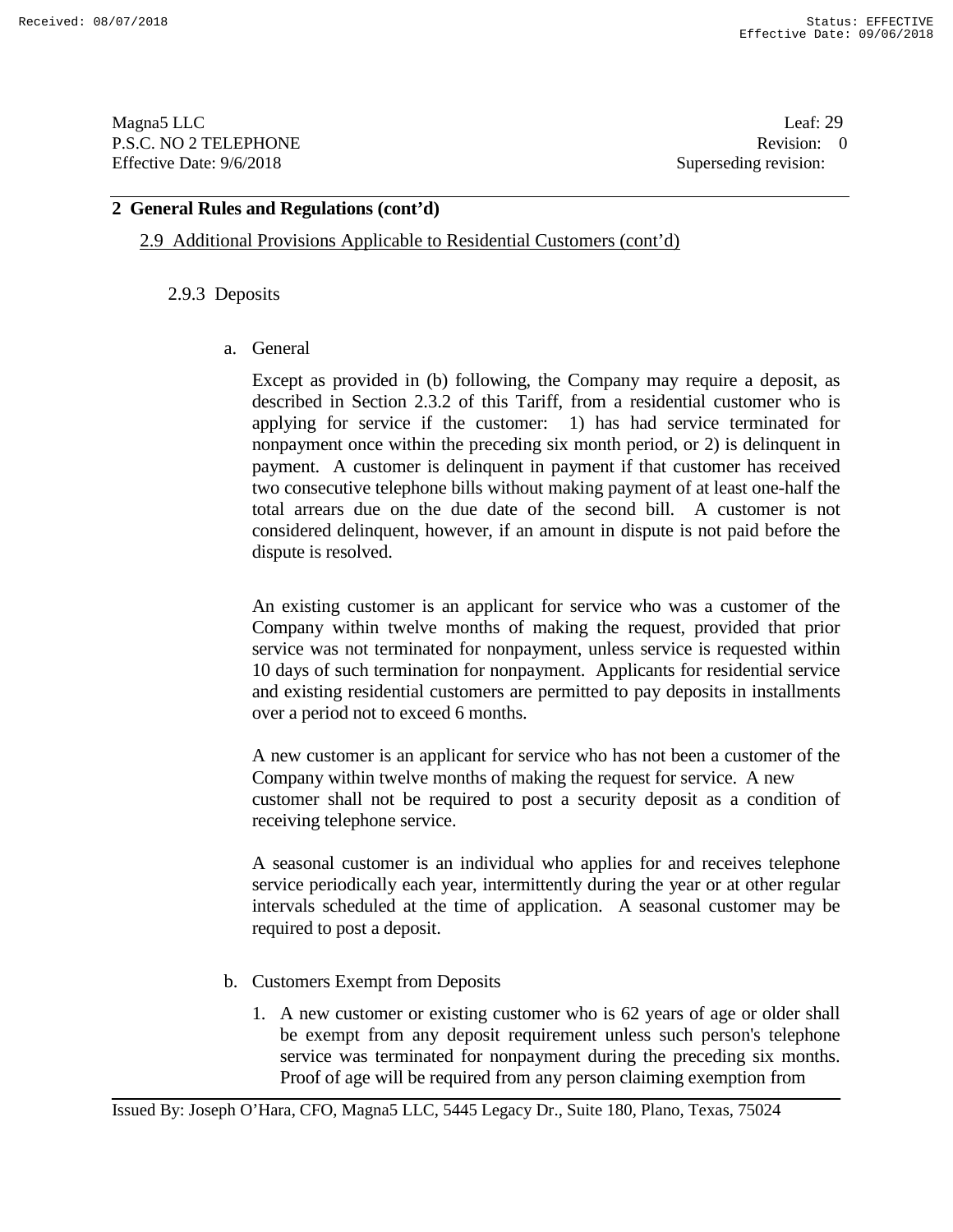## 2 General Rules and Regulations (cont'd)

### 2.9 Additional Provisions Applicable to Residential Customers (cont'd)

#### 2.9.3 Deposits

a. General

Except as provided in (b) following, the Company may require a deposit, as described in Section 2.3.2 of this Tariff, from a residential customer who is applying for service if the customer: 1) has had service terminated for nonpayment once within the preceding six month period, or 2) is delinquent in payment. A customer is delinquent in payment if that customer has received two consecutive telephone bills without making payment of at least one-half the total arrears due on the due date of the second bill. A customer is not considered delinquent, however, if an amount in dispute is not paid before the dispute is resolved.

An existing customer is an applicant for service who was a customer of the Company within twelve months of making the request, provided that prior service was not terminated for nonpayment, unless service is requested within 10 days of such termination for nonpayment. Applicants for residential service and existing residential customers are permitted to pay deposits in installments over a period not to exceed 6 months.

A new customer is an applicant for service who has not been a customer of the Company within twelve months of making the request for service. A new customer shall not be required to post a security deposit as a condition of receiving telephone service.

A seasonal customer is an individual who applies for and receives telephone service periodically each year, intermittently during the year or at other regular intervals scheduled at the time of application. A seasonal customer may be required to post a deposit.

b. Customers Exempt from Deposits

1. A new customer or existing customer who is 62 years of age or older shall be exempt from any deposit requirement unless such person's telephone service was terminated for nonpayment during the preceding six months. Proof of age will be required from any person claiming exemption from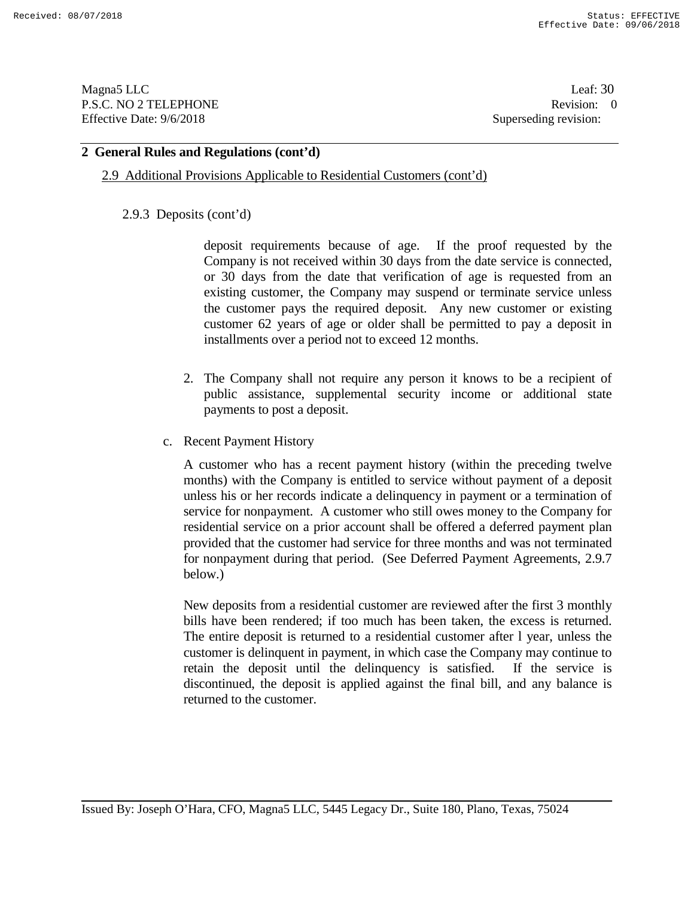## 2 General Rules and Regulations (cont'd)

2.9 Additional Provisions Applicable to Residential Customers (cont'd)

2.9.3 Deposits (cont'd)

deposit requirements because of age. If the proof requested by the Company is not received within 30 days from the date service is connected, or 30 days from the date that verification of age is requested from an existing customer, the Company may suspend or terminate service unless the customer pays the required deposit. Any new customer or existing customer 62 years of age or older shall be permitted to pay a deposit in installments over a period not to exceed 12 months.

2. The Company shall not require any person it knows to be a recipient of public assistance, supplemental security income or additional state payments to post a deposit.

c. Recent Payment History

A customer who has a recent payment history (within the preceding twelve months) with the Company is entitled to service without payment of a deposit unless his or her records indicate a delinquency in payment or a termination of service for nonpayment. A customer who still owes money to the Company for residential service on a prior account shall be offered a deferred payment plan provided that the customer had service for three months and was not terminated for nonpayment during that period. (See Deferred Payment Agreements, 2.9.7 below.)

New deposits from a residential customer are reviewed after the first 3 monthly bills have been rendered; if too much has been taken, the excess is returned. The entire deposit is returned to a residential customer after l year, unless the customer is delinquent in payment, in which case the Company may continue to retain the deposit until the delinquency is satisfied. If the service is discontinued, the deposit is applied against the final bill, and any balance is returned to the customer.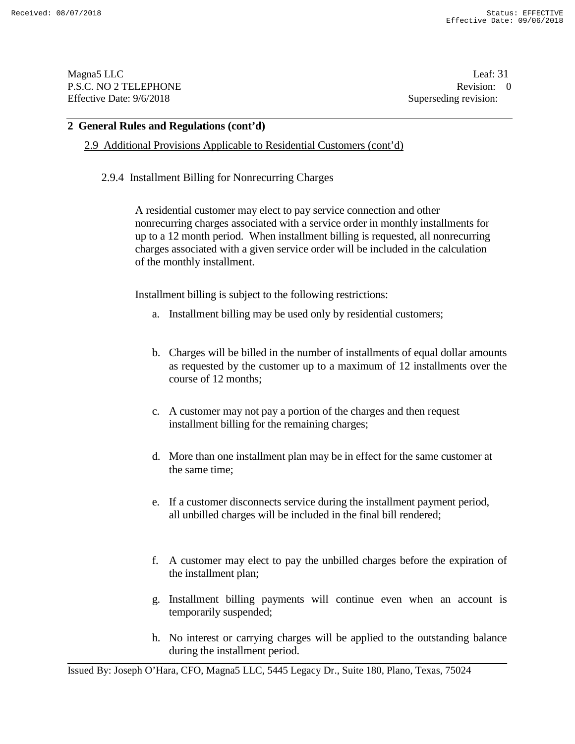## 2 General Rules and Regulations (cont'd)

### 2.9 Additional Provisions Applicable to Residential Customers (cont'd)

#### 2.9.4 Installment Billing for Nonrecurring Charges

A residential customer may elect to pay service connection and other nonrecurring charges associated with a service order in monthly installments for up to a 12 month period. When installment billing is requested, all nonrecurring charges associated with a given service order will be included in the calculation of the monthly installment.

Installment billing is subject to the following restrictions:

a. Installment billing may be used only by residential customers;

b. Charges will be billed in the number of installments of equal dollar amounts as requested by the customer up to a maximum of 12 installments over the course of 12 months;

c. A customer may not pay a portion of the charges and then request installment billing for the remaining charges;

d. More than one installment plan may be in effect for the same customer at the same time;

e. If a customer disconnects service during the installment payment period, all unbilled charges will be included in the final bill rendered;

f. A customer may elect to pay the unbilled charges before the expiration of the installment plan;

g. Installment billing payments will continue even when an account is temporarily suspended;

h. No interest or carrying charges will be applied to the outstanding balance during the installment period.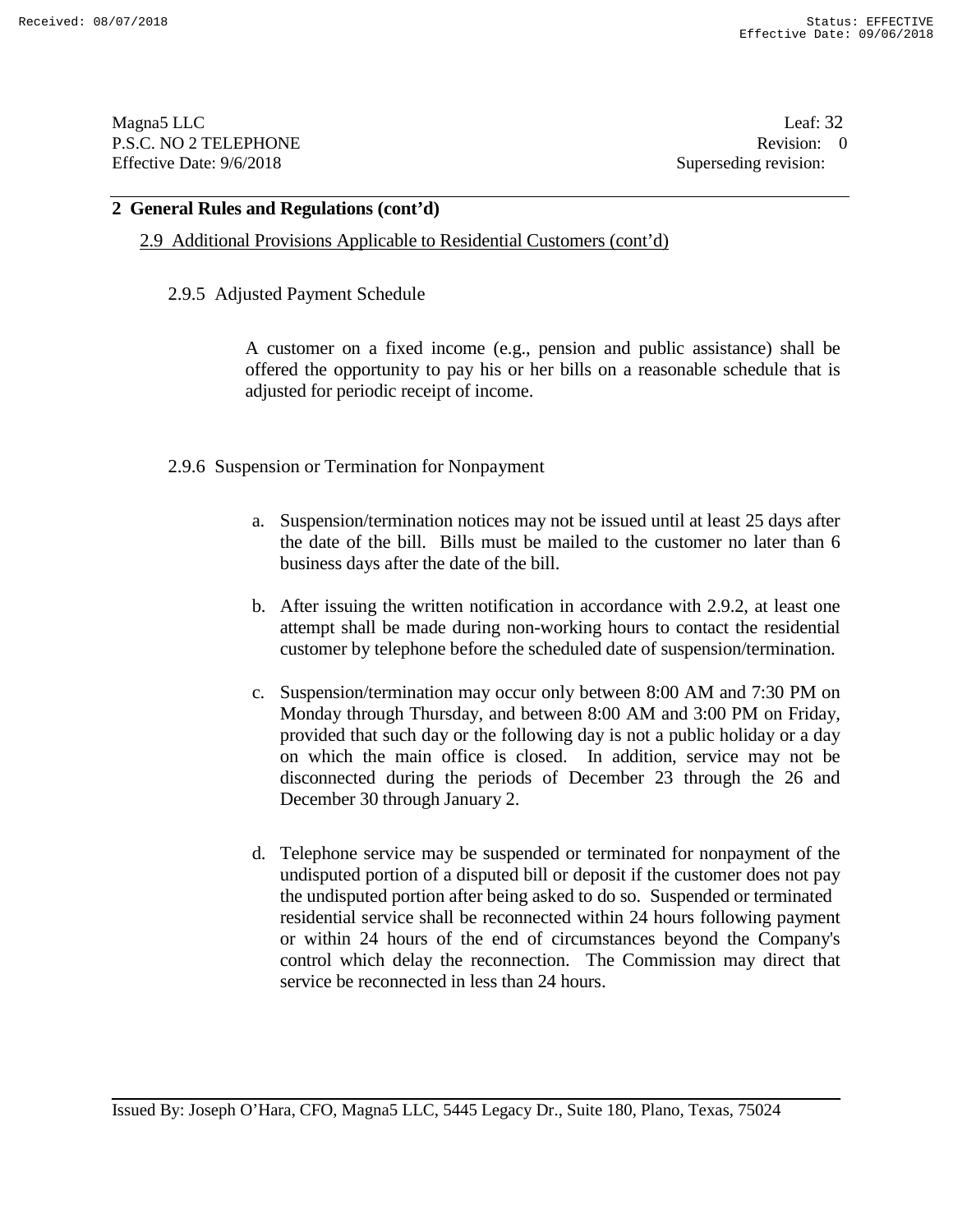## 2 General Rules and Regulations (cont'd)

2.9 Additional Provisions Applicable to Residential Customers (cont'd)

### 2.9.5 Adjusted Payment Schedule

A customer on a fixed income (e.g., pension and public assistance) shall be offered the opportunity to pay his or her bills on a reasonable schedule that is adjusted for periodic receipt of income.

### 2.9.6 Suspension or Termination for Nonpayment

a. Suspension/termination notices may not be issued until at least 25 days after the date of the bill. Bills must be mailed to the customer no later than 6 business days after the date of the bill.

b. After issuing the written notification in accordance with 2.9.2, at least one attempt shall be made during non-working hours to contact the residential customer by telephone before the scheduled date of suspension/termination.

c. Suspension/termination may occur only between 8:00 AM and 7:30 PM on Monday through Thursday, and between 8:00 AM and 3:00 PM on Friday, provided that such day or the following day is not a public holiday or a day on which the main office is closed. In addition, service may not be disconnected during the periods of December 23 through the 26 and December 30 through January 2.

d. Telephone service may be suspended or terminated for nonpayment of the undisputed portion of a disputed bill or deposit if the customer does not pay the undisputed portion after being asked to do so. Suspended or terminated residential service shall be reconnected within 24 hours following payment or within 24 hours of the end of circumstances beyond the Company's control which delay the reconnection. The Commission may direct that service be reconnected in less than 24 hours.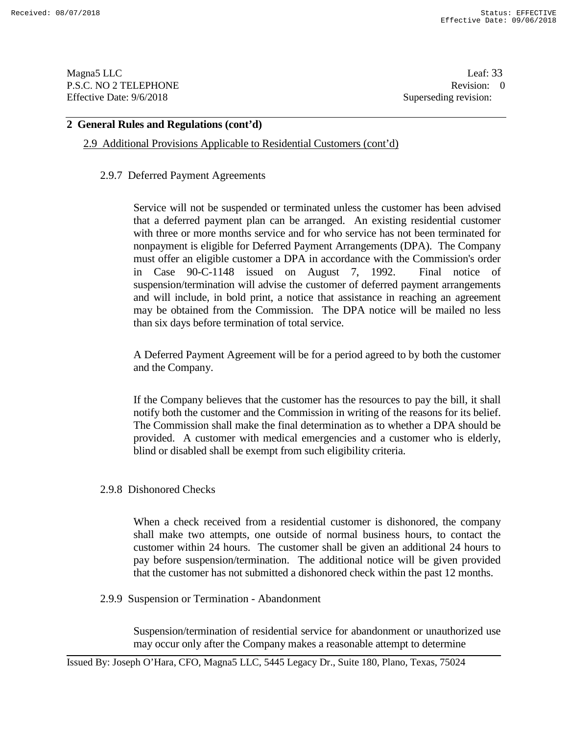## 2 General Rules and Regulations (cont'd)

2.9 Additional Provisions Applicable to Residential Customers (cont'd)

### 2.9.7 Deferred Payment Agreements

Service will not be suspended or terminated unless the customer has been advised that a deferred payment plan can be arranged. An existing residential customer with three or more months service and for who service has not been terminated for nonpayment is eligible for Deferred Payment Arrangements (DPA). The Company must offer an eligible customer a DPA in accordance with the Commission's order in Case 90-C-1148 issued on August 7, 1992. Final notice of suspension/termination will advise the customer of deferred payment arrangements and will include, in bold print, a notice that assistance in reaching an agreement may be obtained from the Commission. The DPA notice will be mailed no less than six days before termination of total service.

A Deferred Payment Agreement will be for a period agreed to by both the customer and the Company.

If the Company believes that the customer has the resources to pay the bill, it shall notify both the customer and the Commission in writing of the reasons for its belief. The Commission shall make the final determination as to whether a DPA should be provided. A customer with medical emergencies and a customer who is elderly, blind or disabled shall be exempt from such eligibility criteria.

### 2.9.8 Dishonored Checks

When a check received from a residential customer is dishonored, the company shall make two attempts, one outside of normal business hours, to contact the customer within 24 hours. The customer shall be given an additional 24 hours to pay before suspension/termination. The additional notice will be given provided that the customer has not submitted a dishonored check within the past 12 months.

### 2.9.9 Suspension or Termination - Abandonment

Suspension/termination of residential service for abandonment or unauthorized use may occur only after the Company makes a reasonable attempt to determine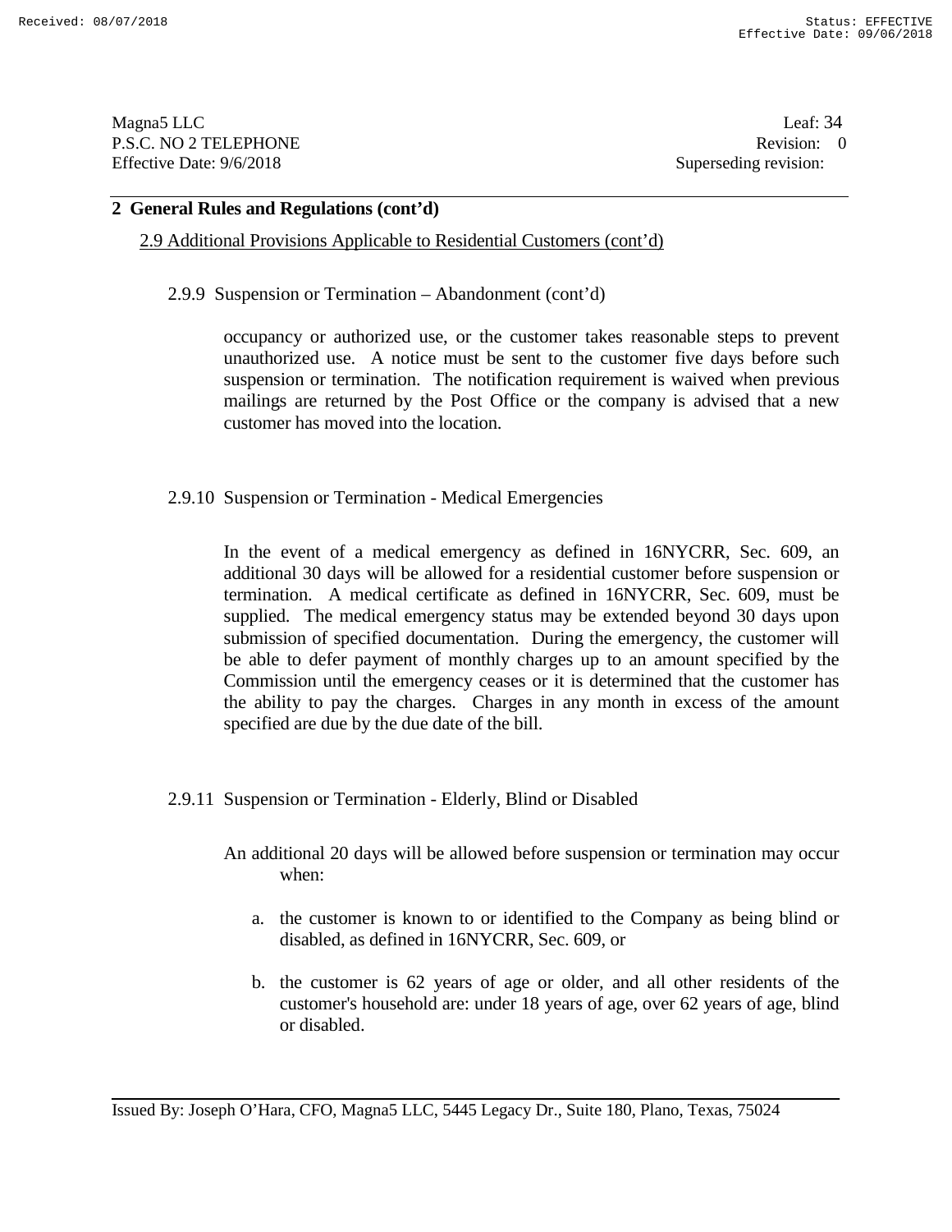## 2 General Rules and Regulations (cont'd)

2.9 Additional Provisions Applicable to Residential Customers (cont'd)

2.9.9 Suspension or Termination – Abandonment (cont'd)

occupancy or authorized use, or the customer takes reasonable steps to prevent unauthorized use. A notice must be sent to the customer five days before such suspension or termination. The notification requirement is waived when previous mailings are returned by the Post Office or the company is advised that a new customer has moved into the location.

2.9.10 Suspension or Termination - Medical Emergencies

In the event of a medical emergency as defined in 16NYCRR, Sec. 609, an additional 30 days will be allowed for a residential customer before suspension or termination. A medical certificate as defined in 16NYCRR, Sec. 609, must be supplied. The medical emergency status may be extended beyond 30 days upon submission of specified documentation. During the emergency, the customer will be able to defer payment of monthly charges up to an amount specified by the Commission until the emergency ceases or it is determined that the customer has the ability to pay the charges. Charges in any month in excess of the amount specified are due by the due date of the bill.

2.9.11 Suspension or Termination - Elderly, Blind or Disabled

An additional 20 days will be allowed before suspension or termination may occur when:

a. the customer is known to or identified to the Company as being blind or disabled, as defined in 16NYCRR, Sec. 609, or

b. the customer is 62 years of age or older, and all other residents of the customer's household are: under 18 years of age, over 62 years of age, blind or disabled.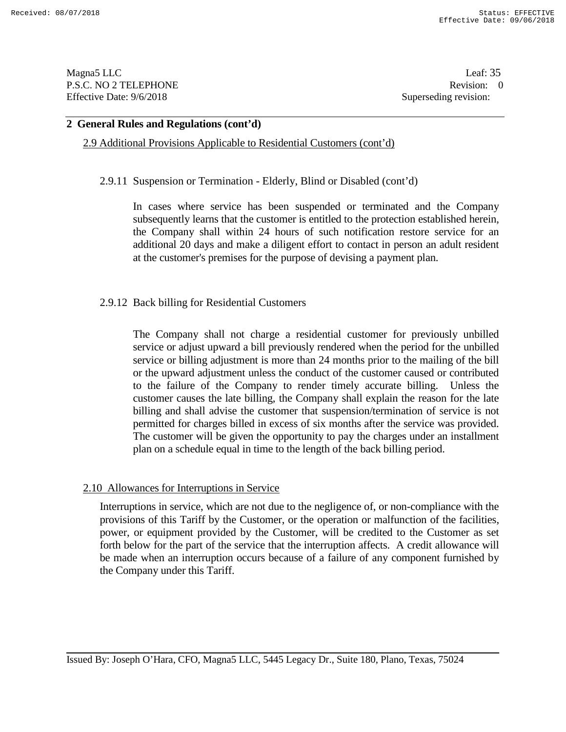## 2 General Rules and Regulations (cont'd)

2.9 Additional Provisions Applicable to Residential Customers (cont'd)

2.9.11 Suspension or Termination - Elderly, Blind or Disabled (cont'd)

In cases where service has been suspended or terminated and the Company subsequently learns that the customer is entitled to the protection established herein, the Company shall within 24 hours of such notification restore service for an additional 20 days and make a diligent effort to contact in person an adult resident at the customer's premises for the purpose of devising a payment plan.

2.9.12 Back billing for Residential Customers

The Company shall not charge a residential customer for previously unbilled service or adjust upward a bill previously rendered when the period for the unbilled service or billing adjustment is more than 24 months prior to the mailing of the bill or the upward adjustment unless the conduct of the customer caused or contributed to the failure of the Company to render timely accurate billing. Unless the customer causes the late billing, the Company shall explain the reason for the late billing and shall advise the customer that suspension/termination of service is not permitted for charges billed in excess of six months after the service was provided. The customer will be given the opportunity to pay the charges under an installment plan on a schedule equal in time to the length of the back billing period.

2.10 Allowances for Interruptions in Service

Interruptions in service, which are not due to the negligence of, or non-compliance with the provisions of this Tariff by the Customer, or the operation or malfunction of the facilities, power, or equipment provided by the Customer, will be credited to the Customer as set forth below for the part of the service that the interruption affects. A credit allowance will be made when an interruption occurs because of a failure of any component furnished by the Company under this Tariff.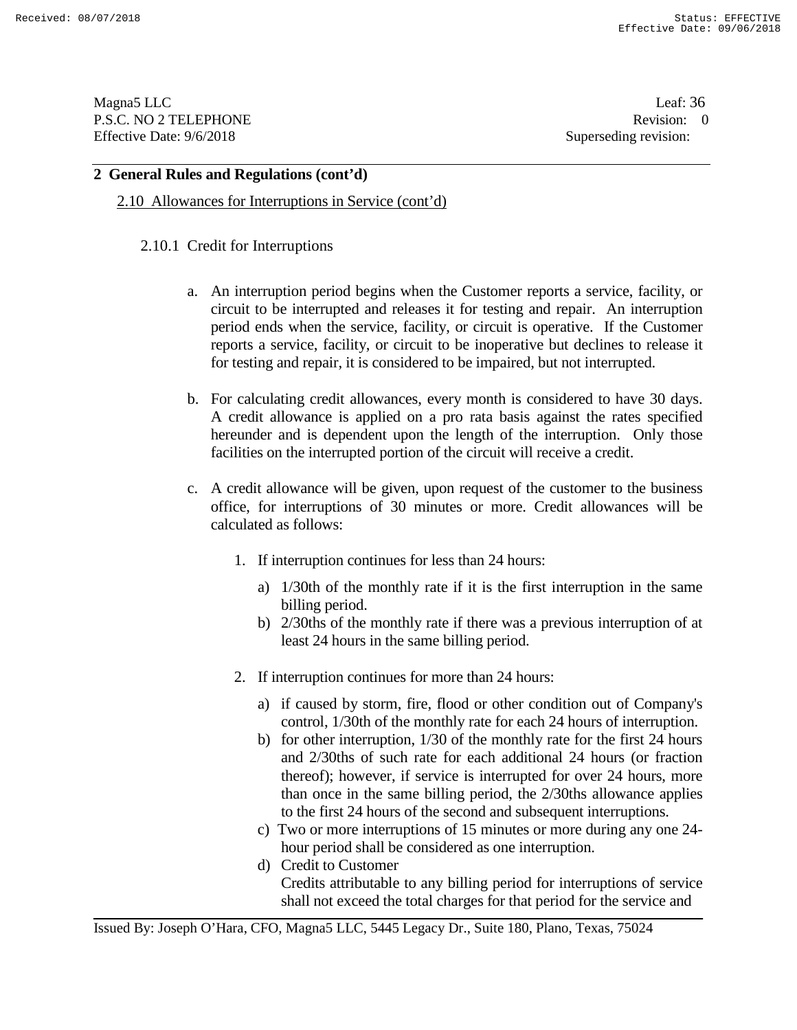## 2 General Rules and Regulations (cont'd)

2.10 Allowances for Interruptions in Service (cont'd)

### 2.10.1 Credit for Interruptions

a. An interruption period begins when the Customer reports a service, facility, or circuit to be interrupted and releases it for testing and repair. An interruption period ends when the service, facility, or circuit is operative. If the Customer reports a service, facility, or circuit to be inoperative but declines to release it for testing and repair, it is considered to be impaired, but not interrupted.

b. For calculating credit allowances, every month is considered to have 30 days. A credit allowance is applied on a pro rata basis against the rates specified hereunder and is dependent upon the length of the interruption. Only those facilities on the interrupted portion of the circuit will receive a credit.

c. A credit allowance will be given, upon request of the customer to the business office, for interruptions of 30 minutes or more. Credit allowances will be calculated as follows:

   1. If interruption continues for less than 24 hours:

      a) 1/30th of the monthly rate if it is the first interruption in the same billing period.

      b) 2/30ths of the monthly rate if there was a previous interruption of at least 24 hours in the same billing period.

   2. If interruption continues for more than 24 hours:

      a) if caused by storm, fire, flood or other condition out of Company's control, 1/30th of the monthly rate for each 24 hours of interruption.

      b) for other interruption, 1/30 of the monthly rate for the first 24 hours and 2/30ths of such rate for each additional 24 hours (or fraction thereof); however, if service is interrupted for over 24 hours, more than once in the same billing period, the 2/30ths allowance applies to the first 24 hours of the second and subsequent interruptions.

      c) Two or more interruptions of 15 minutes or more during any one 24-hour period shall be considered as one interruption.

      d) Credit to Customer
      Credits attributable to any billing period for interruptions of service shall not exceed the total charges for that period for the service and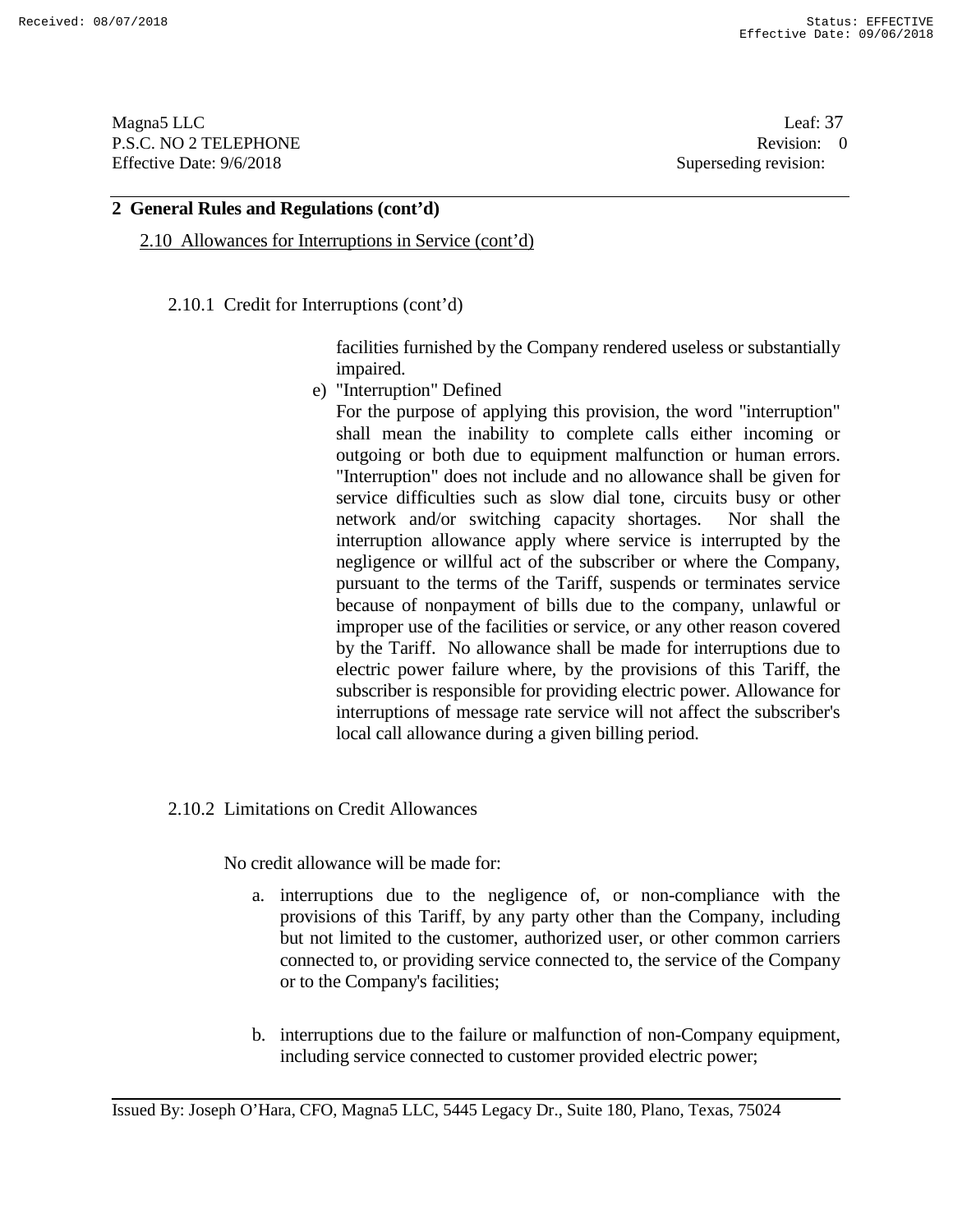## 2 General Rules and Regulations (cont'd)

2.10 Allowances for Interruptions in Service (cont'd)

2.10.1 Credit for Interruptions (cont'd)

facilities furnished by the Company rendered useless or substantially impaired.

e) "Interruption" Defined

For the purpose of applying this provision, the word "interruption" shall mean the inability to complete calls either incoming or outgoing or both due to equipment malfunction or human errors. "Interruption" does not include and no allowance shall be given for service difficulties such as slow dial tone, circuits busy or other network and/or switching capacity shortages. Nor shall the interruption allowance apply where service is interrupted by the negligence or willful act of the subscriber or where the Company, pursuant to the terms of the Tariff, suspends or terminates service because of nonpayment of bills due to the company, unlawful or improper use of the facilities or service, or any other reason covered by the Tariff. No allowance shall be made for interruptions due to electric power failure where, by the provisions of this Tariff, the subscriber is responsible for providing electric power. Allowance for interruptions of message rate service will not affect the subscriber's local call allowance during a given billing period.

2.10.2 Limitations on Credit Allowances

No credit allowance will be made for:

a. interruptions due to the negligence of, or non-compliance with the provisions of this Tariff, by any party other than the Company, including but not limited to the customer, authorized user, or other common carriers connected to, or providing service connected to, the service of the Company or to the Company's facilities;

b. interruptions due to the failure or malfunction of non-Company equipment, including service connected to customer provided electric power;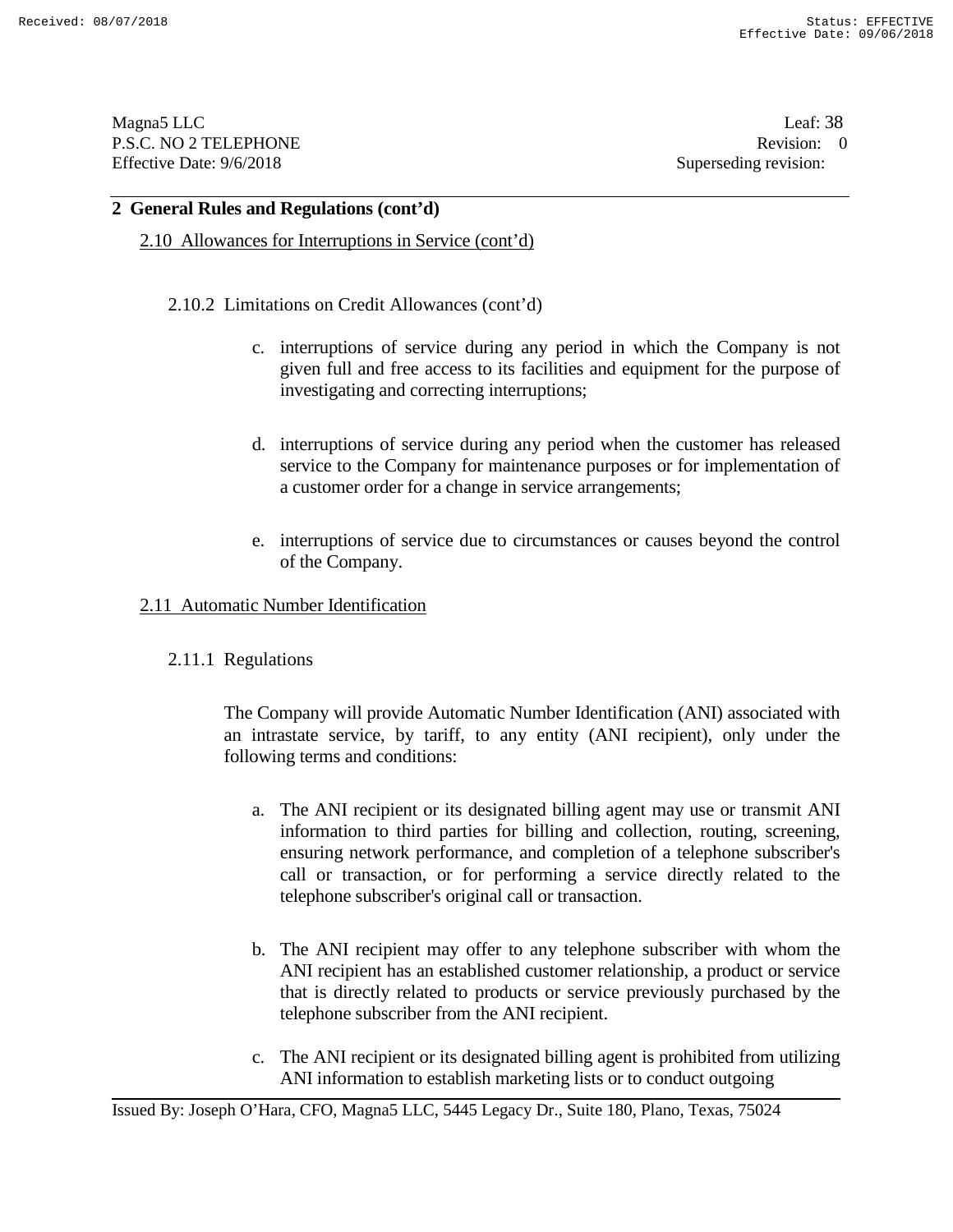## 2 General Rules and Regulations (cont'd)

### 2.10 Allowances for Interruptions in Service (cont'd)

#### 2.10.2 Limitations on Credit Allowances (cont'd)

c. interruptions of service during any period in which the Company is not given full and free access to its facilities and equipment for the purpose of investigating and correcting interruptions;

d. interruptions of service during any period when the customer has released service to the Company for maintenance purposes or for implementation of a customer order for a change in service arrangements;

e. interruptions of service due to circumstances or causes beyond the control of the Company.

### 2.11 Automatic Number Identification

#### 2.11.1 Regulations

The Company will provide Automatic Number Identification (ANI) associated with an intrastate service, by tariff, to any entity (ANI recipient), only under the following terms and conditions:

a. The ANI recipient or its designated billing agent may use or transmit ANI information to third parties for billing and collection, routing, screening, ensuring network performance, and completion of a telephone subscriber's call or transaction, or for performing a service directly related to the telephone subscriber's original call or transaction.

b. The ANI recipient may offer to any telephone subscriber with whom the ANI recipient has an established customer relationship, a product or service that is directly related to products or service previously purchased by the telephone subscriber from the ANI recipient.

c. The ANI recipient or its designated billing agent is prohibited from utilizing ANI information to establish marketing lists or to conduct outgoing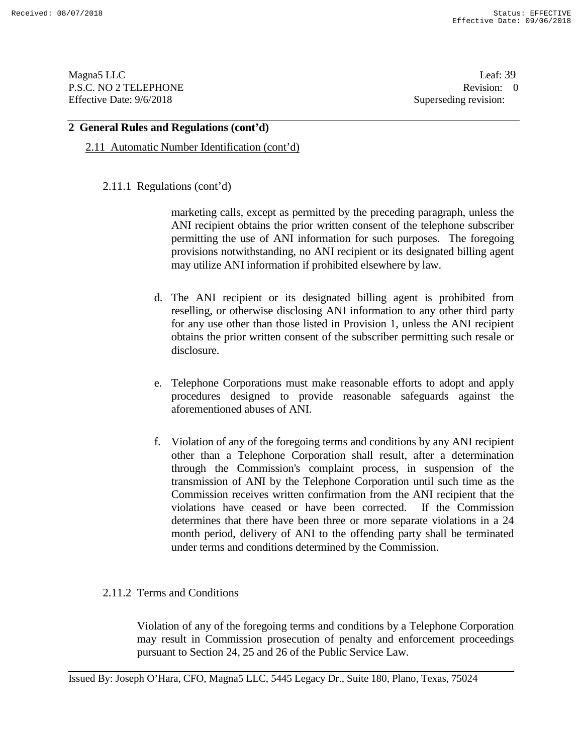## 2 General Rules and Regulations (cont'd)

2.11 Automatic Number Identification (cont'd)

2.11.1 Regulations (cont'd)

marketing calls, except as permitted by the preceding paragraph, unless the ANI recipient obtains the prior written consent of the telephone subscriber permitting the use of ANI information for such purposes. The foregoing provisions notwithstanding, no ANI recipient or its designated billing agent may utilize ANI information if prohibited elsewhere by law.

d. The ANI recipient or its designated billing agent is prohibited from reselling, or otherwise disclosing ANI information to any other third party for any use other than those listed in Provision 1, unless the ANI recipient obtains the prior written consent of the subscriber permitting such resale or disclosure.

e. Telephone Corporations must make reasonable efforts to adopt and apply procedures designed to provide reasonable safeguards against the aforementioned abuses of ANI.

f. Violation of any of the foregoing terms and conditions by any ANI recipient other than a Telephone Corporation shall result, after a determination through the Commission's complaint process, in suspension of the transmission of ANI by the Telephone Corporation until such time as the Commission receives written confirmation from the ANI recipient that the violations have ceased or have been corrected. If the Commission determines that there have been three or more separate violations in a 24 month period, delivery of ANI to the offending party shall be terminated under terms and conditions determined by the Commission.

2.11.2 Terms and Conditions

Violation of any of the foregoing terms and conditions by a Telephone Corporation may result in Commission prosecution of penalty and enforcement proceedings pursuant to Section 24, 25 and 26 of the Public Service Law.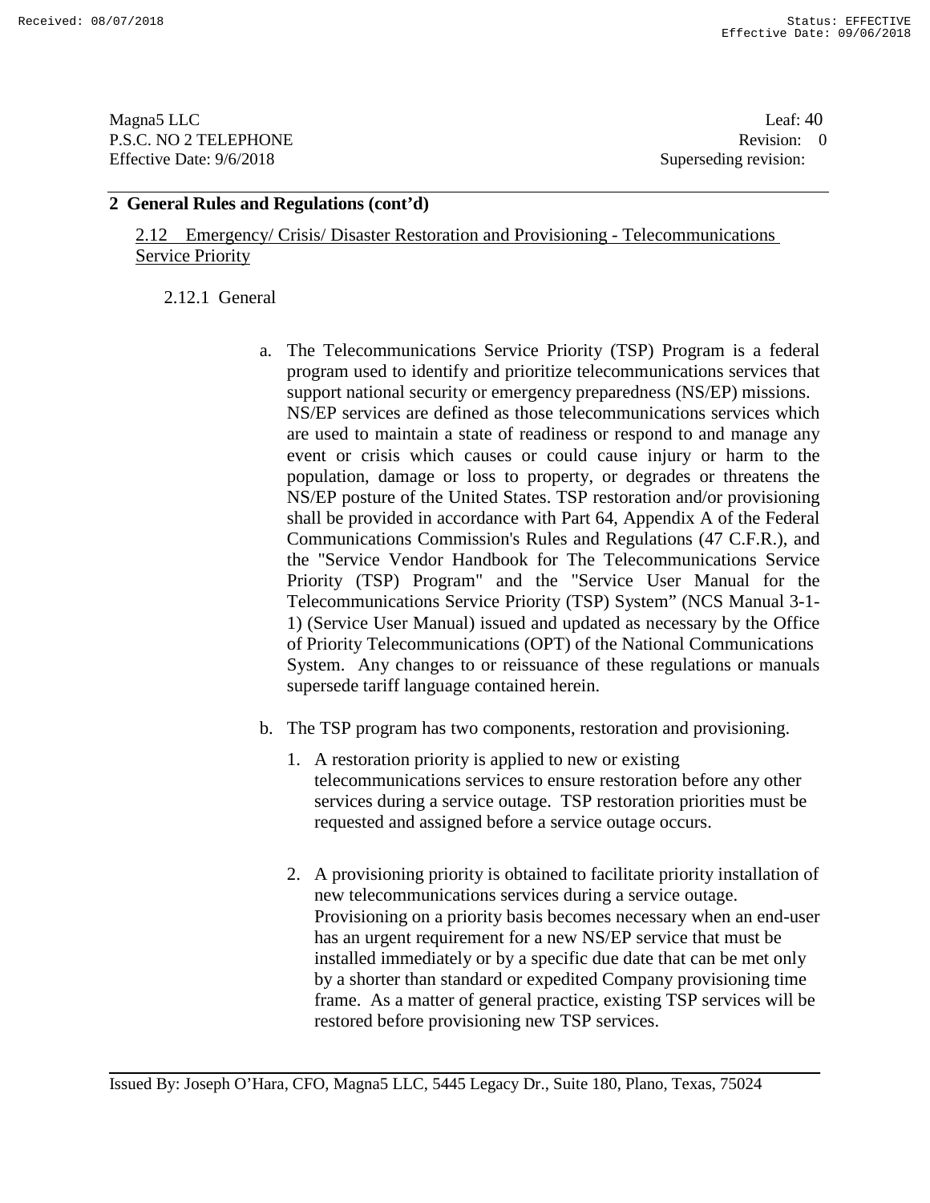## 2 General Rules and Regulations (cont'd)

2.12 Emergency/ Crisis/ Disaster Restoration and Provisioning - Telecommunications Service Priority

### 2.12.1 General

a. The Telecommunications Service Priority (TSP) Program is a federal program used to identify and prioritize telecommunications services that support national security or emergency preparedness (NS/EP) missions. NS/EP services are defined as those telecommunications services which are used to maintain a state of readiness or respond to and manage any event or crisis which causes or could cause injury or harm to the population, damage or loss to property, or degrades or threatens the NS/EP posture of the United States. TSP restoration and/or provisioning shall be provided in accordance with Part 64, Appendix A of the Federal Communications Commission's Rules and Regulations (47 C.F.R.), and the "Service Vendor Handbook for The Telecommunications Service Priority (TSP) Program" and the "Service User Manual for the Telecommunications Service Priority (TSP) System" (NCS Manual 3-1-1) (Service User Manual) issued and updated as necessary by the Office of Priority Telecommunications (OPT) of the National Communications System. Any changes to or reissuance of these regulations or manuals supersede tariff language contained herein.

b. The TSP program has two components, restoration and provisioning.

   1. A restoration priority is applied to new or existing telecommunications services to ensure restoration before any other services during a service outage. TSP restoration priorities must be requested and assigned before a service outage occurs.

   2. A provisioning priority is obtained to facilitate priority installation of new telecommunications services during a service outage. Provisioning on a priority basis becomes necessary when an end-user has an urgent requirement for a new NS/EP service that must be installed immediately or by a specific due date that can be met only by a shorter than standard or expedited Company provisioning time frame. As a matter of general practice, existing TSP services will be restored before provisioning new TSP services.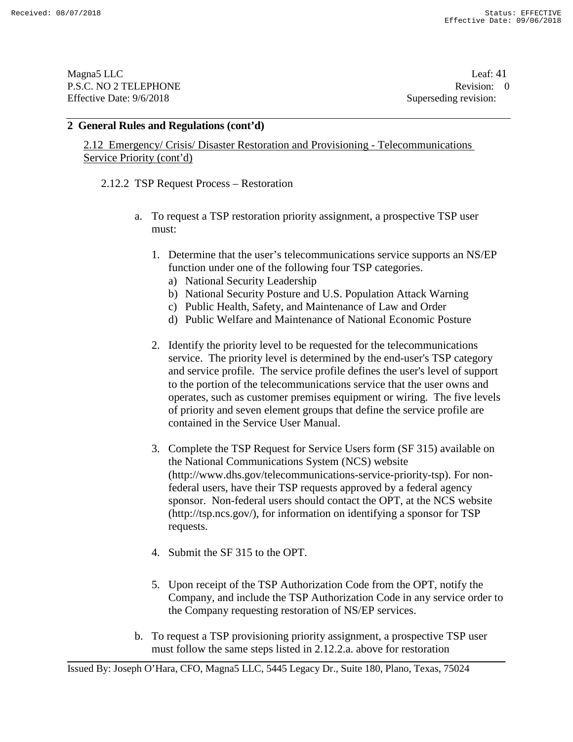## 2 General Rules and Regulations (cont'd)

### 2.12 Emergency/ Crisis/ Disaster Restoration and Provisioning - Telecommunications Service Priority (cont'd)

#### 2.12.2 TSP Request Process – Restoration

a. To request a TSP restoration priority assignment, a prospective TSP user must:

   1. Determine that the user's telecommunications service supports an NS/EP function under one of the following four TSP categories.
      a) National Security Leadership
      b) National Security Posture and U.S. Population Attack Warning
      c) Public Health, Safety, and Maintenance of Law and Order
      d) Public Welfare and Maintenance of National Economic Posture

   2. Identify the priority level to be requested for the telecommunications service. The priority level is determined by the end-user's TSP category and service profile. The service profile defines the user's level of support to the portion of the telecommunications service that the user owns and operates, such as customer premises equipment or wiring. The five levels of priority and seven element groups that define the service profile are contained in the Service User Manual.

   3. Complete the TSP Request for Service Users form (SF 315) available on the National Communications System (NCS) website (http://www.dhs.gov/telecommunications-service-priority-tsp). For non-federal users, have their TSP requests approved by a federal agency sponsor. Non-federal users should contact the OPT, at the NCS website (http://tsp.ncs.gov/), for information on identifying a sponsor for TSP requests.

   4. Submit the SF 315 to the OPT.

   5. Upon receipt of the TSP Authorization Code from the OPT, notify the Company, and include the TSP Authorization Code in any service order to the Company requesting restoration of NS/EP services.

b. To request a TSP provisioning priority assignment, a prospective TSP user must follow the same steps listed in 2.12.2.a. above for restoration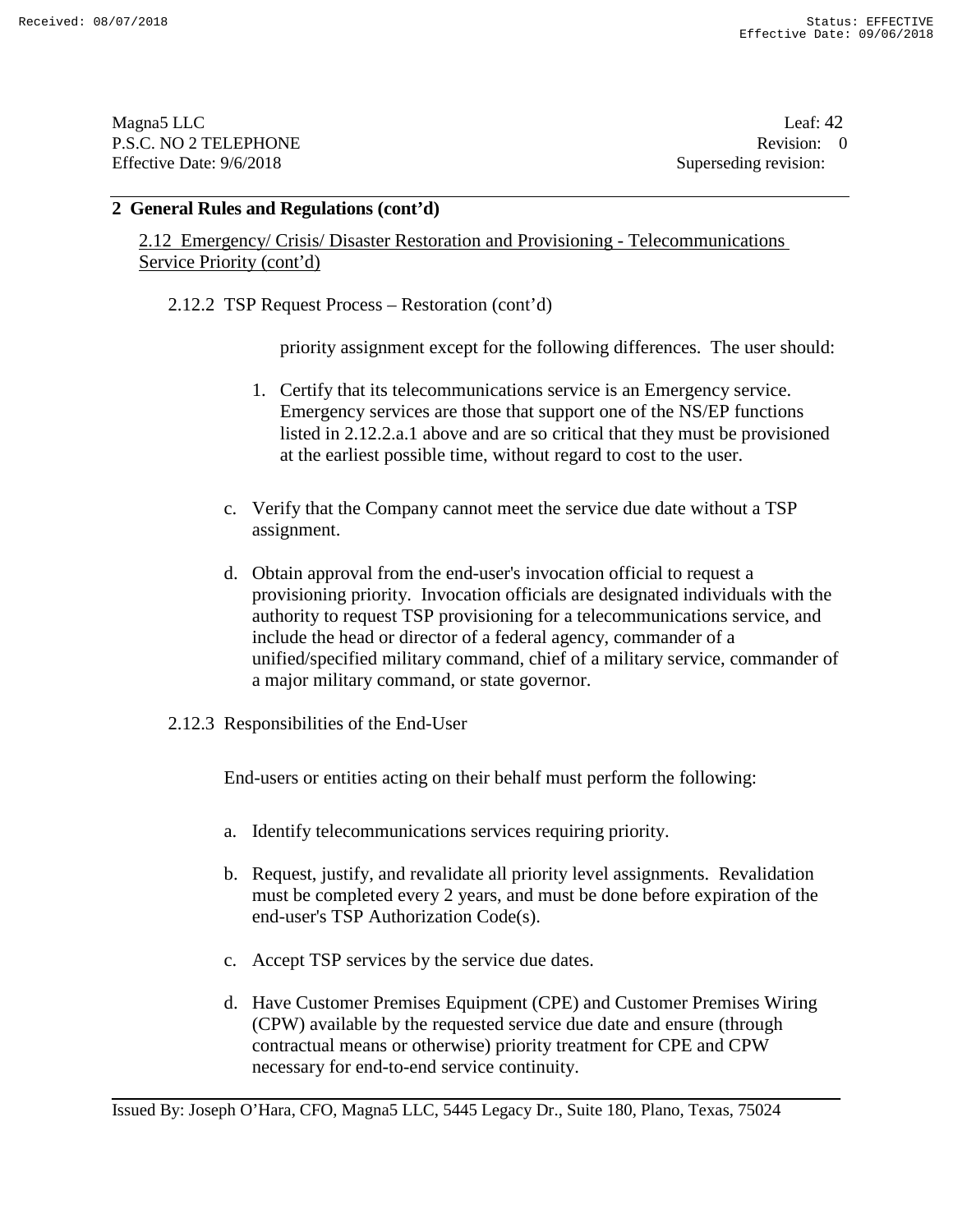## 2 General Rules and Regulations (cont'd)

2.12 Emergency/ Crisis/ Disaster Restoration and Provisioning - Telecommunications Service Priority (cont'd)

2.12.2 TSP Request Process – Restoration (cont'd)

priority assignment except for the following differences. The user should:

1. Certify that its telecommunications service is an Emergency service. Emergency services are those that support one of the NS/EP functions listed in 2.12.2.a.1 above and are so critical that they must be provisioned at the earliest possible time, without regard to cost to the user.

c. Verify that the Company cannot meet the service due date without a TSP assignment.

d. Obtain approval from the end-user's invocation official to request a provisioning priority. Invocation officials are designated individuals with the authority to request TSP provisioning for a telecommunications service, and include the head or director of a federal agency, commander of a unified/specified military command, chief of a military service, commander of a major military command, or state governor.

2.12.3 Responsibilities of the End-User

End-users or entities acting on their behalf must perform the following:

a. Identify telecommunications services requiring priority.

b. Request, justify, and revalidate all priority level assignments. Revalidation must be completed every 2 years, and must be done before expiration of the end-user's TSP Authorization Code(s).

c. Accept TSP services by the service due dates.

d. Have Customer Premises Equipment (CPE) and Customer Premises Wiring (CPW) available by the requested service due date and ensure (through contractual means or otherwise) priority treatment for CPE and CPW necessary for end-to-end service continuity.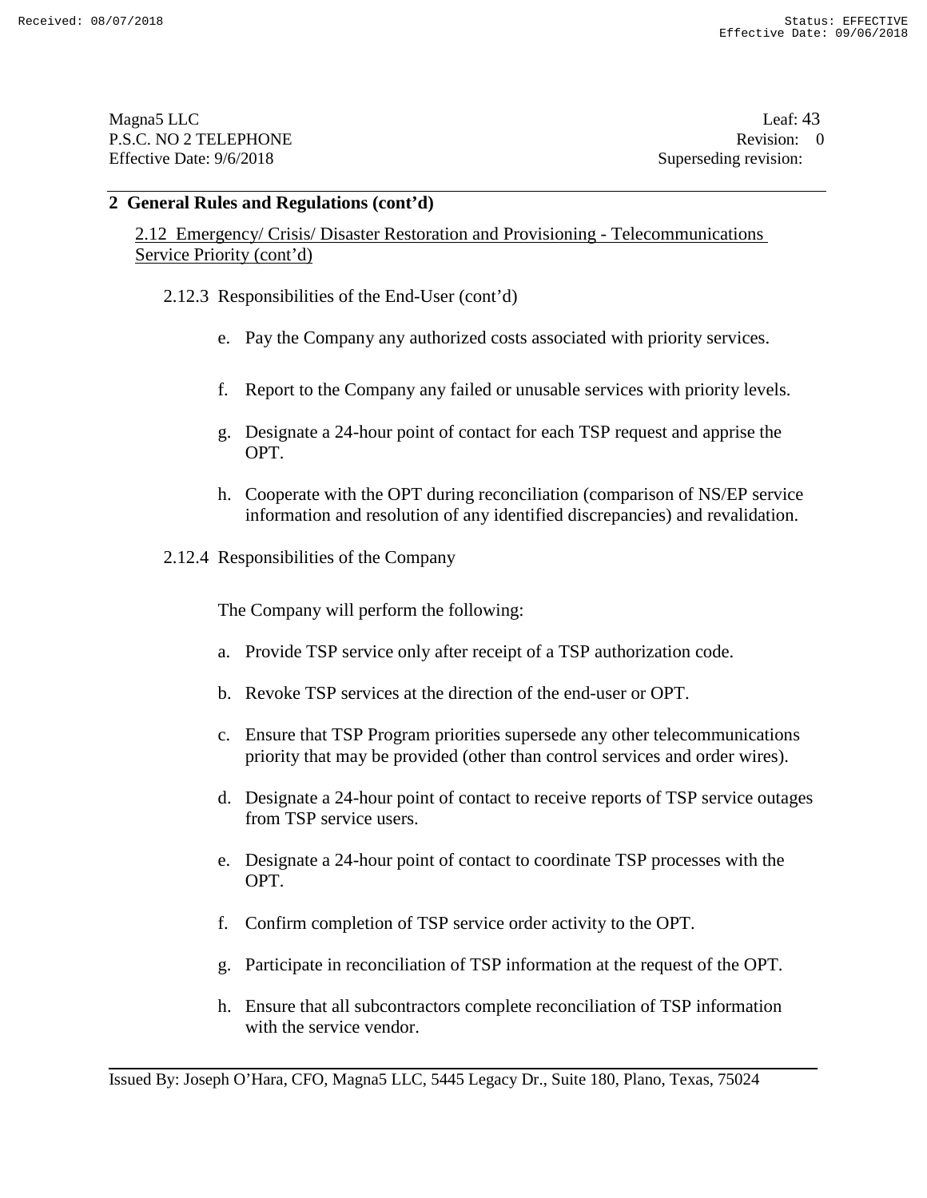## 2 General Rules and Regulations (cont'd)

2.12 Emergency/ Crisis/ Disaster Restoration and Provisioning - Telecommunications Service Priority (cont'd)

2.12.3 Responsibilities of the End-User (cont'd)

e. Pay the Company any authorized costs associated with priority services.

f. Report to the Company any failed or unusable services with priority levels.

g. Designate a 24-hour point of contact for each TSP request and apprise the OPT.

h. Cooperate with the OPT during reconciliation (comparison of NS/EP service information and resolution of any identified discrepancies) and revalidation.

2.12.4 Responsibilities of the Company

The Company will perform the following:

a. Provide TSP service only after receipt of a TSP authorization code.

b. Revoke TSP services at the direction of the end-user or OPT.

c. Ensure that TSP Program priorities supersede any other telecommunications priority that may be provided (other than control services and order wires).

d. Designate a 24-hour point of contact to receive reports of TSP service outages from TSP service users.

e. Designate a 24-hour point of contact to coordinate TSP processes with the OPT.

f. Confirm completion of TSP service order activity to the OPT.

g. Participate in reconciliation of TSP information at the request of the OPT.

h. Ensure that all subcontractors complete reconciliation of TSP information with the service vendor.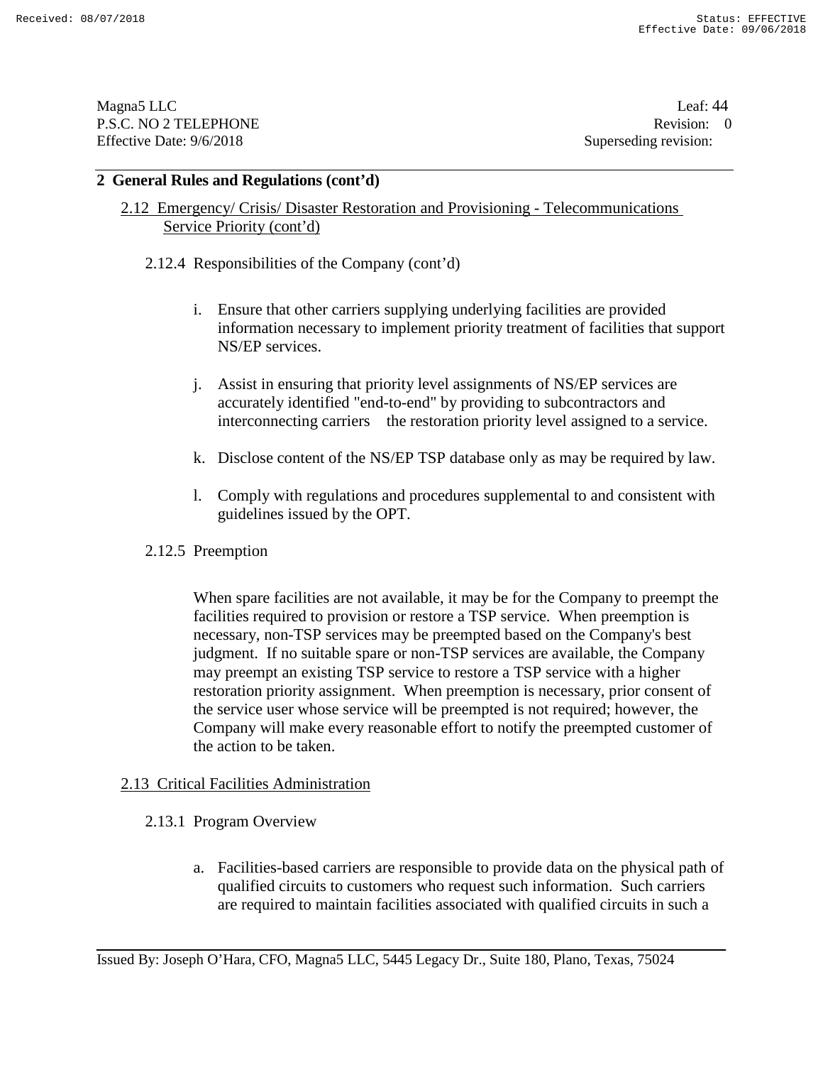## 2 General Rules and Regulations (cont'd)

### 2.12 Emergency/ Crisis/ Disaster Restoration and Provisioning - Telecommunications Service Priority (cont'd)

#### 2.12.4 Responsibilities of the Company (cont'd)

i. Ensure that other carriers supplying underlying facilities are provided information necessary to implement priority treatment of facilities that support NS/EP services.

j. Assist in ensuring that priority level assignments of NS/EP services are accurately identified "end-to-end" by providing to subcontractors and interconnecting carriers the restoration priority level assigned to a service.

k. Disclose content of the NS/EP TSP database only as may be required by law.

l. Comply with regulations and procedures supplemental to and consistent with guidelines issued by the OPT.

#### 2.12.5 Preemption

When spare facilities are not available, it may be for the Company to preempt the facilities required to provision or restore a TSP service. When preemption is necessary, non-TSP services may be preempted based on the Company's best judgment. If no suitable spare or non-TSP services are available, the Company may preempt an existing TSP service to restore a TSP service with a higher restoration priority assignment. When preemption is necessary, prior consent of the service user whose service will be preempted is not required; however, the Company will make every reasonable effort to notify the preempted customer of the action to be taken.

### 2.13 Critical Facilities Administration

#### 2.13.1 Program Overview

a. Facilities-based carriers are responsible to provide data on the physical path of qualified circuits to customers who request such information. Such carriers are required to maintain facilities associated with qualified circuits in such a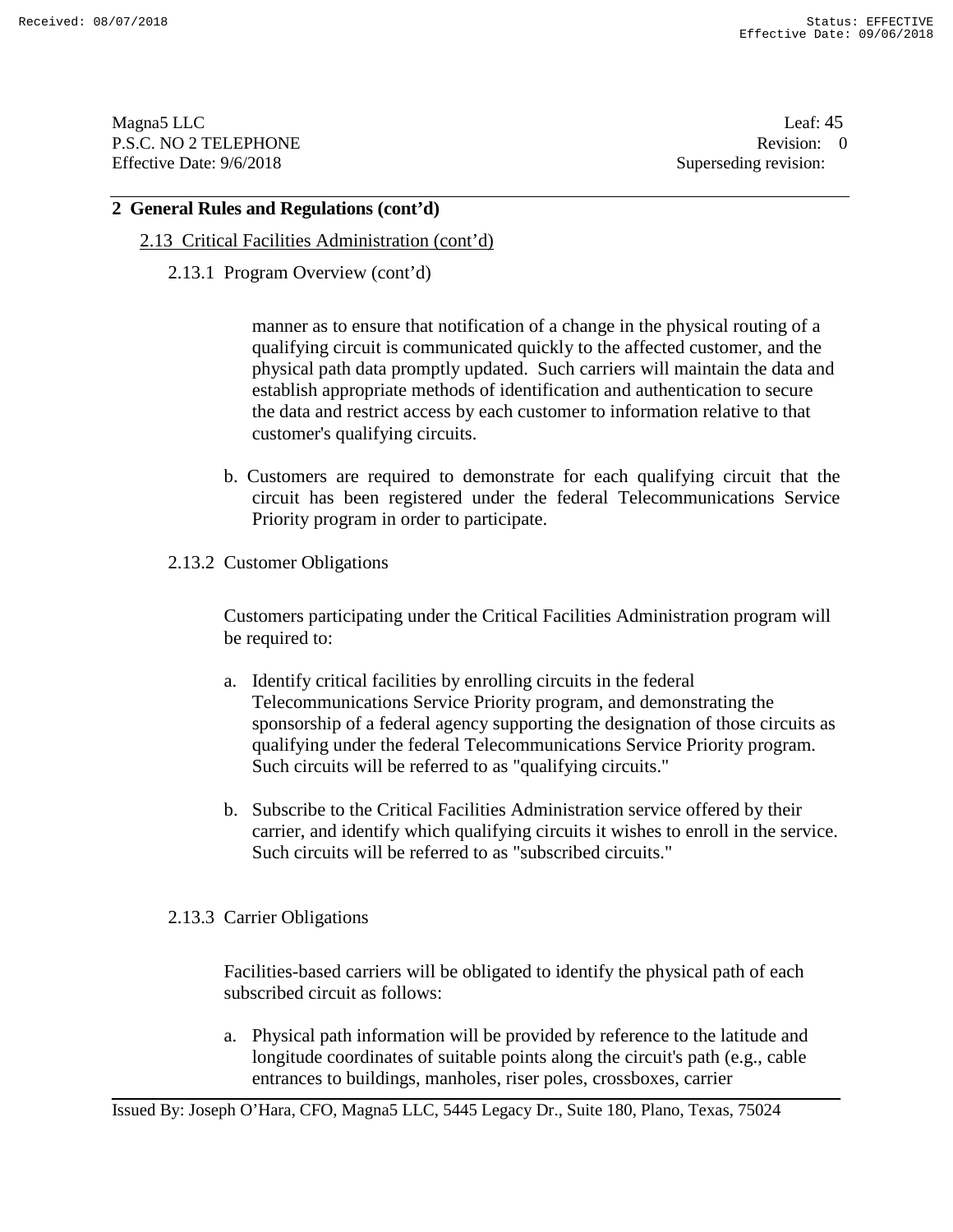## 2 General Rules and Regulations (cont'd)

### 2.13 Critical Facilities Administration (cont'd)

#### 2.13.1 Program Overview (cont'd)

manner as to ensure that notification of a change in the physical routing of a qualifying circuit is communicated quickly to the affected customer, and the physical path data promptly updated. Such carriers will maintain the data and establish appropriate methods of identification and authentication to secure the data and restrict access by each customer to information relative to that customer's qualifying circuits.

b. Customers are required to demonstrate for each qualifying circuit that the circuit has been registered under the federal Telecommunications Service Priority program in order to participate.

#### 2.13.2 Customer Obligations

Customers participating under the Critical Facilities Administration program will be required to:

a. Identify critical facilities by enrolling circuits in the federal Telecommunications Service Priority program, and demonstrating the sponsorship of a federal agency supporting the designation of those circuits as qualifying under the federal Telecommunications Service Priority program. Such circuits will be referred to as "qualifying circuits."

b. Subscribe to the Critical Facilities Administration service offered by their carrier, and identify which qualifying circuits it wishes to enroll in the service. Such circuits will be referred to as "subscribed circuits."

#### 2.13.3 Carrier Obligations

Facilities-based carriers will be obligated to identify the physical path of each subscribed circuit as follows:

a. Physical path information will be provided by reference to the latitude and longitude coordinates of suitable points along the circuit's path (e.g., cable entrances to buildings, manholes, riser poles, crossboxes, carrier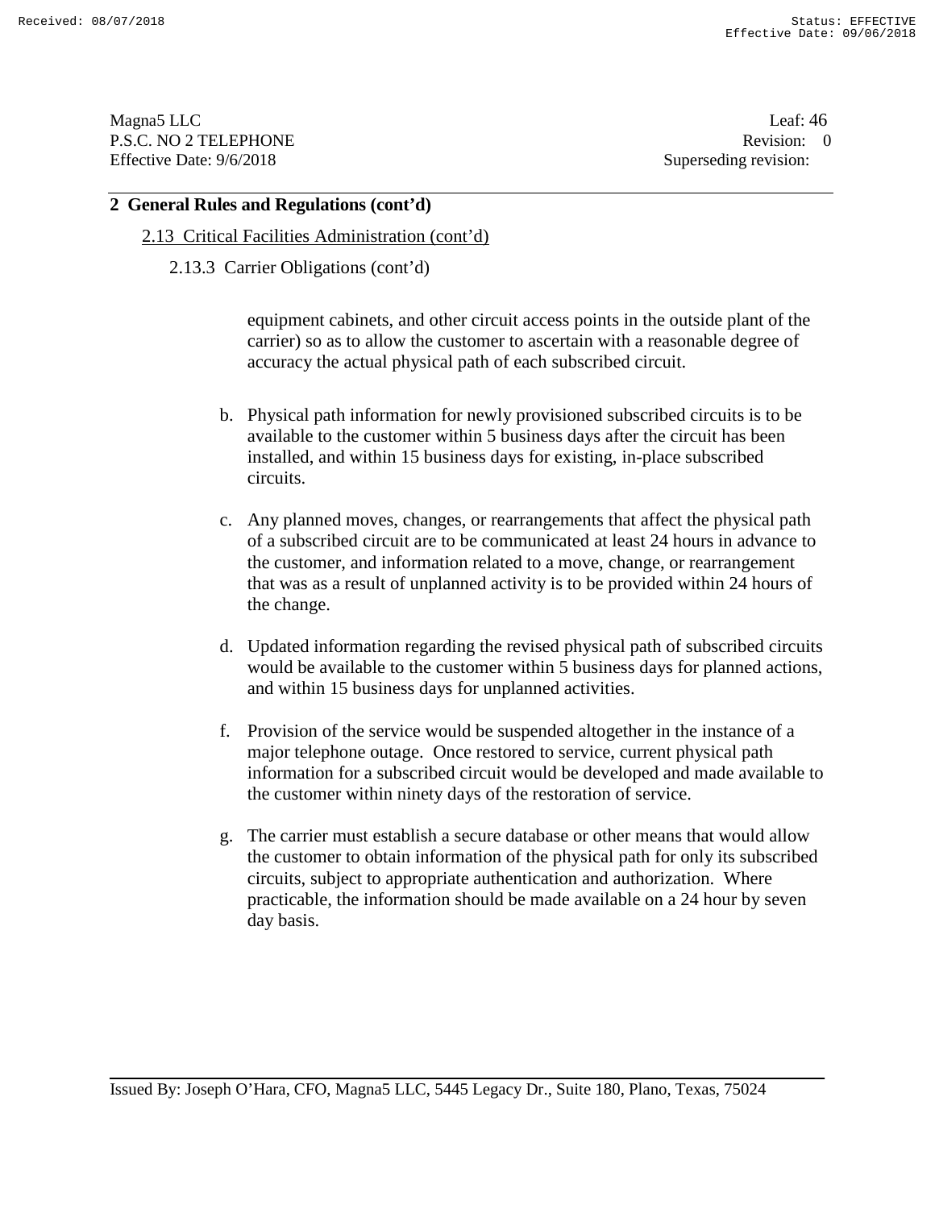## 2 General Rules and Regulations (cont'd)

2.13 Critical Facilities Administration (cont'd)

2.13.3 Carrier Obligations (cont'd)

equipment cabinets, and other circuit access points in the outside plant of the carrier) so as to allow the customer to ascertain with a reasonable degree of accuracy the actual physical path of each subscribed circuit.

b. Physical path information for newly provisioned subscribed circuits is to be available to the customer within 5 business days after the circuit has been installed, and within 15 business days for existing, in-place subscribed circuits.

c. Any planned moves, changes, or rearrangements that affect the physical path of a subscribed circuit are to be communicated at least 24 hours in advance to the customer, and information related to a move, change, or rearrangement that was as a result of unplanned activity is to be provided within 24 hours of the change.

d. Updated information regarding the revised physical path of subscribed circuits would be available to the customer within 5 business days for planned actions, and within 15 business days for unplanned activities.

f. Provision of the service would be suspended altogether in the instance of a major telephone outage. Once restored to service, current physical path information for a subscribed circuit would be developed and made available to the customer within ninety days of the restoration of service.

g. The carrier must establish a secure database or other means that would allow the customer to obtain information of the physical path for only its subscribed circuits, subject to appropriate authentication and authorization. Where practicable, the information should be made available on a 24 hour by seven day basis.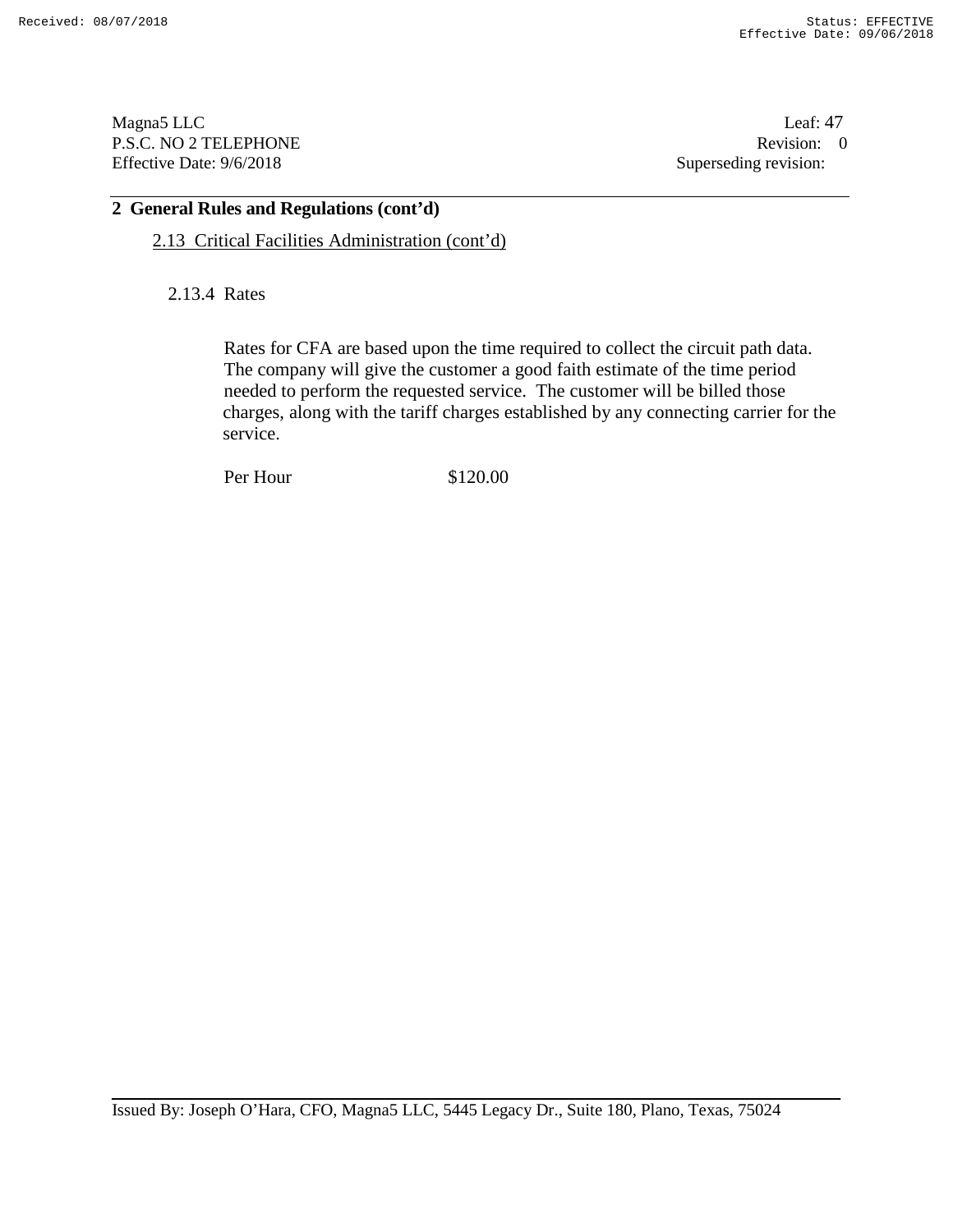## 2 General Rules and Regulations (cont'd)

2.13 Critical Facilities Administration (cont'd)

### 2.13.4 Rates

Rates for CFA are based upon the time required to collect the circuit path data. The company will give the customer a good faith estimate of the time period needed to perform the requested service. The customer will be billed those charges, along with the tariff charges established by any connecting carrier for the service.

| | |
|---|---|
| Per Hour | \$120.00 |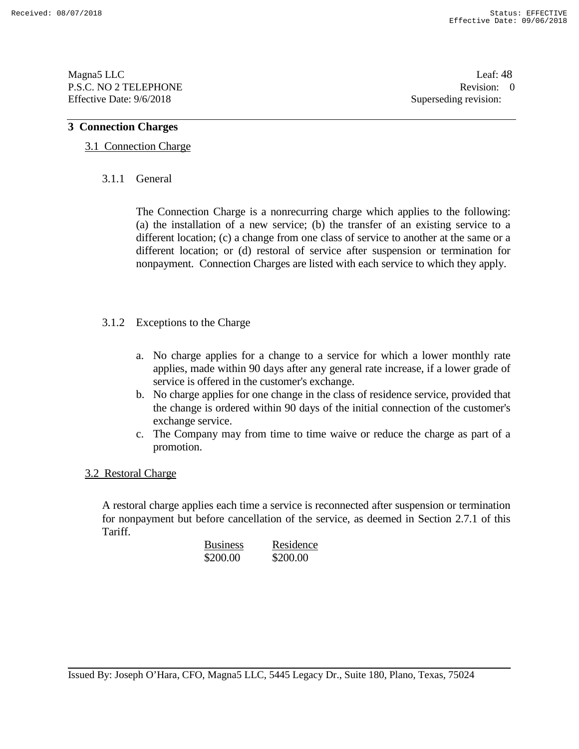## 3 Connection Charges

### 3.1 Connection Charge

#### 3.1.1 General

The Connection Charge is a nonrecurring charge which applies to the following: (a) the installation of a new service; (b) the transfer of an existing service to a different location; (c) a change from one class of service to another at the same or a different location; or (d) restoral of service after suspension or termination for nonpayment. Connection Charges are listed with each service to which they apply.

#### 3.1.2 Exceptions to the Charge

a. No charge applies for a change to a service for which a lower monthly rate applies, made within 90 days after any general rate increase, if a lower grade of service is offered in the customer's exchange.
b. No charge applies for one change in the class of residence service, provided that the change is ordered within 90 days of the initial connection of the customer's exchange service.
c. The Company may from time to time waive or reduce the charge as part of a promotion.

### 3.2 Restoral Charge

A restoral charge applies each time a service is reconnected after suspension or termination for nonpayment but before cancellation of the service, as deemed in Section 2.7.1 of this Tariff.

| Business | Residence |
|---|---|
| $200.00 | $200.00 |

Issued By: Joseph O'Hara, CFO, Magna5 LLC, 5445 Legacy Dr., Suite 180, Plano, Texas, 75024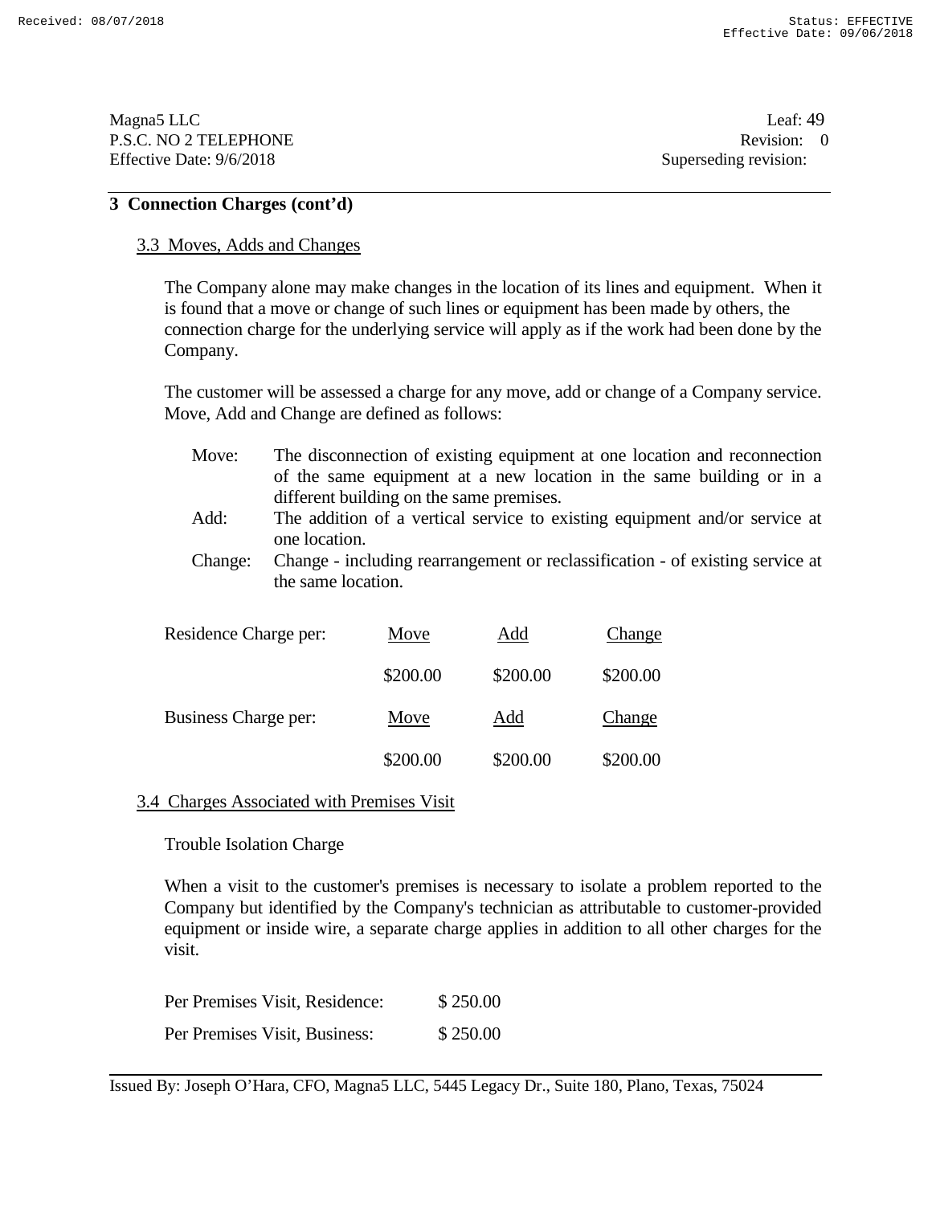## 3 Connection Charges (cont'd)

### 3.3 Moves, Adds and Changes

The Company alone may make changes in the location of its lines and equipment. When it is found that a move or change of such lines or equipment has been made by others, the connection charge for the underlying service will apply as if the work had been done by the Company.

The customer will be assessed a charge for any move, add or change of a Company service. Move, Add and Change are defined as follows:

- Move: The disconnection of existing equipment at one location and reconnection of the same equipment at a new location in the same building or in a different building on the same premises.
- Add: The addition of a vertical service to existing equipment and/or service at one location.
- Change: Change - including rearrangement or reclassification - of existing service at the same location.

| | Move | Add | Change |
|---|---|---|---|
| Residence Charge per: | $200.00 | $200.00 | $200.00 |
| Business Charge per: | $200.00 | $200.00 | $200.00 |

### 3.4 Charges Associated with Premises Visit

Trouble Isolation Charge

When a visit to the customer's premises is necessary to isolate a problem reported to the Company but identified by the Company's technician as attributable to customer-provided equipment or inside wire, a separate charge applies in addition to all other charges for the visit.

| | |
|---|---|
| Per Premises Visit, Residence: | $ 250.00 |
| Per Premises Visit, Business: | $ 250.00 |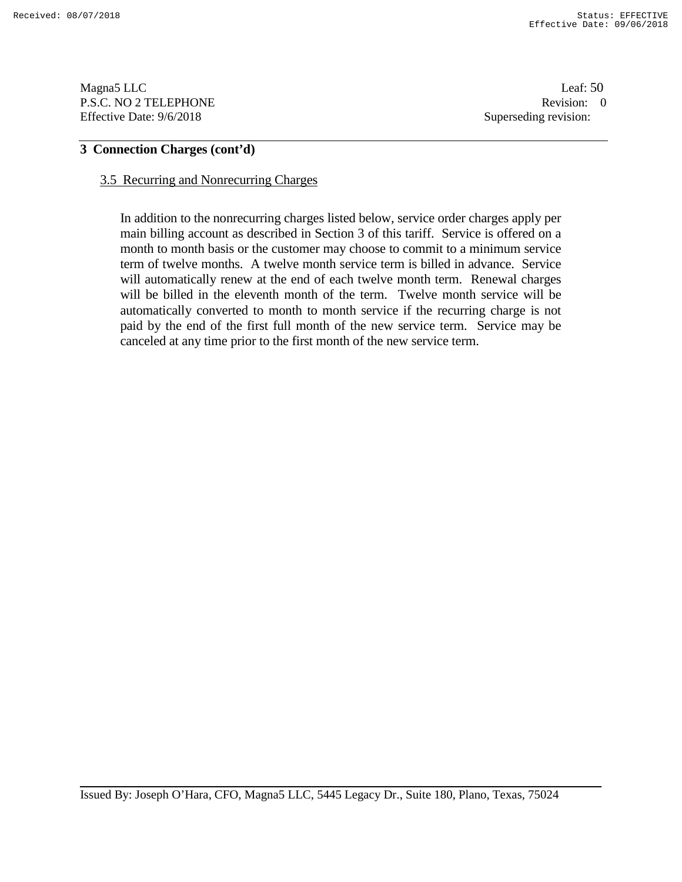Magna5 LLC
P.S.C. NO 2 TELEPHONE
Effective Date: 9/6/2018

Leaf: 50
Revision: 0
Superseding revision:

## 3 Connection Charges (cont'd)

### 3.5 Recurring and Nonrecurring Charges

In addition to the nonrecurring charges listed below, service order charges apply per main billing account as described in Section 3 of this tariff. Service is offered on a month to month basis or the customer may choose to commit to a minimum service term of twelve months. A twelve month service term is billed in advance. Service will automatically renew at the end of each twelve month term. Renewal charges will be billed in the eleventh month of the term. Twelve month service will be automatically converted to month to month service if the recurring charge is not paid by the end of the first full month of the new service term. Service may be canceled at any time prior to the first month of the new service term.

Issued By: Joseph O'Hara, CFO, Magna5 LLC, 5445 Legacy Dr., Suite 180, Plano, Texas, 75024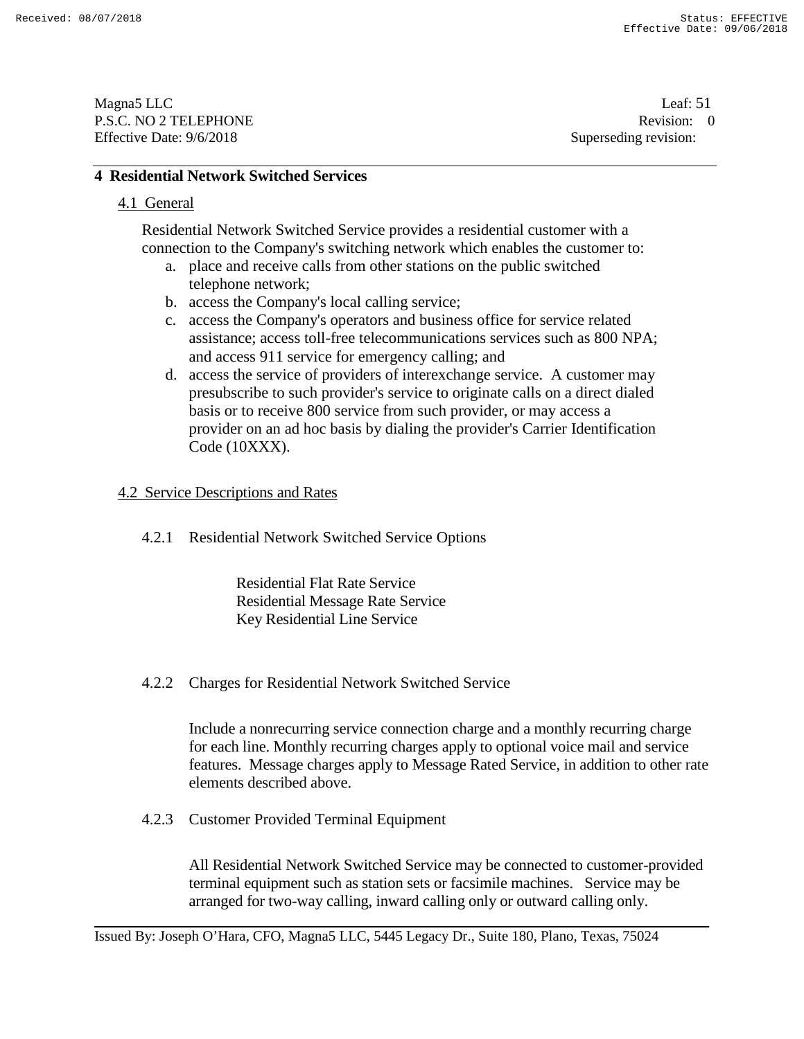# 4 Residential Network Switched Services

## 4.1 General

Residential Network Switched Service provides a residential customer with a connection to the Company's switching network which enables the customer to:

a. place and receive calls from other stations on the public switched telephone network;
b. access the Company's local calling service;
c. access the Company's operators and business office for service related assistance; access toll-free telecommunications services such as 800 NPA; and access 911 service for emergency calling; and
d. access the service of providers of interexchange service. A customer may presubscribe to such provider's service to originate calls on a direct dialed basis or to receive 800 service from such provider, or may access a provider on an ad hoc basis by dialing the provider's Carrier Identification Code (10XXX).

## 4.2 Service Descriptions and Rates

### 4.2.1 Residential Network Switched Service Options

Residential Flat Rate Service
Residential Message Rate Service
Key Residential Line Service

### 4.2.2 Charges for Residential Network Switched Service

Include a nonrecurring service connection charge and a monthly recurring charge for each line. Monthly recurring charges apply to optional voice mail and service features. Message charges apply to Message Rated Service, in addition to other rate elements described above.

### 4.2.3 Customer Provided Terminal Equipment

All Residential Network Switched Service may be connected to customer-provided terminal equipment such as station sets or facsimile machines. Service may be arranged for two-way calling, inward calling only or outward calling only.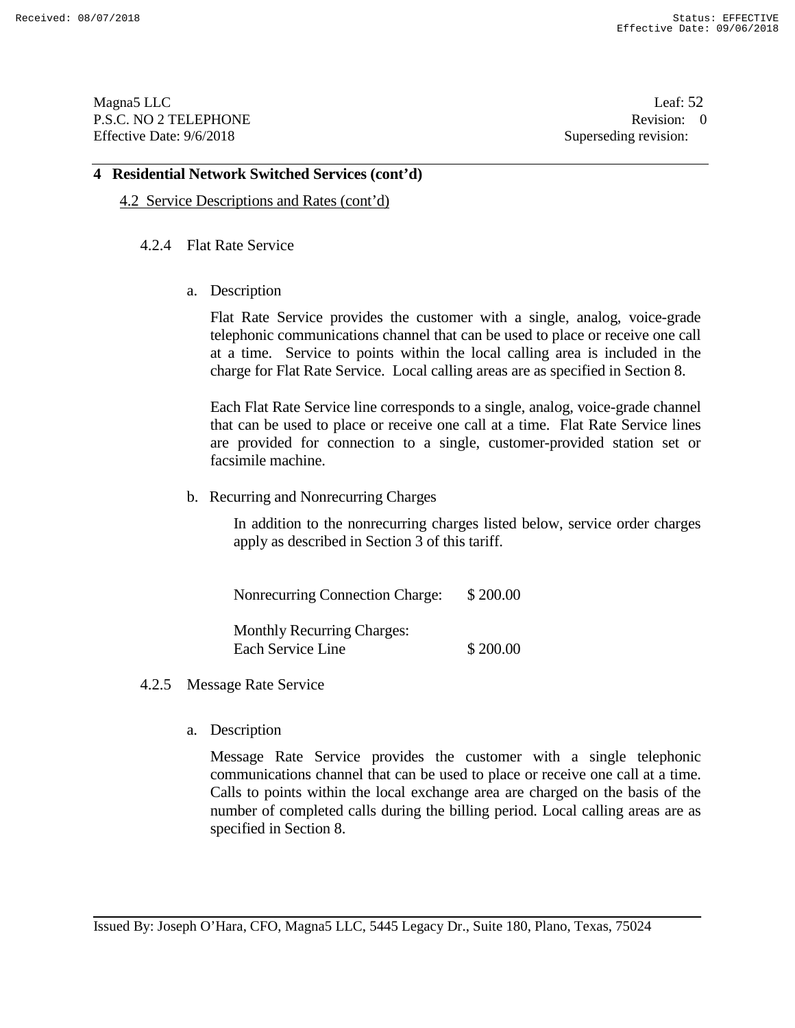## 4 Residential Network Switched Services (cont'd)

4.2 Service Descriptions and Rates (cont'd)

### 4.2.4 Flat Rate Service

a. Description

Flat Rate Service provides the customer with a single, analog, voice-grade telephonic communications channel that can be used to place or receive one call at a time. Service to points within the local calling area is included in the charge for Flat Rate Service. Local calling areas are as specified in Section 8.

Each Flat Rate Service line corresponds to a single, analog, voice-grade channel that can be used to place or receive one call at a time. Flat Rate Service lines are provided for connection to a single, customer-provided station set or facsimile machine.

b. Recurring and Nonrecurring Charges

In addition to the nonrecurring charges listed below, service order charges apply as described in Section 3 of this tariff.

| | |
|---|---|
| Nonrecurring Connection Charge: | $ 200.00 |
| Monthly Recurring Charges: | |
| Each Service Line | $ 200.00 |

### 4.2.5 Message Rate Service

a. Description

Message Rate Service provides the customer with a single telephonic communications channel that can be used to place or receive one call at a time. Calls to points within the local exchange area are charged on the basis of the number of completed calls during the billing period. Local calling areas are as specified in Section 8.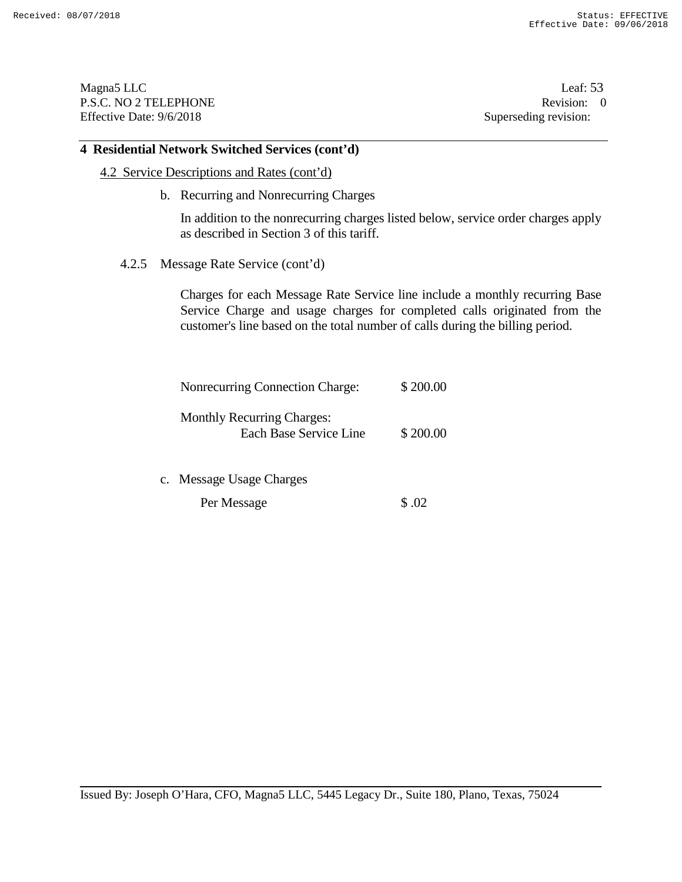## 4 Residential Network Switched Services (cont'd)

4.2 Service Descriptions and Rates (cont'd)

b. Recurring and Nonrecurring Charges

In addition to the nonrecurring charges listed below, service order charges apply as described in Section 3 of this tariff.

4.2.5 Message Rate Service (cont'd)

Charges for each Message Rate Service line include a monthly recurring Base Service Charge and usage charges for completed calls originated from the customer's line based on the total number of calls during the billing period.

| | |
|---|---|
| Nonrecurring Connection Charge: | $ 200.00 |
| Monthly Recurring Charges: | |
| Each Base Service Line | $ 200.00 |

c. Message Usage Charges

| | |
|---|---|
| Per Message | $ .02 |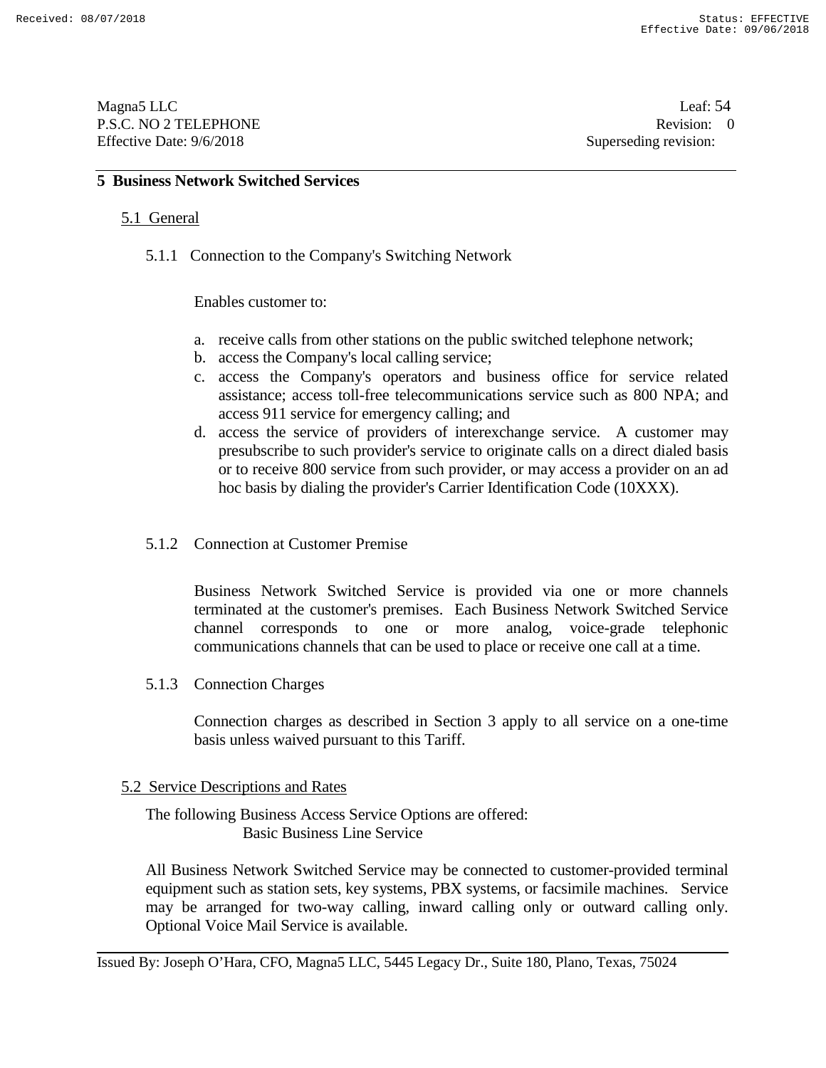## 5 Business Network Switched Services

### 5.1 General

#### 5.1.1 Connection to the Company's Switching Network

Enables customer to:

a. receive calls from other stations on the public switched telephone network;
b. access the Company's local calling service;
c. access the Company's operators and business office for service related assistance; access toll-free telecommunications service such as 800 NPA; and access 911 service for emergency calling; and
d. access the service of providers of interexchange service. A customer may presubscribe to such provider's service to originate calls on a direct dialed basis or to receive 800 service from such provider, or may access a provider on an ad hoc basis by dialing the provider's Carrier Identification Code (10XXX).

#### 5.1.2 Connection at Customer Premise

Business Network Switched Service is provided via one or more channels terminated at the customer's premises. Each Business Network Switched Service channel corresponds to one or more analog, voice-grade telephonic communications channels that can be used to place or receive one call at a time.

#### 5.1.3 Connection Charges

Connection charges as described in Section 3 apply to all service on a one-time basis unless waived pursuant to this Tariff.

### 5.2 Service Descriptions and Rates

The following Business Access Service Options are offered:
Basic Business Line Service

All Business Network Switched Service may be connected to customer-provided terminal equipment such as station sets, key systems, PBX systems, or facsimile machines. Service may be arranged for two-way calling, inward calling only or outward calling only. Optional Voice Mail Service is available.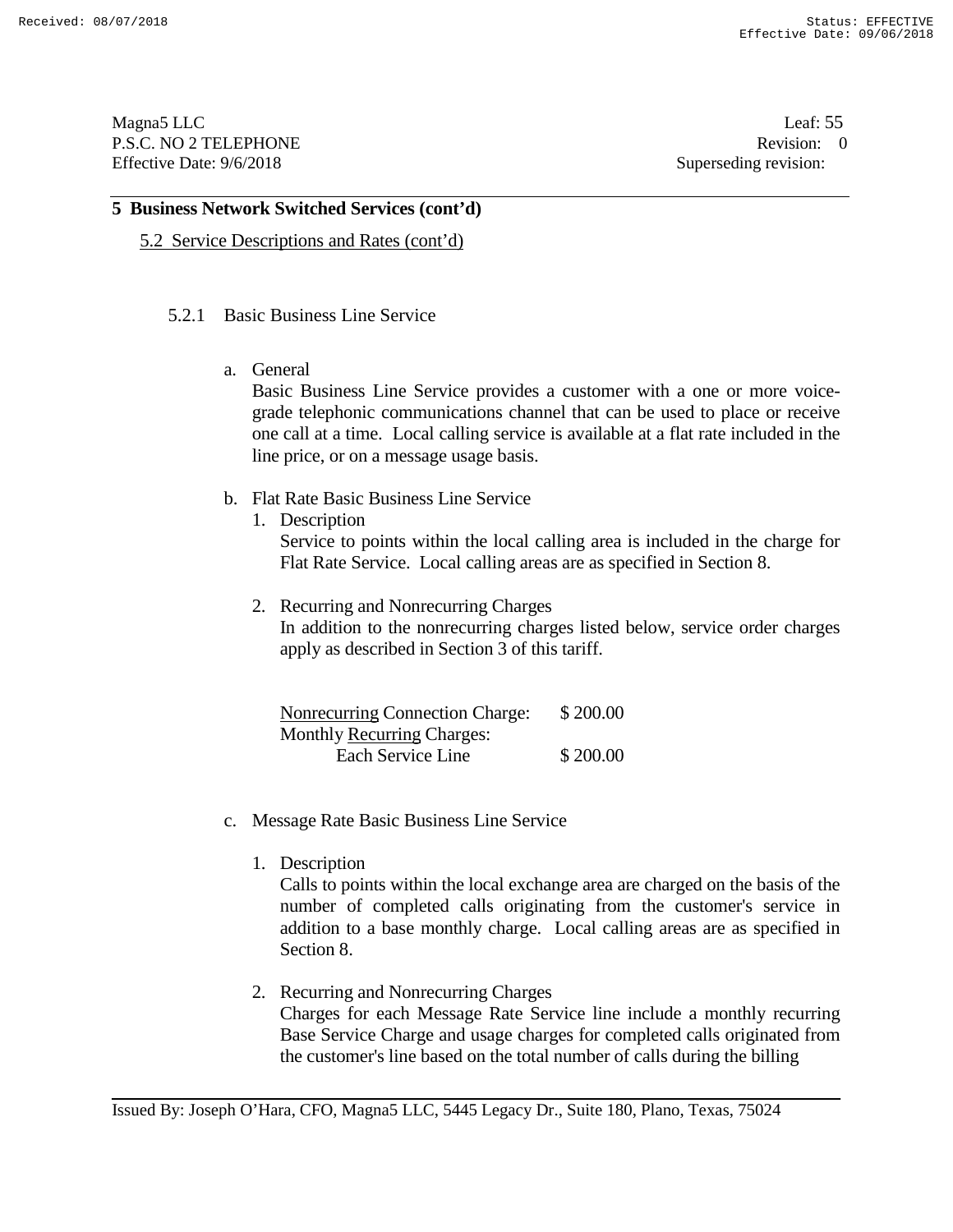Magna5 LLC  
P.S.C. NO 2 TELEPHONE  
Effective Date: 9/6/2018

Leaf: 55  
Revision: 0  
Superseding revision:

## 5 Business Network Switched Services (cont'd)

5.2 Service Descriptions and Rates (cont'd)

### 5.2.1 Basic Business Line Service

a. General

Basic Business Line Service provides a customer with a one or more voice-grade telephonic communications channel that can be used to place or receive one call at a time. Local calling service is available at a flat rate included in the line price, or on a message usage basis.

b. Flat Rate Basic Business Line Service

1. Description

   Service to points within the local calling area is included in the charge for Flat Rate Service. Local calling areas are as specified in Section 8.

2. Recurring and Nonrecurring Charges

   In addition to the nonrecurring charges listed below, service order charges apply as described in Section 3 of this tariff.

| | |
|---|---|
| Nonrecurring Connection Charge: | $ 200.00 |
| Monthly Recurring Charges: | |
| Each Service Line | $ 200.00 |

c. Message Rate Basic Business Line Service

1. Description

   Calls to points within the local exchange area are charged on the basis of the number of completed calls originating from the customer's service in addition to a base monthly charge. Local calling areas are as specified in Section 8.

2. Recurring and Nonrecurring Charges

   Charges for each Message Rate Service line include a monthly recurring Base Service Charge and usage charges for completed calls originated from the customer's line based on the total number of calls during the billing

Issued By: Joseph O'Hara, CFO, Magna5 LLC, 5445 Legacy Dr., Suite 180, Plano, Texas, 75024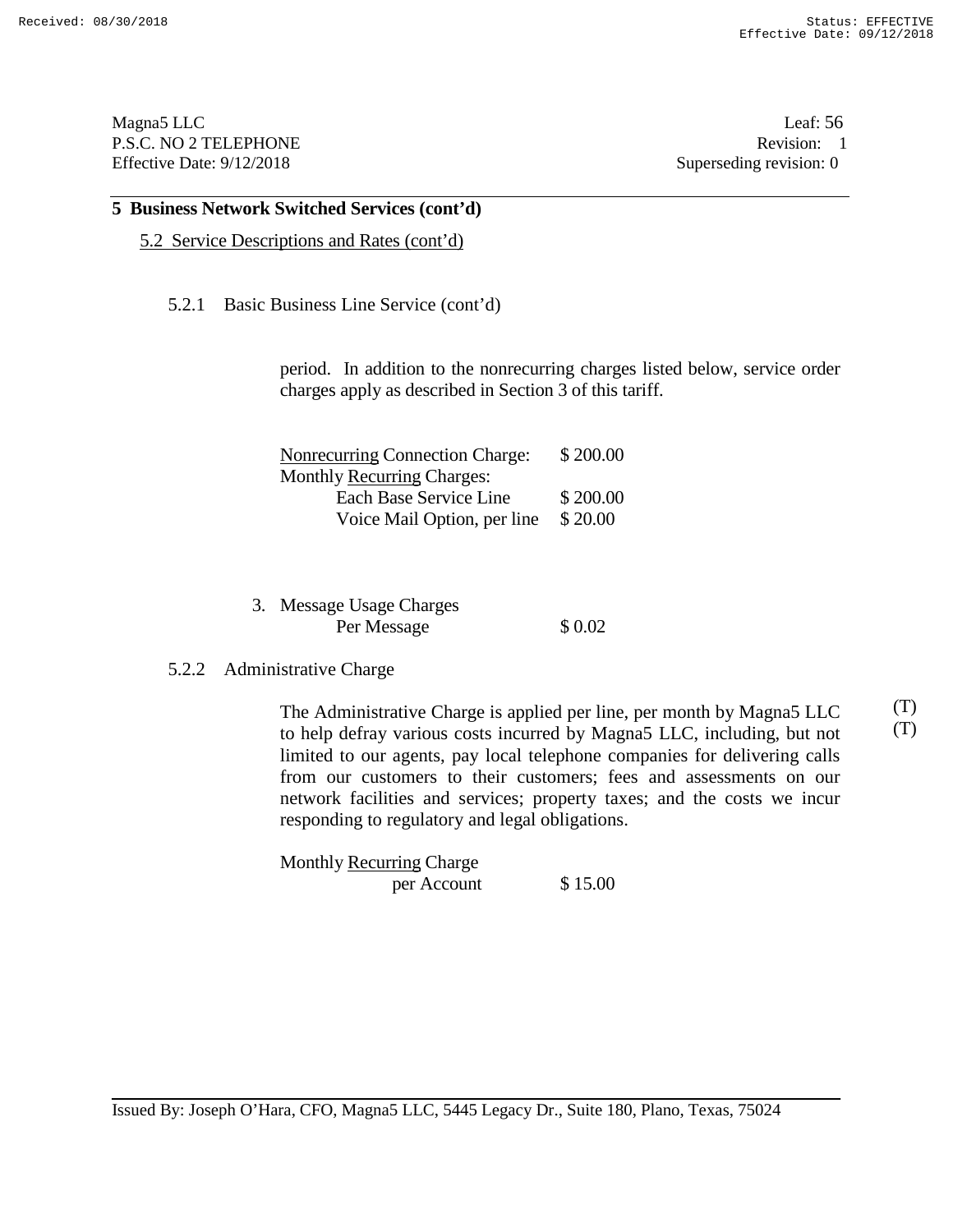## 5 Business Network Switched Services (cont'd)

5.2 Service Descriptions and Rates (cont'd)

5.2.1 Basic Business Line Service (cont'd)

period. In addition to the nonrecurring charges listed below, service order charges apply as described in Section 3 of this tariff.

| | |
|---|---|
| Nonrecurring Connection Charge: | $ 200.00 |
| Monthly Recurring Charges: | |
| Each Base Service Line | $ 200.00 |
| Voice Mail Option, per line | $ 20.00 |

3. Message Usage Charges

| | |
|---|---|
| Per Message | $ 0.02 |

5.2.2 Administrative Charge

The Administrative Charge is applied per line, per month by Magna5 LLC to help defray various costs incurred by Magna5 LLC, including, but not limited to our agents, pay local telephone companies for delivering calls from our customers to their customers; fees and assessments on our network facilities and services; property taxes; and the costs we incur responding to regulatory and legal obligations. (T) (T)

| | |
|---|---|
| Monthly Recurring Charge | |
| per Account | $ 15.00 |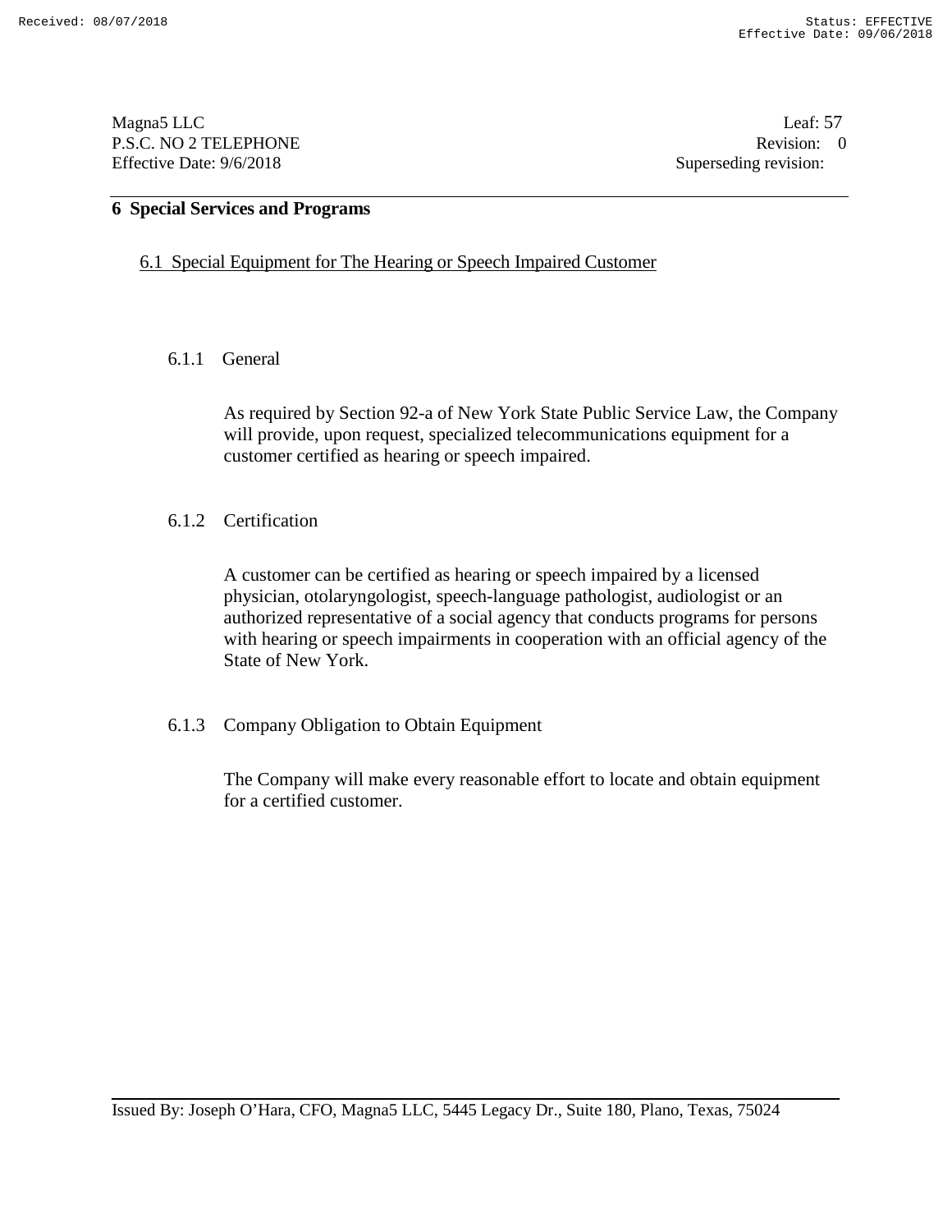## 6 Special Services and Programs

### 6.1 Special Equipment for The Hearing or Speech Impaired Customer

#### 6.1.1 General

As required by Section 92-a of New York State Public Service Law, the Company will provide, upon request, specialized telecommunications equipment for a customer certified as hearing or speech impaired.

#### 6.1.2 Certification

A customer can be certified as hearing or speech impaired by a licensed physician, otolaryngologist, speech-language pathologist, audiologist or an authorized representative of a social agency that conducts programs for persons with hearing or speech impairments in cooperation with an official agency of the State of New York.

#### 6.1.3 Company Obligation to Obtain Equipment

The Company will make every reasonable effort to locate and obtain equipment for a certified customer.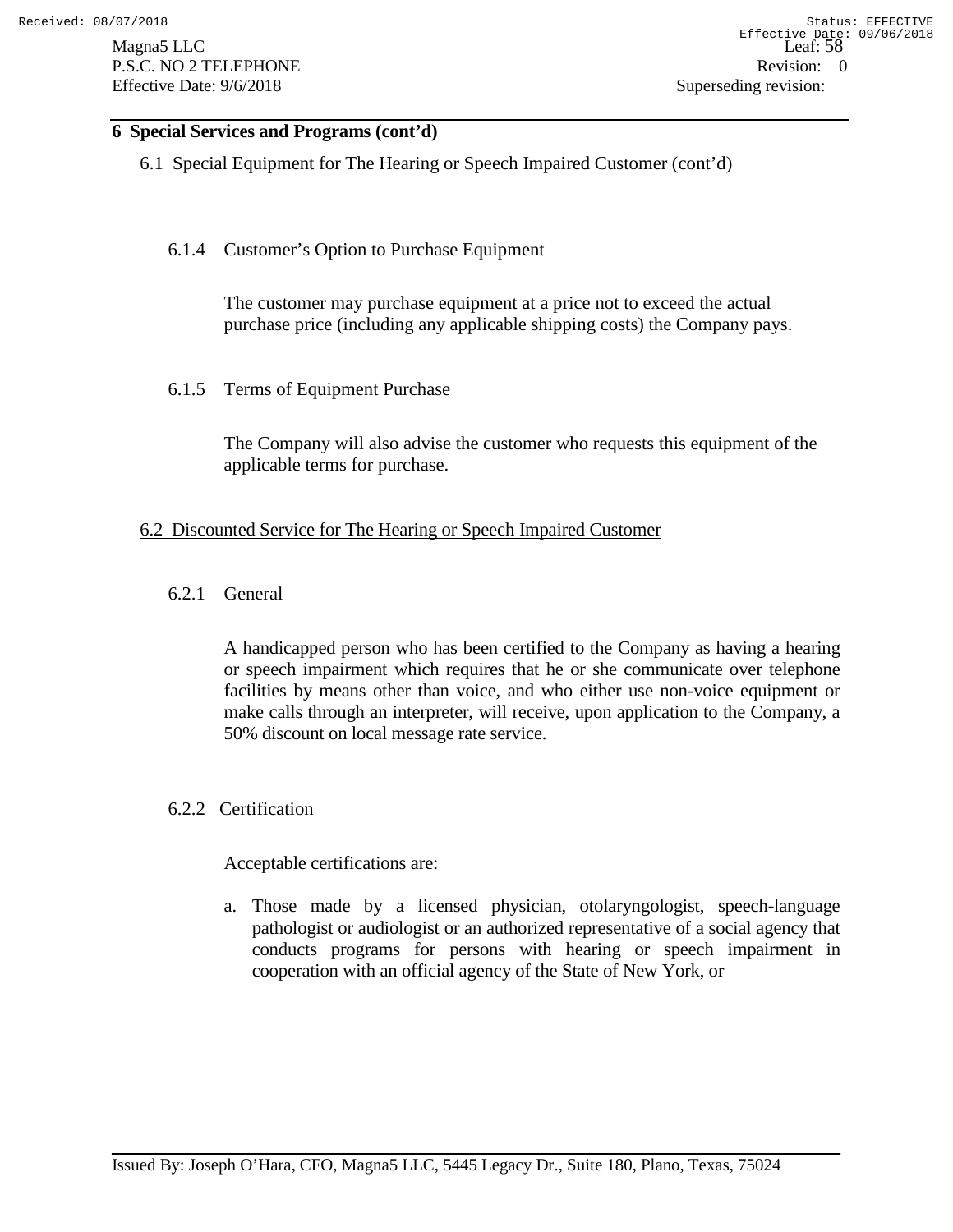## 6 Special Services and Programs (cont'd)

### 6.1 Special Equipment for The Hearing or Speech Impaired Customer (cont'd)

#### 6.1.4 Customer's Option to Purchase Equipment

The customer may purchase equipment at a price not to exceed the actual purchase price (including any applicable shipping costs) the Company pays.

#### 6.1.5 Terms of Equipment Purchase

The Company will also advise the customer who requests this equipment of the applicable terms for purchase.

### 6.2 Discounted Service for The Hearing or Speech Impaired Customer

#### 6.2.1 General

A handicapped person who has been certified to the Company as having a hearing or speech impairment which requires that he or she communicate over telephone facilities by means other than voice, and who either use non-voice equipment or make calls through an interpreter, will receive, upon application to the Company, a 50% discount on local message rate service.

#### 6.2.2 Certification

Acceptable certifications are:

a. Those made by a licensed physician, otolaryngologist, speech-language pathologist or audiologist or an authorized representative of a social agency that conducts programs for persons with hearing or speech impairment in cooperation with an official agency of the State of New York, or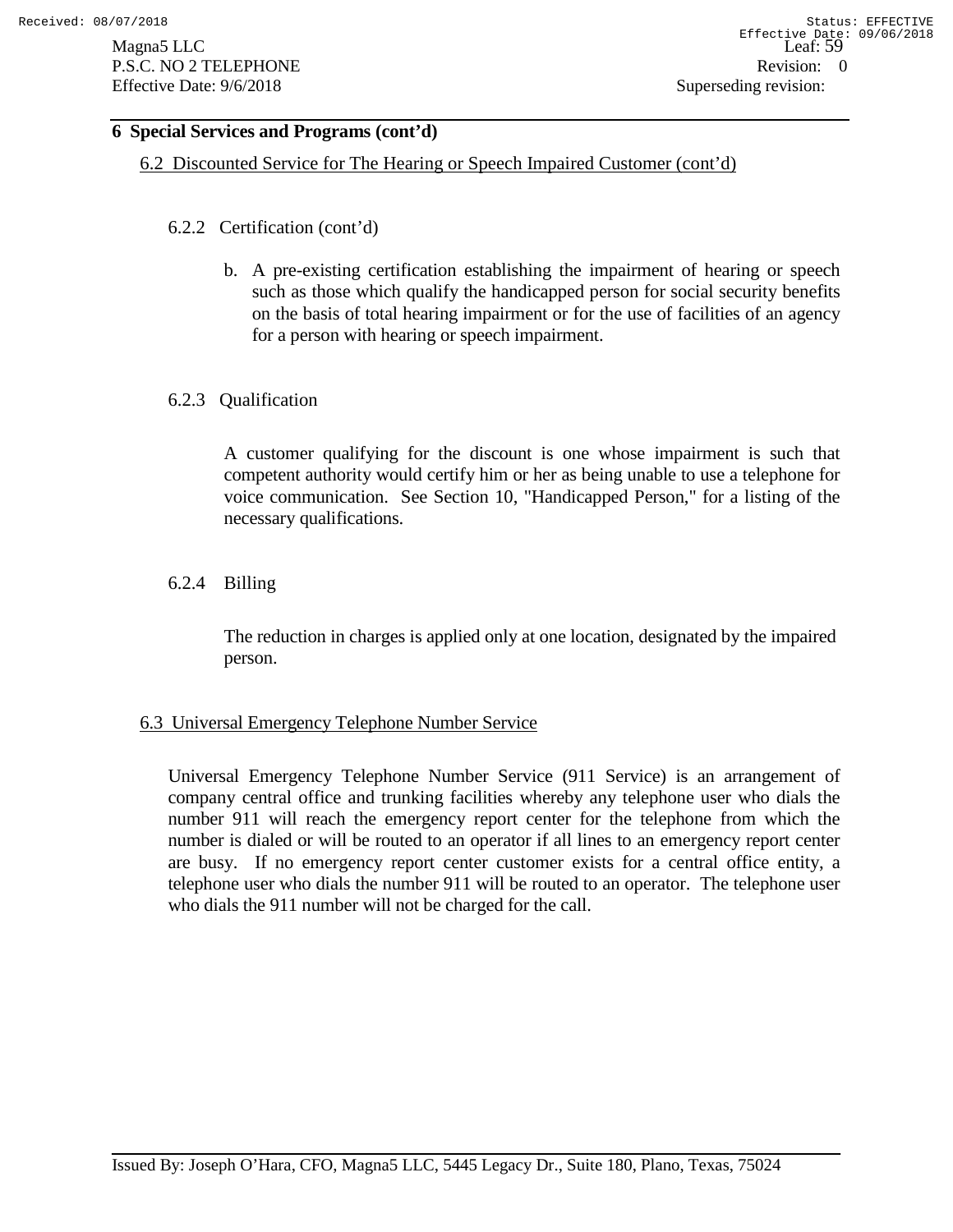## 6 Special Services and Programs (cont'd)

### 6.2 Discounted Service for The Hearing or Speech Impaired Customer (cont'd)

#### 6.2.2 Certification (cont'd)

b. A pre-existing certification establishing the impairment of hearing or speech such as those which qualify the handicapped person for social security benefits on the basis of total hearing impairment or for the use of facilities of an agency for a person with hearing or speech impairment.

#### 6.2.3 Qualification

A customer qualifying for the discount is one whose impairment is such that competent authority would certify him or her as being unable to use a telephone for voice communication. See Section 10, "Handicapped Person," for a listing of the necessary qualifications.

#### 6.2.4 Billing

The reduction in charges is applied only at one location, designated by the impaired person.

### 6.3 Universal Emergency Telephone Number Service

Universal Emergency Telephone Number Service (911 Service) is an arrangement of company central office and trunking facilities whereby any telephone user who dials the number 911 will reach the emergency report center for the telephone from which the number is dialed or will be routed to an operator if all lines to an emergency report center are busy. If no emergency report center customer exists for a central office entity, a telephone user who dials the number 911 will be routed to an operator. The telephone user who dials the 911 number will not be charged for the call.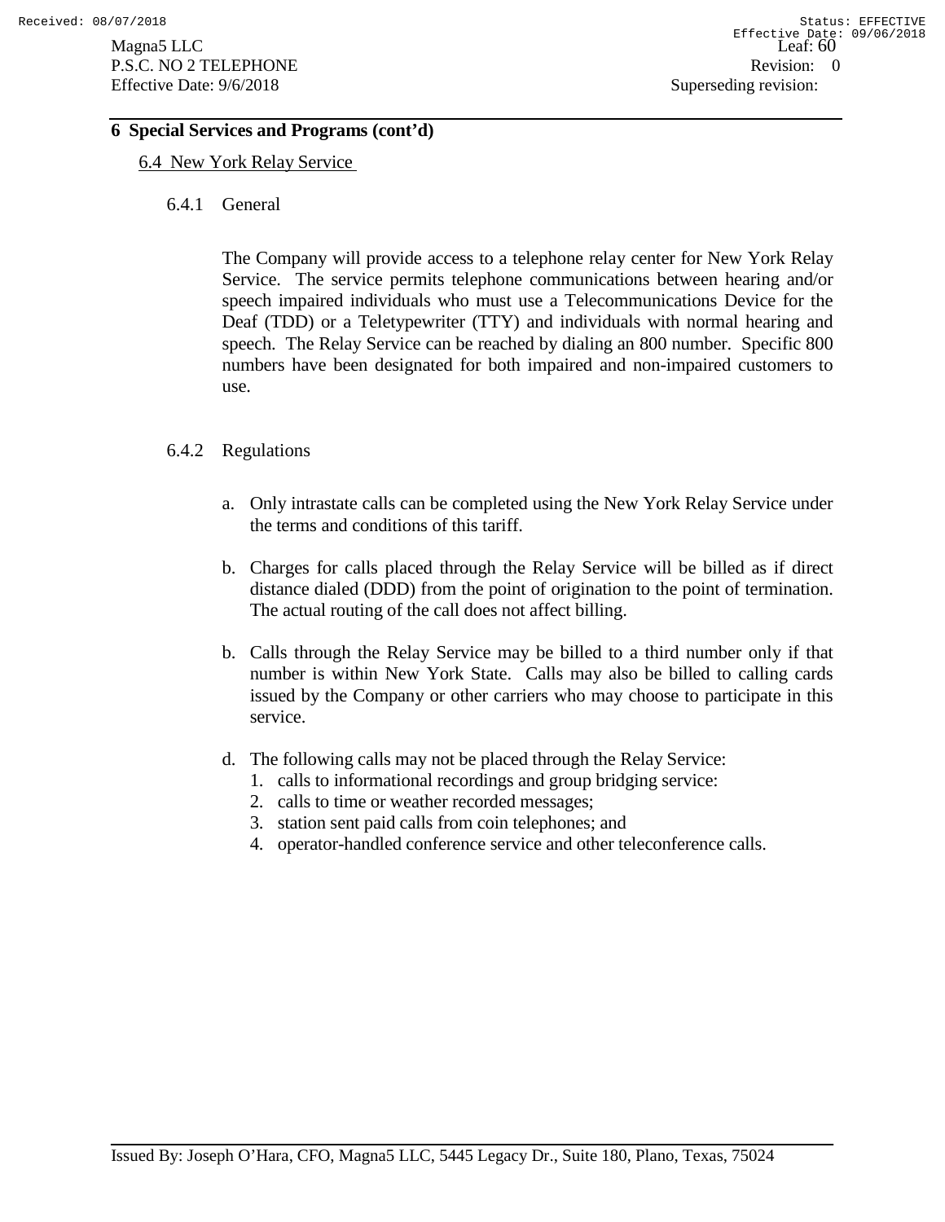## 6 Special Services and Programs (cont'd)

### 6.4 New York Relay Service

#### 6.4.1 General

The Company will provide access to a telephone relay center for New York Relay Service. The service permits telephone communications between hearing and/or speech impaired individuals who must use a Telecommunications Device for the Deaf (TDD) or a Teletypewriter (TTY) and individuals with normal hearing and speech. The Relay Service can be reached by dialing an 800 number. Specific 800 numbers have been designated for both impaired and non-impaired customers to use.

#### 6.4.2 Regulations

a. Only intrastate calls can be completed using the New York Relay Service under the terms and conditions of this tariff.

b. Charges for calls placed through the Relay Service will be billed as if direct distance dialed (DDD) from the point of origination to the point of termination. The actual routing of the call does not affect billing.

b. Calls through the Relay Service may be billed to a third number only if that number is within New York State. Calls may also be billed to calling cards issued by the Company or other carriers who may choose to participate in this service.

d. The following calls may not be placed through the Relay Service:
   1. calls to informational recordings and group bridging service:
   2. calls to time or weather recorded messages;
   3. station sent paid calls from coin telephones; and
   4. operator-handled conference service and other teleconference calls.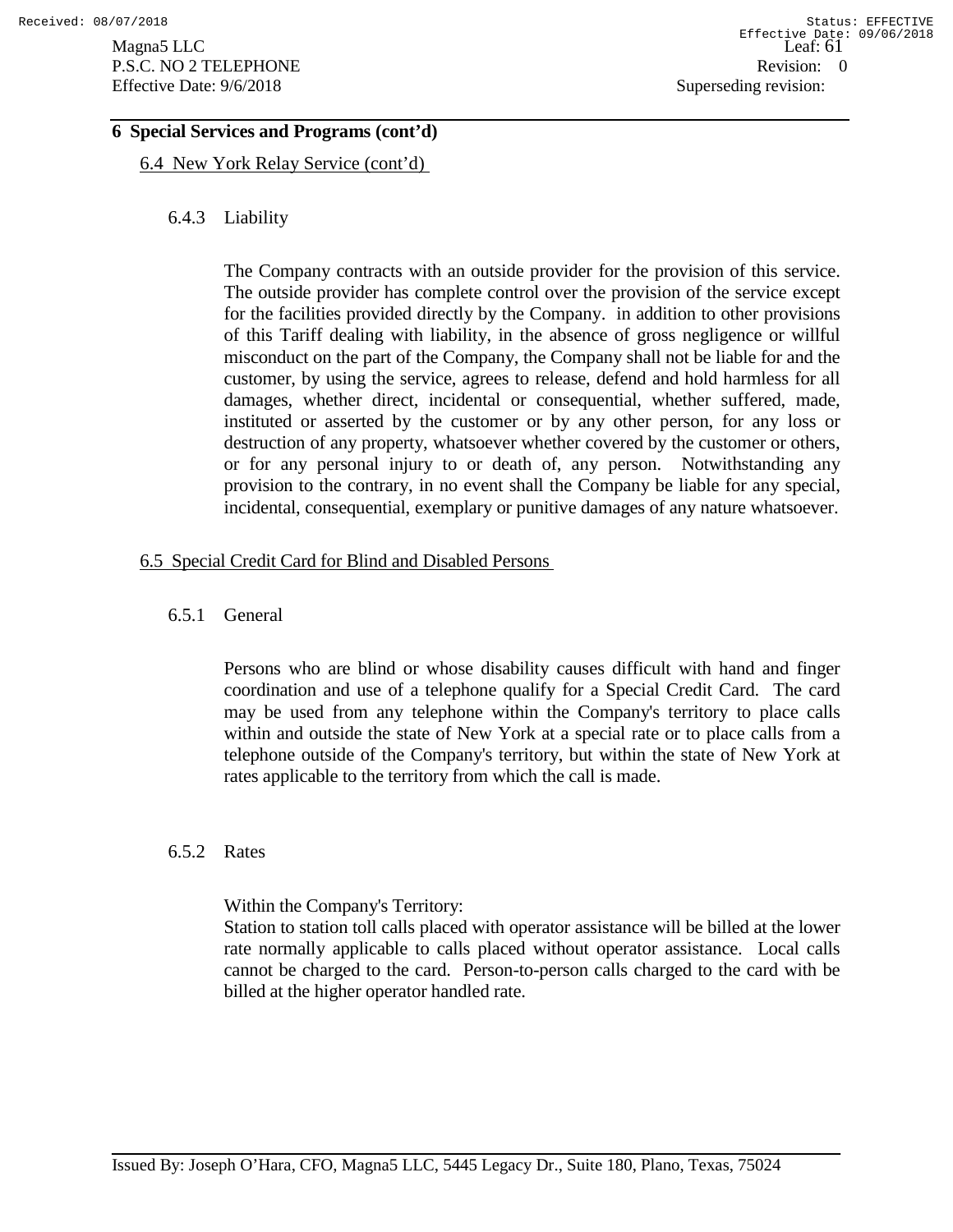## 6 Special Services and Programs (cont'd)

### 6.4 New York Relay Service (cont'd)

#### 6.4.3 Liability

The Company contracts with an outside provider for the provision of this service. The outside provider has complete control over the provision of the service except for the facilities provided directly by the Company. in addition to other provisions of this Tariff dealing with liability, in the absence of gross negligence or willful misconduct on the part of the Company, the Company shall not be liable for and the customer, by using the service, agrees to release, defend and hold harmless for all damages, whether direct, incidental or consequential, whether suffered, made, instituted or asserted by the customer or by any other person, for any loss or destruction of any property, whatsoever whether covered by the customer or others, or for any personal injury to or death of, any person. Notwithstanding any provision to the contrary, in no event shall the Company be liable for any special, incidental, consequential, exemplary or punitive damages of any nature whatsoever.

### 6.5 Special Credit Card for Blind and Disabled Persons

#### 6.5.1 General

Persons who are blind or whose disability causes difficult with hand and finger coordination and use of a telephone qualify for a Special Credit Card. The card may be used from any telephone within the Company's territory to place calls within and outside the state of New York at a special rate or to place calls from a telephone outside of the Company's territory, but within the state of New York at rates applicable to the territory from which the call is made.

#### 6.5.2 Rates

Within the Company's Territory:
Station to station toll calls placed with operator assistance will be billed at the lower rate normally applicable to calls placed without operator assistance. Local calls cannot be charged to the card. Person-to-person calls charged to the card with be billed at the higher operator handled rate.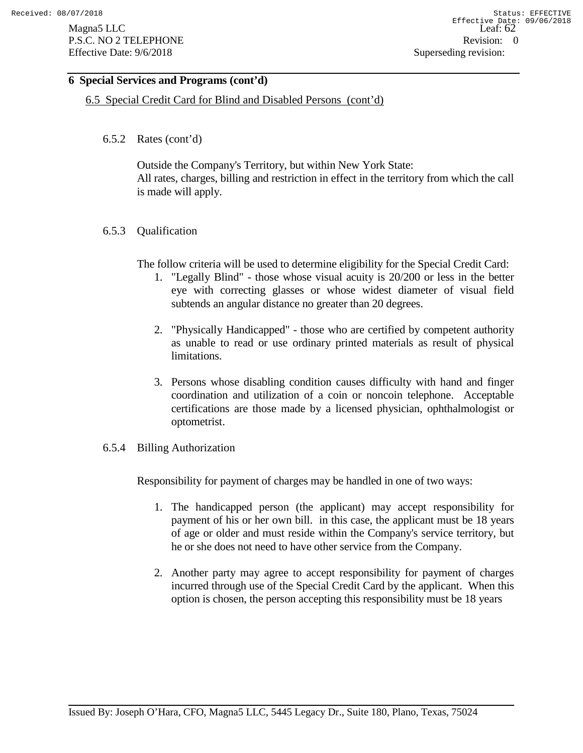## 6 Special Services and Programs (cont'd)

### 6.5 Special Credit Card for Blind and Disabled Persons (cont'd)

#### 6.5.2 Rates (cont'd)

Outside the Company's Territory, but within New York State:
All rates, charges, billing and restriction in effect in the territory from which the call is made will apply.

#### 6.5.3 Qualification

The follow criteria will be used to determine eligibility for the Special Credit Card:

1. "Legally Blind" - those whose visual acuity is 20/200 or less in the better eye with correcting glasses or whose widest diameter of visual field subtends an angular distance no greater than 20 degrees.

2. "Physically Handicapped" - those who are certified by competent authority as unable to read or use ordinary printed materials as result of physical limitations.

3. Persons whose disabling condition causes difficulty with hand and finger coordination and utilization of a coin or noncoin telephone. Acceptable certifications are those made by a licensed physician, ophthalmologist or optometrist.

#### 6.5.4 Billing Authorization

Responsibility for payment of charges may be handled in one of two ways:

1. The handicapped person (the applicant) may accept responsibility for payment of his or her own bill. in this case, the applicant must be 18 years of age or older and must reside within the Company's service territory, but he or she does not need to have other service from the Company.

2. Another party may agree to accept responsibility for payment of charges incurred through use of the Special Credit Card by the applicant. When this option is chosen, the person accepting this responsibility must be 18 years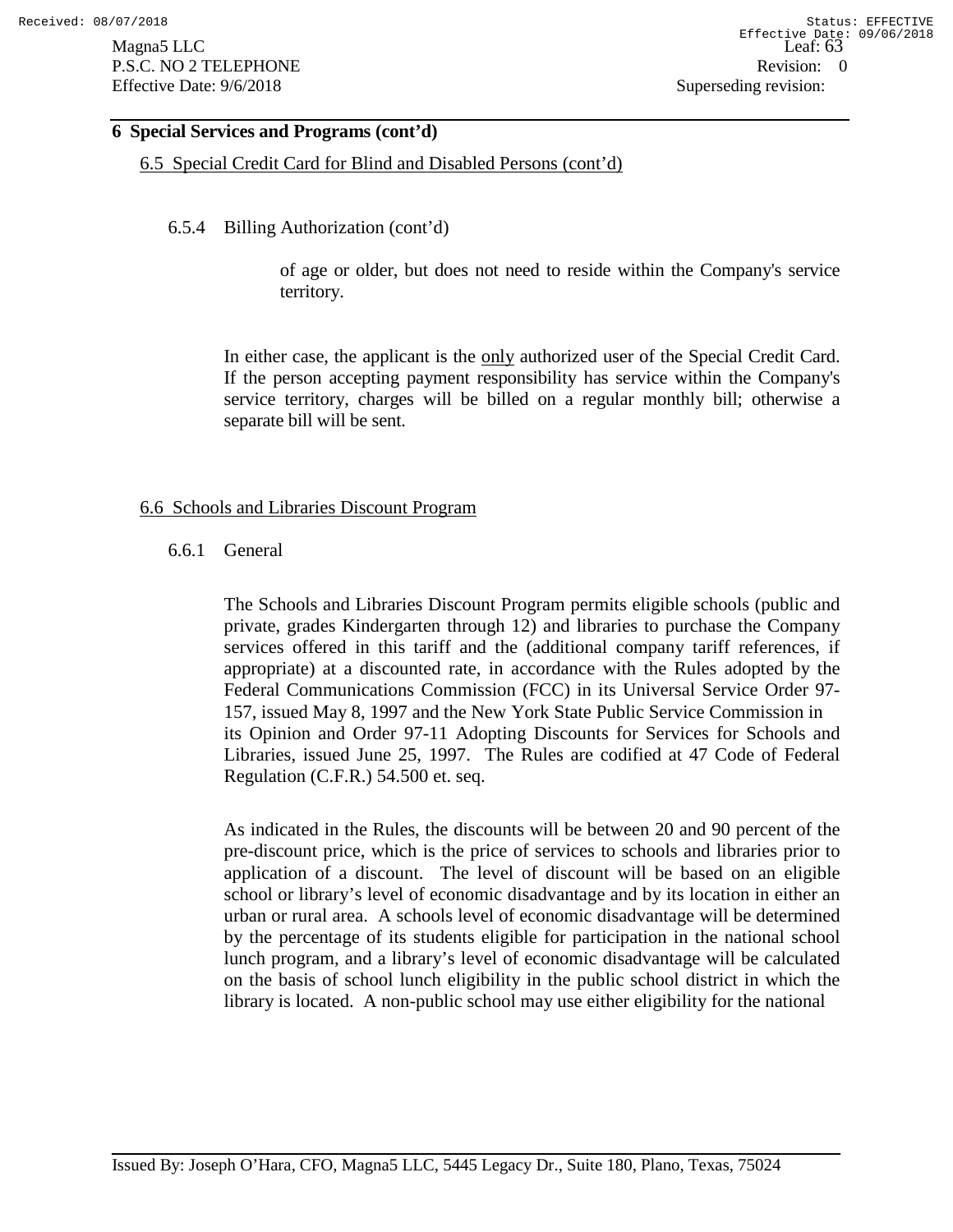## 6 Special Services and Programs (cont'd)

### 6.5 Special Credit Card for Blind and Disabled Persons (cont'd)

#### 6.5.4 Billing Authorization (cont'd)

of age or older, but does not need to reside within the Company's service territory.

In either case, the applicant is the only authorized user of the Special Credit Card. If the person accepting payment responsibility has service within the Company's service territory, charges will be billed on a regular monthly bill; otherwise a separate bill will be sent.

### 6.6 Schools and Libraries Discount Program

#### 6.6.1 General

The Schools and Libraries Discount Program permits eligible schools (public and private, grades Kindergarten through 12) and libraries to purchase the Company services offered in this tariff and the (additional company tariff references, if appropriate) at a discounted rate, in accordance with the Rules adopted by the Federal Communications Commission (FCC) in its Universal Service Order 97-157, issued May 8, 1997 and the New York State Public Service Commission in its Opinion and Order 97-11 Adopting Discounts for Services for Schools and Libraries, issued June 25, 1997. The Rules are codified at 47 Code of Federal Regulation (C.F.R.) 54.500 et. seq.

As indicated in the Rules, the discounts will be between 20 and 90 percent of the pre-discount price, which is the price of services to schools and libraries prior to application of a discount. The level of discount will be based on an eligible school or library's level of economic disadvantage and by its location in either an urban or rural area. A schools level of economic disadvantage will be determined by the percentage of its students eligible for participation in the national school lunch program, and a library's level of economic disadvantage will be calculated on the basis of school lunch eligibility in the public school district in which the library is located. A non-public school may use either eligibility for the national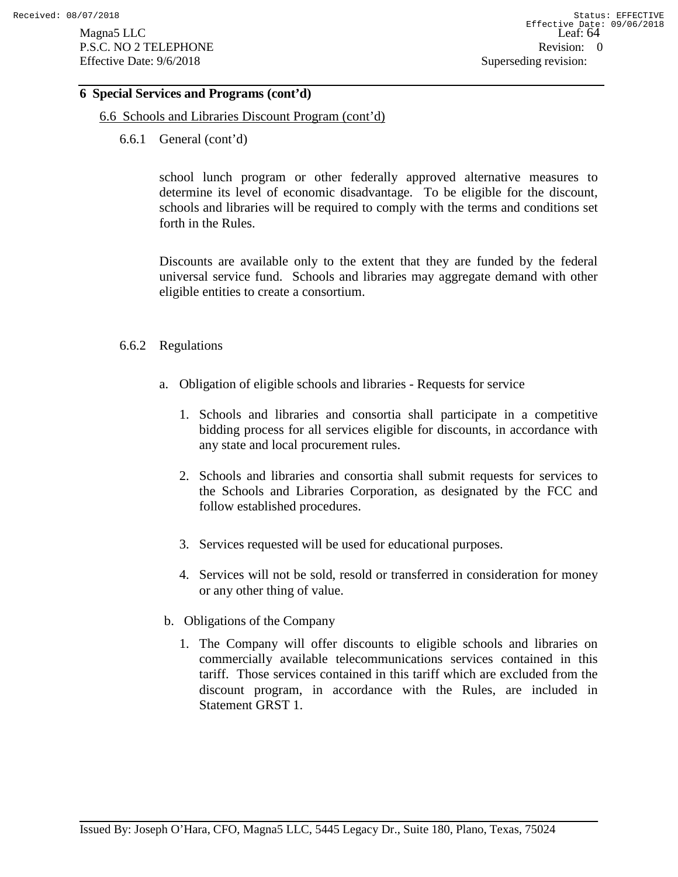## 6 Special Services and Programs (cont'd)

### 6.6 Schools and Libraries Discount Program (cont'd)

#### 6.6.1 General (cont'd)

school lunch program or other federally approved alternative measures to determine its level of economic disadvantage. To be eligible for the discount, schools and libraries will be required to comply with the terms and conditions set forth in the Rules.

Discounts are available only to the extent that they are funded by the federal universal service fund. Schools and libraries may aggregate demand with other eligible entities to create a consortium.

#### 6.6.2 Regulations

a. Obligation of eligible schools and libraries - Requests for service

1. Schools and libraries and consortia shall participate in a competitive bidding process for all services eligible for discounts, in accordance with any state and local procurement rules.
2. Schools and libraries and consortia shall submit requests for services to the Schools and Libraries Corporation, as designated by the FCC and follow established procedures.
3. Services requested will be used for educational purposes.
4. Services will not be sold, resold or transferred in consideration for money or any other thing of value.

b. Obligations of the Company

1. The Company will offer discounts to eligible schools and libraries on commercially available telecommunications services contained in this tariff. Those services contained in this tariff which are excluded from the discount program, in accordance with the Rules, are included in Statement GRST 1.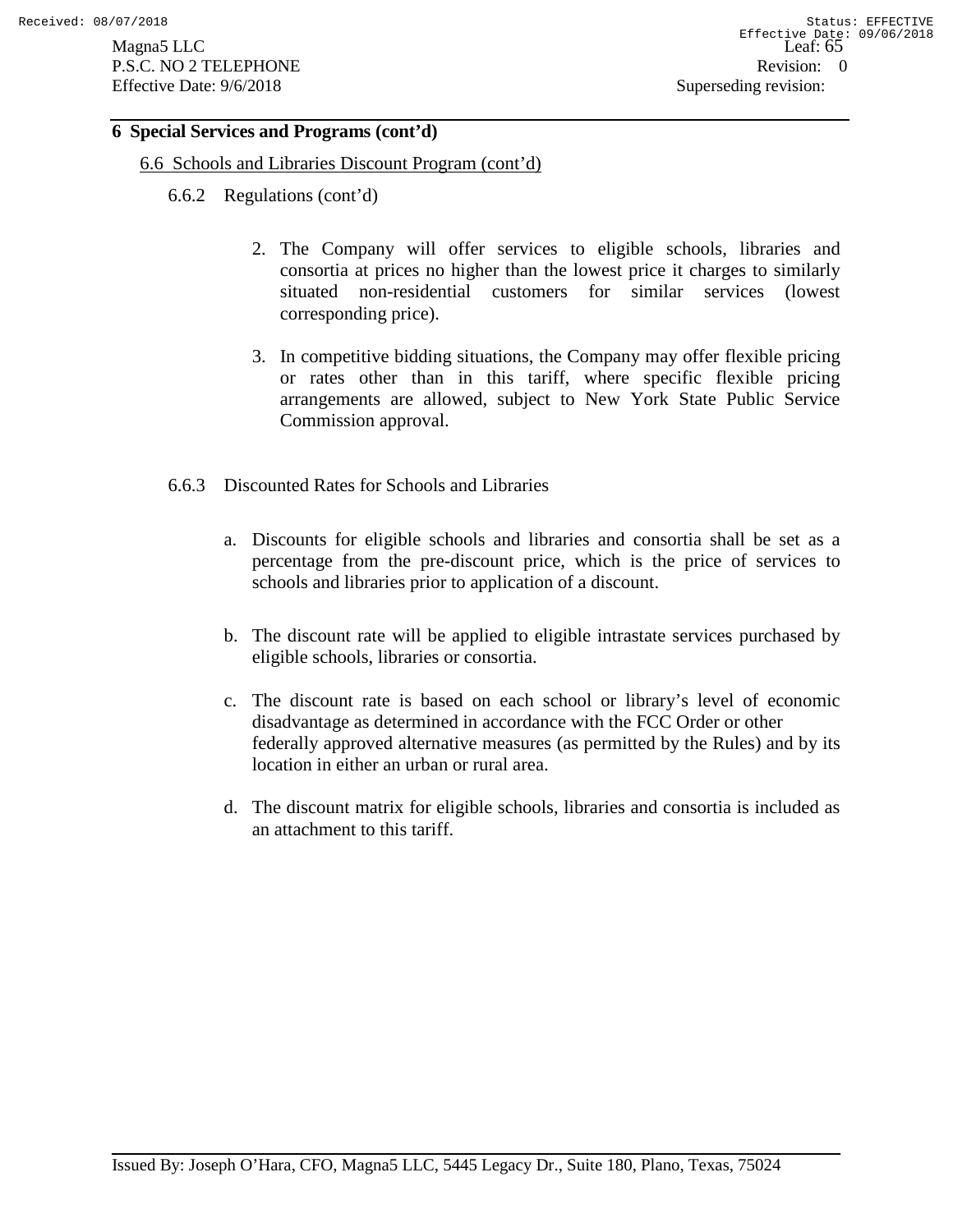## 6 Special Services and Programs (cont'd)

### 6.6 Schools and Libraries Discount Program (cont'd)

#### 6.6.2 Regulations (cont'd)

2. The Company will offer services to eligible schools, libraries and consortia at prices no higher than the lowest price it charges to similarly situated non-residential customers for similar services (lowest corresponding price).

3. In competitive bidding situations, the Company may offer flexible pricing or rates other than in this tariff, where specific flexible pricing arrangements are allowed, subject to New York State Public Service Commission approval.

#### 6.6.3 Discounted Rates for Schools and Libraries

a. Discounts for eligible schools and libraries and consortia shall be set as a percentage from the pre-discount price, which is the price of services to schools and libraries prior to application of a discount.

b. The discount rate will be applied to eligible intrastate services purchased by eligible schools, libraries or consortia.

c. The discount rate is based on each school or library's level of economic disadvantage as determined in accordance with the FCC Order or other federally approved alternative measures (as permitted by the Rules) and by its location in either an urban or rural area.

d. The discount matrix for eligible schools, libraries and consortia is included as an attachment to this tariff.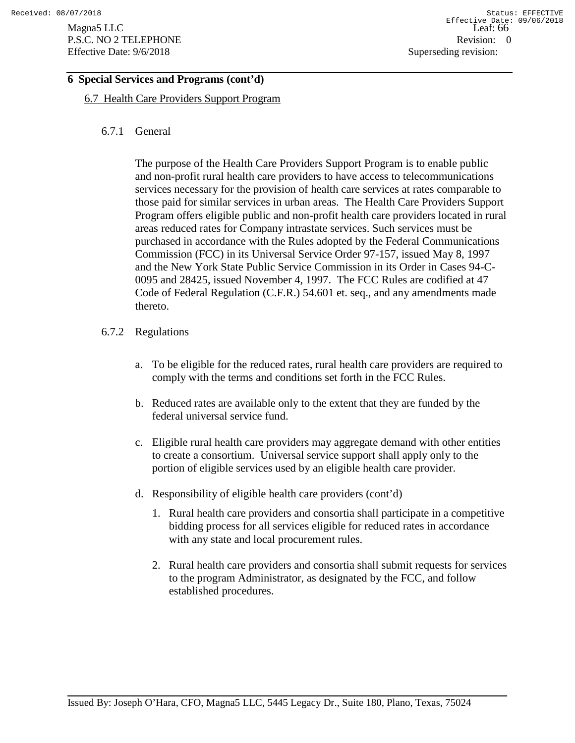## 6 Special Services and Programs (cont'd)

### 6.7 Health Care Providers Support Program

#### 6.7.1 General

The purpose of the Health Care Providers Support Program is to enable public and non-profit rural health care providers to have access to telecommunications services necessary for the provision of health care services at rates comparable to those paid for similar services in urban areas. The Health Care Providers Support Program offers eligible public and non-profit health care providers located in rural areas reduced rates for Company intrastate services. Such services must be purchased in accordance with the Rules adopted by the Federal Communications Commission (FCC) in its Universal Service Order 97-157, issued May 8, 1997 and the New York State Public Service Commission in its Order in Cases 94-C-0095 and 28425, issued November 4, 1997. The FCC Rules are codified at 47 Code of Federal Regulation (C.F.R.) 54.601 et. seq., and any amendments made thereto.

#### 6.7.2 Regulations

a. To be eligible for the reduced rates, rural health care providers are required to comply with the terms and conditions set forth in the FCC Rules.

b. Reduced rates are available only to the extent that they are funded by the federal universal service fund.

c. Eligible rural health care providers may aggregate demand with other entities to create a consortium. Universal service support shall apply only to the portion of eligible services used by an eligible health care provider.

d. Responsibility of eligible health care providers (cont'd)

   1. Rural health care providers and consortia shall participate in a competitive bidding process for all services eligible for reduced rates in accordance with any state and local procurement rules.

   2. Rural health care providers and consortia shall submit requests for services to the program Administrator, as designated by the FCC, and follow established procedures.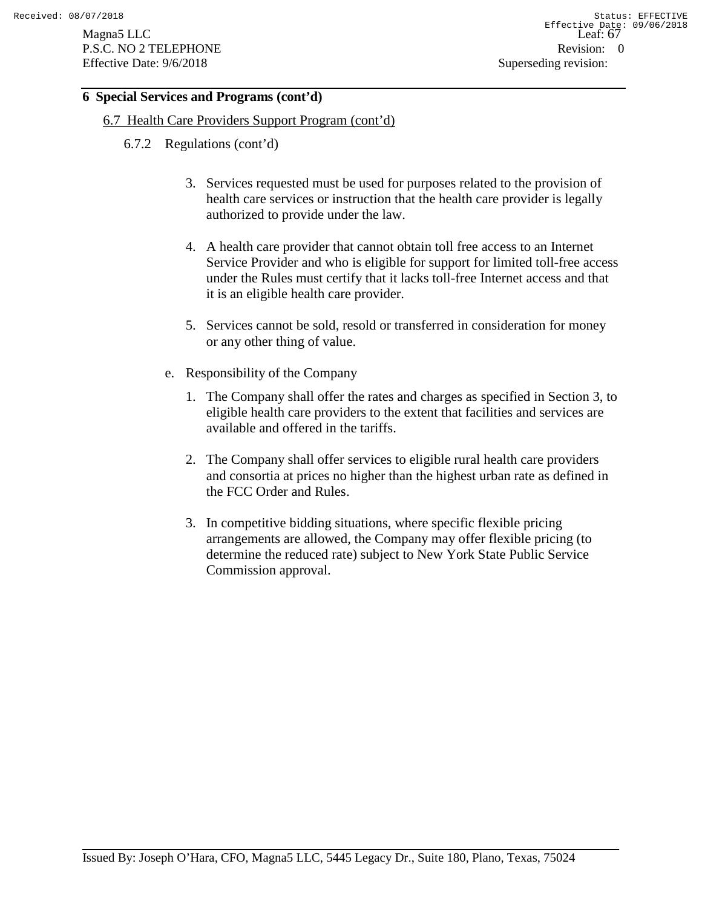## 6 Special Services and Programs (cont'd)

### 6.7 Health Care Providers Support Program (cont'd)

6.7.2 Regulations (cont'd)

3. Services requested must be used for purposes related to the provision of health care services or instruction that the health care provider is legally authorized to provide under the law.

4. A health care provider that cannot obtain toll free access to an Internet Service Provider and who is eligible for support for limited toll-free access under the Rules must certify that it lacks toll-free Internet access and that it is an eligible health care provider.

5. Services cannot be sold, resold or transferred in consideration for money or any other thing of value.

e. Responsibility of the Company

1. The Company shall offer the rates and charges as specified in Section 3, to eligible health care providers to the extent that facilities and services are available and offered in the tariffs.

2. The Company shall offer services to eligible rural health care providers and consortia at prices no higher than the highest urban rate as defined in the FCC Order and Rules.

3. In competitive bidding situations, where specific flexible pricing arrangements are allowed, the Company may offer flexible pricing (to determine the reduced rate) subject to New York State Public Service Commission approval.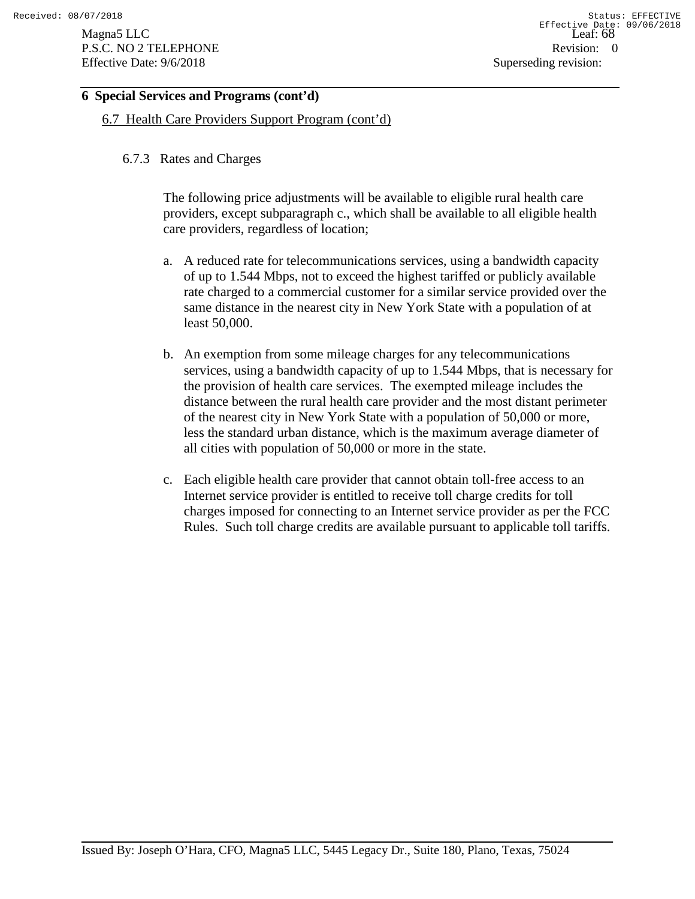## 6 Special Services and Programs (cont'd)

### 6.7 Health Care Providers Support Program (cont'd)

#### 6.7.3 Rates and Charges

The following price adjustments will be available to eligible rural health care providers, except subparagraph c., which shall be available to all eligible health care providers, regardless of location;

a. A reduced rate for telecommunications services, using a bandwidth capacity of up to 1.544 Mbps, not to exceed the highest tariffed or publicly available rate charged to a commercial customer for a similar service provided over the same distance in the nearest city in New York State with a population of at least 50,000.

b. An exemption from some mileage charges for any telecommunications services, using a bandwidth capacity of up to 1.544 Mbps, that is necessary for the provision of health care services. The exempted mileage includes the distance between the rural health care provider and the most distant perimeter of the nearest city in New York State with a population of 50,000 or more, less the standard urban distance, which is the maximum average diameter of all cities with population of 50,000 or more in the state.

c. Each eligible health care provider that cannot obtain toll-free access to an Internet service provider is entitled to receive toll charge credits for toll charges imposed for connecting to an Internet service provider as per the FCC Rules. Such toll charge credits are available pursuant to applicable toll tariffs.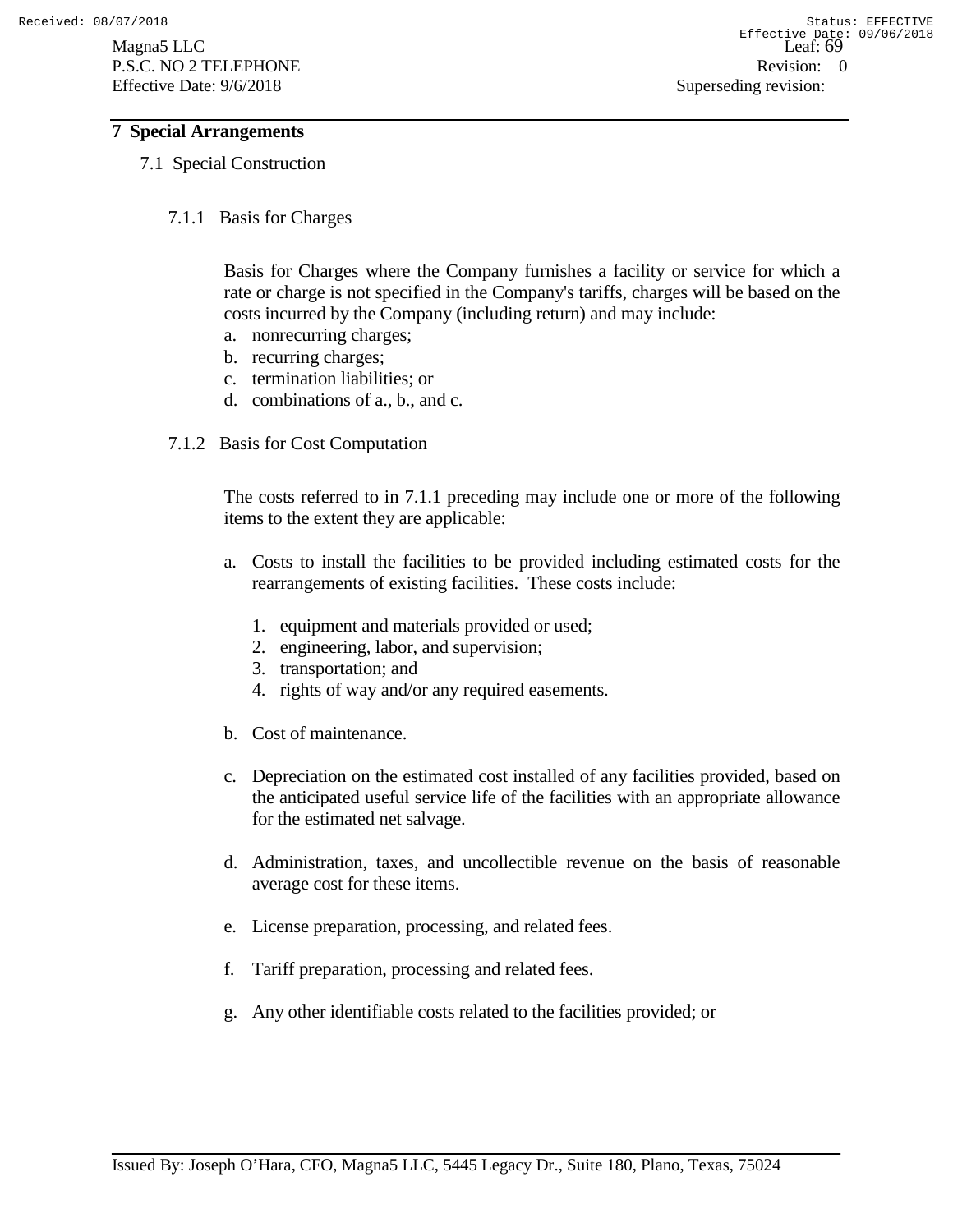# 7 Special Arrangements

## 7.1 Special Construction

### 7.1.1 Basis for Charges

Basis for Charges where the Company furnishes a facility or service for which a rate or charge is not specified in the Company's tariffs, charges will be based on the costs incurred by the Company (including return) and may include:

a. nonrecurring charges;
b. recurring charges;
c. termination liabilities; or
d. combinations of a., b., and c.

### 7.1.2 Basis for Cost Computation

The costs referred to in 7.1.1 preceding may include one or more of the following items to the extent they are applicable:

a. Costs to install the facilities to be provided including estimated costs for the rearrangements of existing facilities. These costs include:

   1. equipment and materials provided or used;
   2. engineering, labor, and supervision;
   3. transportation; and
   4. rights of way and/or any required easements.

b. Cost of maintenance.

c. Depreciation on the estimated cost installed of any facilities provided, based on the anticipated useful service life of the facilities with an appropriate allowance for the estimated net salvage.

d. Administration, taxes, and uncollectible revenue on the basis of reasonable average cost for these items.

e. License preparation, processing, and related fees.

f. Tariff preparation, processing and related fees.

g. Any other identifiable costs related to the facilities provided; or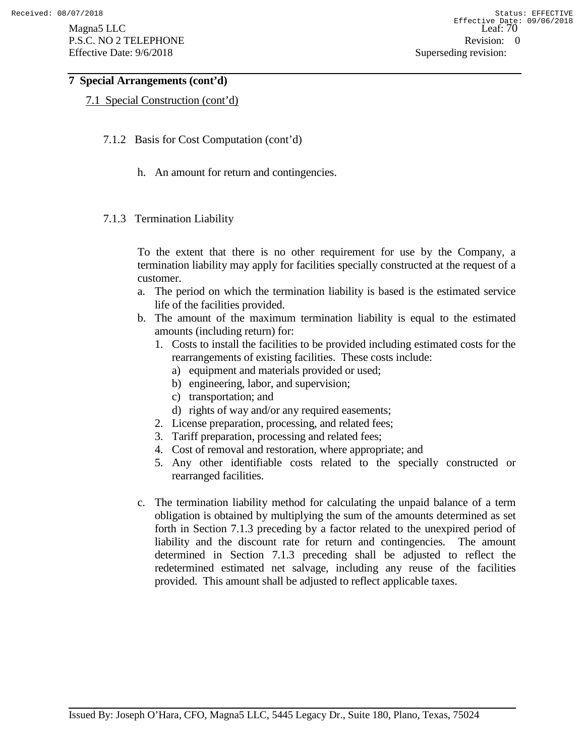## 7 Special Arrangements (cont'd)

### 7.1 Special Construction (cont'd)

#### 7.1.2 Basis for Cost Computation (cont'd)

h. An amount for return and contingencies.

#### 7.1.3 Termination Liability

To the extent that there is no other requirement for use by the Company, a termination liability may apply for facilities specially constructed at the request of a customer.

a. The period on which the termination liability is based is the estimated service life of the facilities provided.
b. The amount of the maximum termination liability is equal to the estimated amounts (including return) for:
   1. Costs to install the facilities to be provided including estimated costs for the rearrangements of existing facilities. These costs include:
      a) equipment and materials provided or used;
      b) engineering, labor, and supervision;
      c) transportation; and
      d) rights of way and/or any required easements;
   2. License preparation, processing, and related fees;
   3. Tariff preparation, processing and related fees;
   4. Cost of removal and restoration, where appropriate; and
   5. Any other identifiable costs related to the specially constructed or rearranged facilities.

c. The termination liability method for calculating the unpaid balance of a term obligation is obtained by multiplying the sum of the amounts determined as set forth in Section 7.1.3 preceding by a factor related to the unexpired period of liability and the discount rate for return and contingencies. The amount determined in Section 7.1.3 preceding shall be adjusted to reflect the redetermined estimated net salvage, including any reuse of the facilities provided. This amount shall be adjusted to reflect applicable taxes.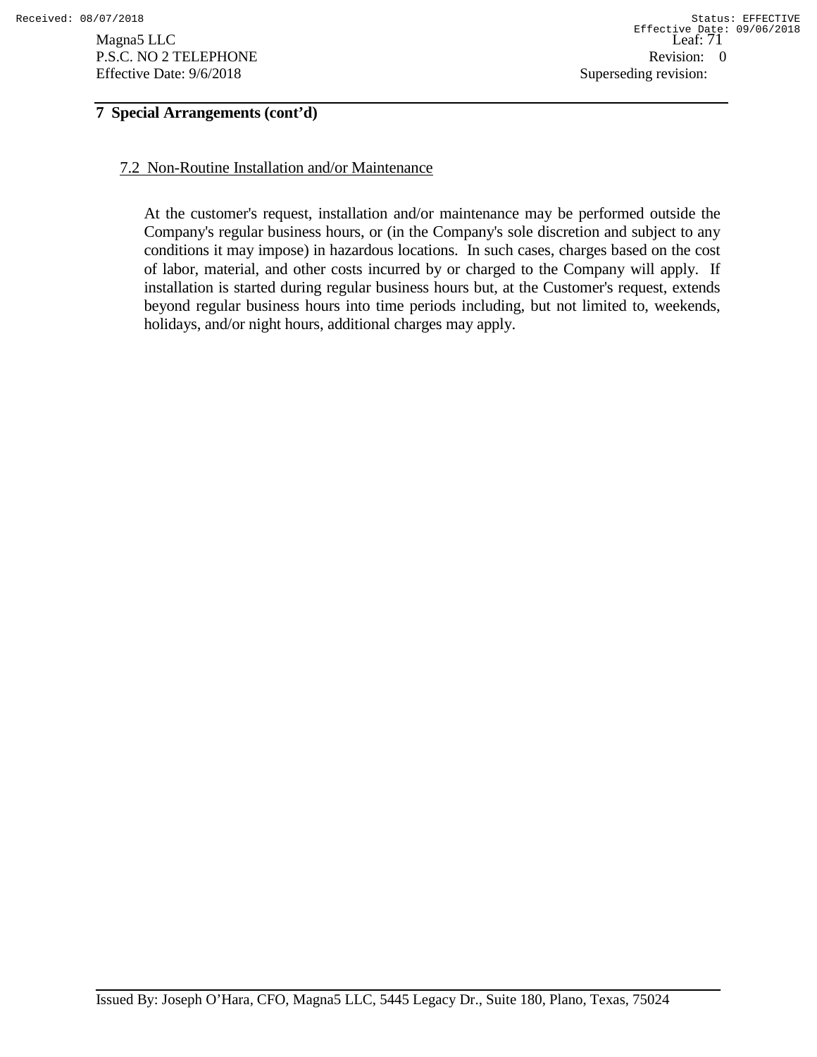## 7 Special Arrangements (cont'd)

### 7.2 Non-Routine Installation and/or Maintenance

At the customer's request, installation and/or maintenance may be performed outside the Company's regular business hours, or (in the Company's sole discretion and subject to any conditions it may impose) in hazardous locations. In such cases, charges based on the cost of labor, material, and other costs incurred by or charged to the Company will apply. If installation is started during regular business hours but, at the Customer's request, extends beyond regular business hours into time periods including, but not limited to, weekends, holidays, and/or night hours, additional charges may apply.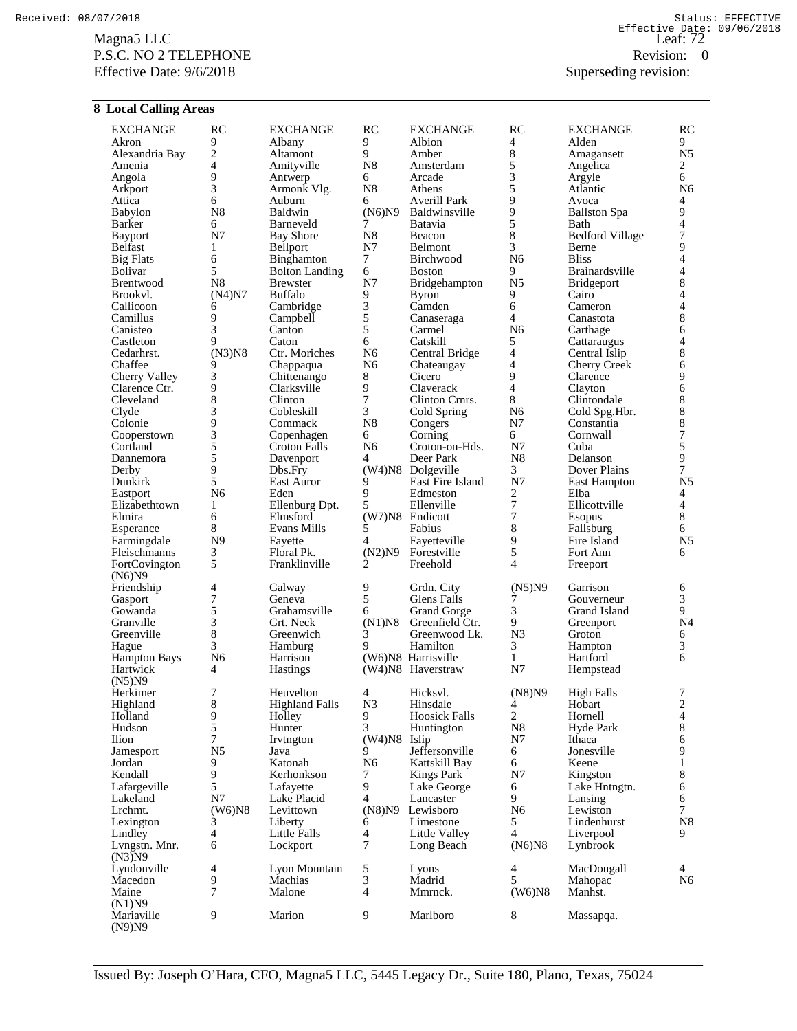## 8 Local Calling Areas

| EXCHANGE | RC | EXCHANGE | RC | EXCHANGE | RC | EXCHANGE | RC |
|---|---|---|---|---|---|---|---|
| Akron | 9 | Albany | 9 | Albion | 4 | Alden | 9 |
| Alexandria Bay | 2 | Altamont | 9 | Amber | 8 | Amagansett | N5 |
| Amenia | 4 | Amityville | N8 | Amsterdam | 5 | Angelica | 2 |
| Angola | 9 | Antwerp | 6 | Arcade | 3 | Argyle | 6 |
| Arkport | 3 | Armonk Vlg. | N8 | Athens | 5 | Atlantic | N6 |
| Attica | 6 | Auburn | 6 | Averill Park | 9 | Avoca | 4 |
| Babylon | N8 | Baldwin | (N6)N9 | Baldwinsville | 9 | Ballston Spa | 9 |
| Barker | 6 | Barneveld | 7 | Batavia | 5 | Bath | 4 |
| Bayport | N7 | Bay Shore | N8 | Beacon | 8 | Bedford Village | 7 |
| Belfast | 1 | Bellport | N7 | Belmont | 3 | Berne | 9 |
| Big Flats | 6 | Binghamton | 7 | Birchwood | N6 | Bliss | 4 |
| Bolivar | 5 | Bolton Landing | 6 | Boston | 9 | Brainardsville | 4 |
| Brentwood | N8 | Brewster | N7 | Bridgehampton | N5 | Bridgeport | 8 |
| Brookvl. | (N4)N7 | Buffalo | 9 | Byron | 9 | Cairo | 4 |
| Callicoon | 6 | Cambridge | 3 | Camden | 6 | Cameron | 4 |
| Camillus | 9 | Campbell | 5 | Canaseraga | 4 | Canastota | 8 |
| Canisteo | 3 | Canton | 5 | Carmel | N6 | Carthage | 6 |
| Castleton | 9 | Caton | 6 | Catskill | 5 | Cattaraugus | 4 |
| Cedarhrst. | (N3)N8 | Ctr. Moriches | N6 | Central Bridge | 4 | Central Islip | 8 |
| Chaffee | 9 | Chappaqua | N6 | Chateaugay | 4 | Cherry Creek | 6 |
| Cherry Valley | 3 | Chittenango | 8 | Cicero | 9 | Clarence | 9 |
| Clarence Ctr. | 9 | Clarksville | 9 | Claverack | 4 | Clayton | 6 |
| Cleveland | 8 | Clinton | 7 | Clinton Crnrs. | 8 | Clintondale | 8 |
| Clyde | 3 | Cobleskill | 3 | Cold Spring | N6 | Cold Spg.Hbr. | 8 |
| Colonie | 9 | Commack | N8 | Congers | N7 | Constantia | 8 |
| Cooperstown | 3 | Copenhagen | 6 | Corning | 6 | Cornwall | 7 |
| Cortland | 5 | Croton Falls | N6 | Croton-on-Hds. | N7 | Cuba | 5 |
| Dannemora | 5 | Davenport | 4 | Deer Park | N8 | Delanson | 9 |
| Derby | 9 | Dbs.Fry | (W4)N8 | Dolgeville | 3 | Dover Plains | 7 |
| Dunkirk | 5 | East Auror | 9 | East Fire Island | N7 | East Hampton | N5 |
| Eastport | N6 | Eden | 9 | Edmeston | 2 | Elba | 4 |
| Elizabethtown | 1 | Ellenburg Dpt. | 5 | Ellenville | 7 | Ellicottville | 4 |
| Elmira | 6 | Elmsford | (W7)N8 | Endicott | 7 | Esopus | 8 |
| Esperance | 8 | Evans Mills | 5 | Fabius | 8 | Fallsburg | 6 |
| Farmingdale | N9 | Fayette | 4 | Fayetteville | 9 | Fire Island | N5 |
| Fleischmanns | 3 | Floral Pk. | (N2)N9 | Forestville | 5 | Fort Ann | 6 |
| FortCovington | 5 | Franklinville | 2 | Freehold | 4 | Freeport | (N6)N9 |
| Friendship | 4 | Galway | 9 | Grdn. City | (N5)N9 | Garrison | 6 |
| Gasport | 7 | Geneva | 5 | Glens Falls | 7 | Gouverneur | 3 |
| Gowanda | 5 | Grahamsville | 6 | Grand Gorge | 3 | Grand Island | 9 |
| Granville | 3 | Grt. Neck | (N1)N8 | Greenfield Ctr. | 9 | Greenport | N4 |
| Greenville | 8 | Greenwich | 3 | Greenwood Lk. | N3 | Groton | 6 |
| Hague | 3 | Hamburg | 9 | Hamilton | 3 | Hampton | 3 |
| Hampton Bays | N6 | Harrison | (W6)N8 | Harrisville | 1 | Hartford | 6 |
| Hartwick | 4 | Hastings | (W4)N8 | Haverstraw | N7 | Hempstead | (N5)N9 |
| Herkimer | 7 | Heuvelton | 4 | Hicksvl. | (N8)N9 | High Falls | 7 |
| Highland | 8 | Highland Falls | N3 | Hinsdale | 4 | Hobart | 2 |
| Holland | 9 | Holley | 9 | Hoosick Falls | 2 | Hornell | 4 |
| Hudson | 5 | Hunter | 3 | Huntington | N8 | Hyde Park | 8 |
| Ilion | 7 | Irvtngton | (W4)N8 | Islip | N7 | Ithaca | 6 |
| Jamesport | N5 | Java | 9 | Jeffersonville | 6 | Jonesville | 9 |
| Jordan | 9 | Katonah | N6 | Kattskill Bay | 6 | Keene | 1 |
| Kendall | 9 | Kerhonkson | 7 | Kings Park | N7 | Kingston | 8 |
| Lafargeville | 5 | Lafayette | 9 | Lake George | 6 | Lake Hntngtn. | 6 |
| Lakeland | N7 | Lake Placid | 4 | Lancaster | 9 | Lansing | 6 |
| Lrchmt. | (W6)N8 | Levittown | (N8)N9 | Lewisboro | N6 | Lewiston | 7 |
| Lexington | 3 | Liberty | 6 | Limestone | 5 | Lindenhurst | N8 |
| Lindley | 4 | Little Falls | 4 | Little Valley | 4 | Liverpool | 9 |
| Lvngstn. Mnr. | 6 | Lockport | 7 | Long Beach | (N6)N8 | Lynbrook | (N3)N9 |
| Lyndonville | 4 | Lyon Mountain | 5 | Lyons | 4 | MacDougall | 4 |
| Macedon | 9 | Machias | 3 | Madrid | 5 | Mahopac | N6 |
| Maine | 7 | Malone | 4 | Mmrnck. | (W6)N8 | Manhst. | (N1)N9 |
| Mariaville | 9 | Marion | 9 | Marlboro | 8 | Massapqa. | (N9)N9 |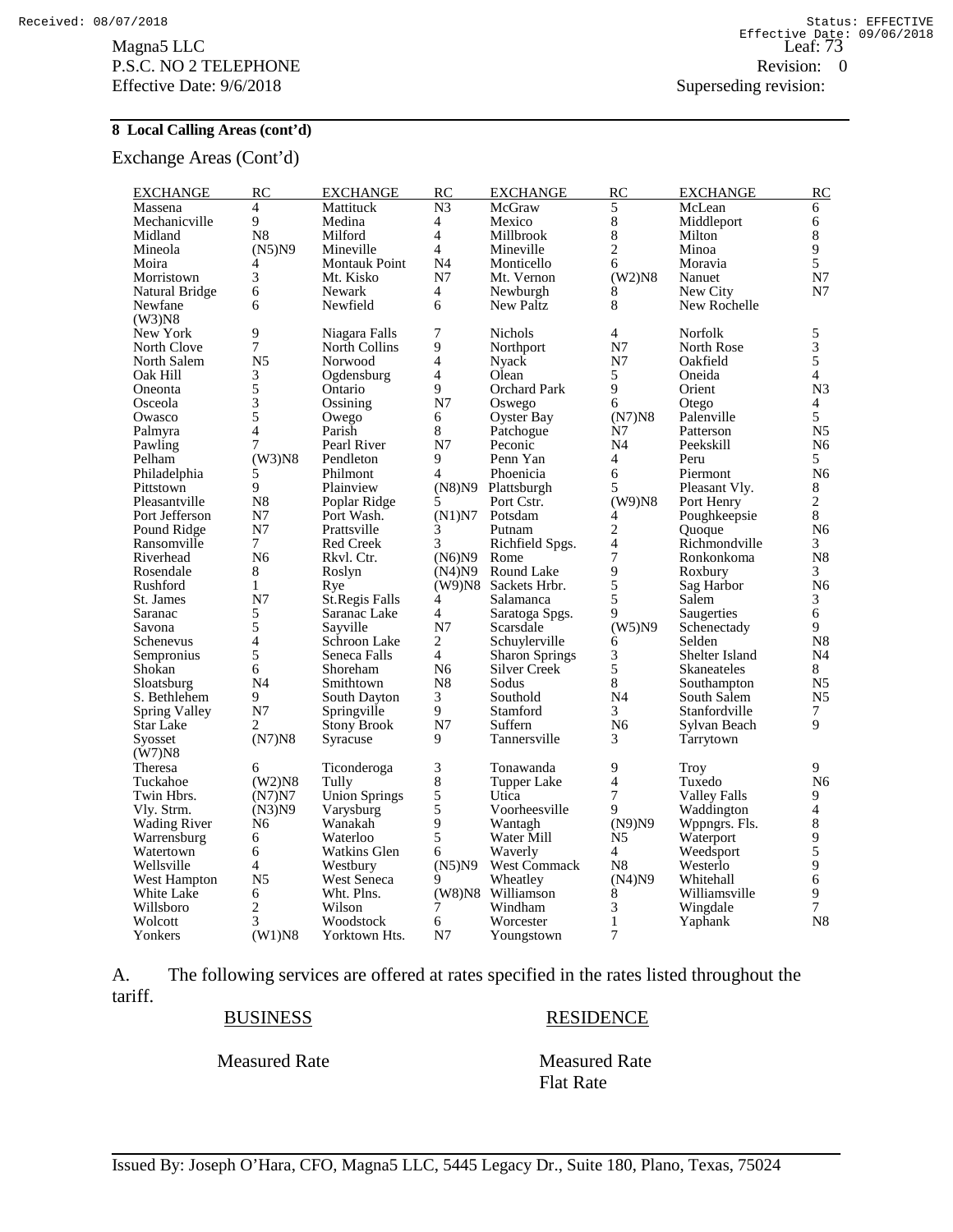**8 Local Calling Areas (cont'd)**

Exchange Areas (Cont'd)

| EXCHANGE | RC | EXCHANGE | RC | EXCHANGE | RC | EXCHANGE | RC |
|---|---|---|---|---|---|---|---|
| Massena | 4 | Mattituck | N3 | McGraw | 5 | McLean | 6 |
| Mechanicville | 9 | Medina | 4 | Mexico | 8 | Middleport | 6 |
| Midland | N8 | Milford | 4 | Millbrook | 8 | Milton | 8 |
| Mineola | (N5)N9 | Mineville | 4 | Mineville | 2 | Minoa | 9 |
| Moira | 4 | Montauk Point | N4 | Monticello | 6 | Moravia | 5 |
| Morristown | 3 | Mt. Kisko | N7 | Mt. Vernon | (W2)N8 | Nanuet | N7 |
| Natural Bridge | 6 | Newark | 4 | Newburgh | 8 | New City | N7 |
| Newfane | 6 | Newfield | 6 | New Paltz | 8 | New Rochelle | (W3)N8 |
| New York | 9 | Niagara Falls | 7 | Nichols | 4 | Norfolk | 5 |
| North Clove | 7 | North Collins | 9 | Northport | N7 | North Rose | 3 |
| North Salem | N5 | Norwood | 4 | Nyack | N7 | Oakfield | 5 |
| Oak Hill | 3 | Ogdensburg | 4 | Olean | 5 | Oneida | 4 |
| Oneonta | 5 | Ontario | 9 | Orchard Park | 9 | Orient | N3 |
| Osceola | 3 | Ossining | N7 | Oswego | 6 | Otego | 4 |
| Owasco | 5 | Owego | 6 | Oyster Bay | (N7)N8 | Palenville | 5 |
| Palmyra | 4 | Parish | 8 | Patchogue | N7 | Patterson | N5 |
| Pawling | 7 | Pearl River | N7 | Peconic | N4 | Peekskill | N6 |
| Pelham | (W3)N8 | Pendleton | 9 | Penn Yan | 4 | Peru | 5 |
| Philadelphia | 5 | Philmont | 4 | Phoenicia | 6 | Piermont | N6 |
| Pittstown | 9 | Plainview | (N8)N9 | Plattsburgh | 5 | Pleasant Vly. | 8 |
| Pleasantville | N8 | Poplar Ridge | 5 | Port Cstr. | (W9)N8 | Port Henry | 2 |
| Port Jefferson | N7 | Port Wash. | (N1)N7 | Potsdam | 4 | Poughkeepsie | 8 |
| Pound Ridge | N7 | Prattsville | 3 | Putnam | 2 | Quoque | N6 |
| Ransomville | 7 | Red Creek | 3 | Richfield Spgs. | 4 | Richmondville | 3 |
| Riverhead | N6 | Rkvl. Ctr. | (N6)N9 | Rome | 7 | Ronkonkoma | N8 |
| Rosendale | 8 | Roslyn | (N4)N9 | Round Lake | 9 | Roxbury | 3 |
| Rushford | 1 | Rye | (W9)N8 | Sackets Hrbr. | 5 | Sag Harbor | N6 |
| St. James | N7 | St.Regis Falls | 4 | Salamanca | 5 | Salem | 3 |
| Saranac | 5 | Saranac Lake | 4 | Saratoga Spgs. | 9 | Saugerties | 6 |
| Savona | 5 | Sayville | N7 | Scarsdale | (W5)N9 | Schenectady | 9 |
| Schenevus | 4 | Schroon Lake | 2 | Schuylerville | 6 | Selden | N8 |
| Sempronius | 5 | Seneca Falls | 4 | Sharon Springs | 3 | Shelter Island | N4 |
| Shokan | 6 | Shoreham | N6 | Silver Creek | 5 | Skaneateles | 8 |
| Sloatsburg | N4 | Smithtown | N8 | Sodus | 8 | Southampton | N5 |
| S. Bethlehem | 9 | South Dayton | 3 | Southold | N4 | South Salem | N5 |
| Spring Valley | N7 | Springville | 9 | Stamford | 3 | Stanfordville | 7 |
| Star Lake | 2 | Stony Brook | N7 | Suffern | N6 | Sylvan Beach | 9 |
| Syosset | (N7)N8 | Syracuse | 9 | Tannersville | 3 | Tarrytown | (W7)N8 |
| Theresa | 6 | Ticonderoga | 3 | Tonawanda | 9 | Troy | 9 |
| Tuckahoe | (W2)N8 | Tully | 8 | Tupper Lake | 4 | Tuxedo | N6 |
| Twin Hbrs. | (N7)N7 | Union Springs | 5 | Utica | 7 | Valley Falls | 9 |
| Vly. Strm. | (N3)N9 | Varysburg | 5 | Voorheesville | 9 | Waddington | 4 |
| Wading River | N6 | Wanakah | 9 | Wantagh | (N9)N9 | Wppngrs. Fls. | 8 |
| Warrensburg | 6 | Waterloo | 5 | Water Mill | N5 | Waterport | 9 |
| Watertown | 6 | Watkins Glen | 6 | Waverly | 4 | Weedsport | 5 |
| Wellsville | 4 | Westbury | (N5)N9 | West Commack | N8 | Westerlo | 9 |
| West Hampton | N5 | West Seneca | 9 | Wheatley | (N4)N9 | Whitehall | 6 |
| White Lake | 6 | Wht. Plns. | (W8)N8 | Williamson | 8 | Williamsville | 9 |
| Willsboro | 2 | Wilson | 7 | Windham | 3 | Wingdale | 7 |
| Wolcott | 3 | Woodstock | 6 | Worcester | 1 | Yaphank | N8 |
| Yonkers | (W1)N8 | Yorktown Hts. | N7 | Youngstown | 7 | | |

A. The following services are offered at rates specified in the rates listed throughout the tariff.

| BUSINESS | RESIDENCE |
|---|---|
| Measured Rate | Measured Rate |
| | Flat Rate |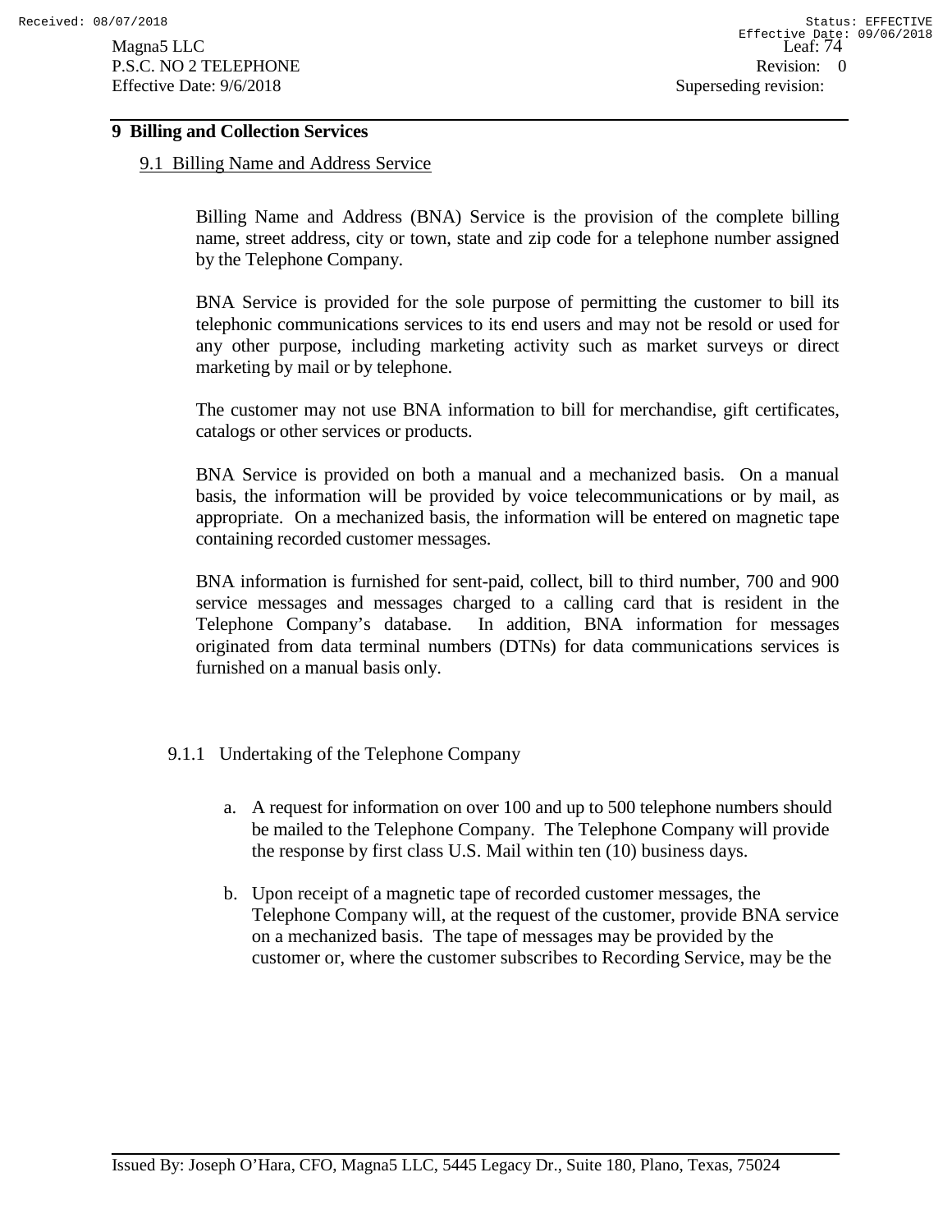# 9 Billing and Collection Services

## 9.1 Billing Name and Address Service

Billing Name and Address (BNA) Service is the provision of the complete billing name, street address, city or town, state and zip code for a telephone number assigned by the Telephone Company.

BNA Service is provided for the sole purpose of permitting the customer to bill its telephonic communications services to its end users and may not be resold or used for any other purpose, including marketing activity such as market surveys or direct marketing by mail or by telephone.

The customer may not use BNA information to bill for merchandise, gift certificates, catalogs or other services or products.

BNA Service is provided on both a manual and a mechanized basis. On a manual basis, the information will be provided by voice telecommunications or by mail, as appropriate. On a mechanized basis, the information will be entered on magnetic tape containing recorded customer messages.

BNA information is furnished for sent-paid, collect, bill to third number, 700 and 900 service messages and messages charged to a calling card that is resident in the Telephone Company's database. In addition, BNA information for messages originated from data terminal numbers (DTNs) for data communications services is furnished on a manual basis only.

### 9.1.1 Undertaking of the Telephone Company

a. A request for information on over 100 and up to 500 telephone numbers should be mailed to the Telephone Company. The Telephone Company will provide the response by first class U.S. Mail within ten (10) business days.

b. Upon receipt of a magnetic tape of recorded customer messages, the Telephone Company will, at the request of the customer, provide BNA service on a mechanized basis. The tape of messages may be provided by the customer or, where the customer subscribes to Recording Service, may be the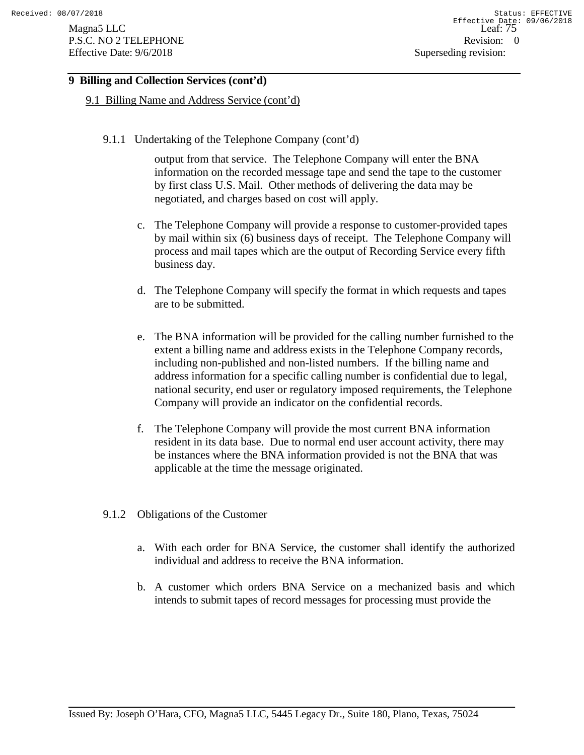## 9 Billing and Collection Services (cont'd)

### 9.1 Billing Name and Address Service (cont'd)

#### 9.1.1 Undertaking of the Telephone Company (cont'd)

output from that service. The Telephone Company will enter the BNA information on the recorded message tape and send the tape to the customer by first class U.S. Mail. Other methods of delivering the data may be negotiated, and charges based on cost will apply.

c. The Telephone Company will provide a response to customer-provided tapes by mail within six (6) business days of receipt. The Telephone Company will process and mail tapes which are the output of Recording Service every fifth business day.

d. The Telephone Company will specify the format in which requests and tapes are to be submitted.

e. The BNA information will be provided for the calling number furnished to the extent a billing name and address exists in the Telephone Company records, including non-published and non-listed numbers. If the billing name and address information for a specific calling number is confidential due to legal, national security, end user or regulatory imposed requirements, the Telephone Company will provide an indicator on the confidential records.

f. The Telephone Company will provide the most current BNA information resident in its data base. Due to normal end user account activity, there may be instances where the BNA information provided is not the BNA that was applicable at the time the message originated.

#### 9.1.2 Obligations of the Customer

a. With each order for BNA Service, the customer shall identify the authorized individual and address to receive the BNA information.

b. A customer which orders BNA Service on a mechanized basis and which intends to submit tapes of record messages for processing must provide the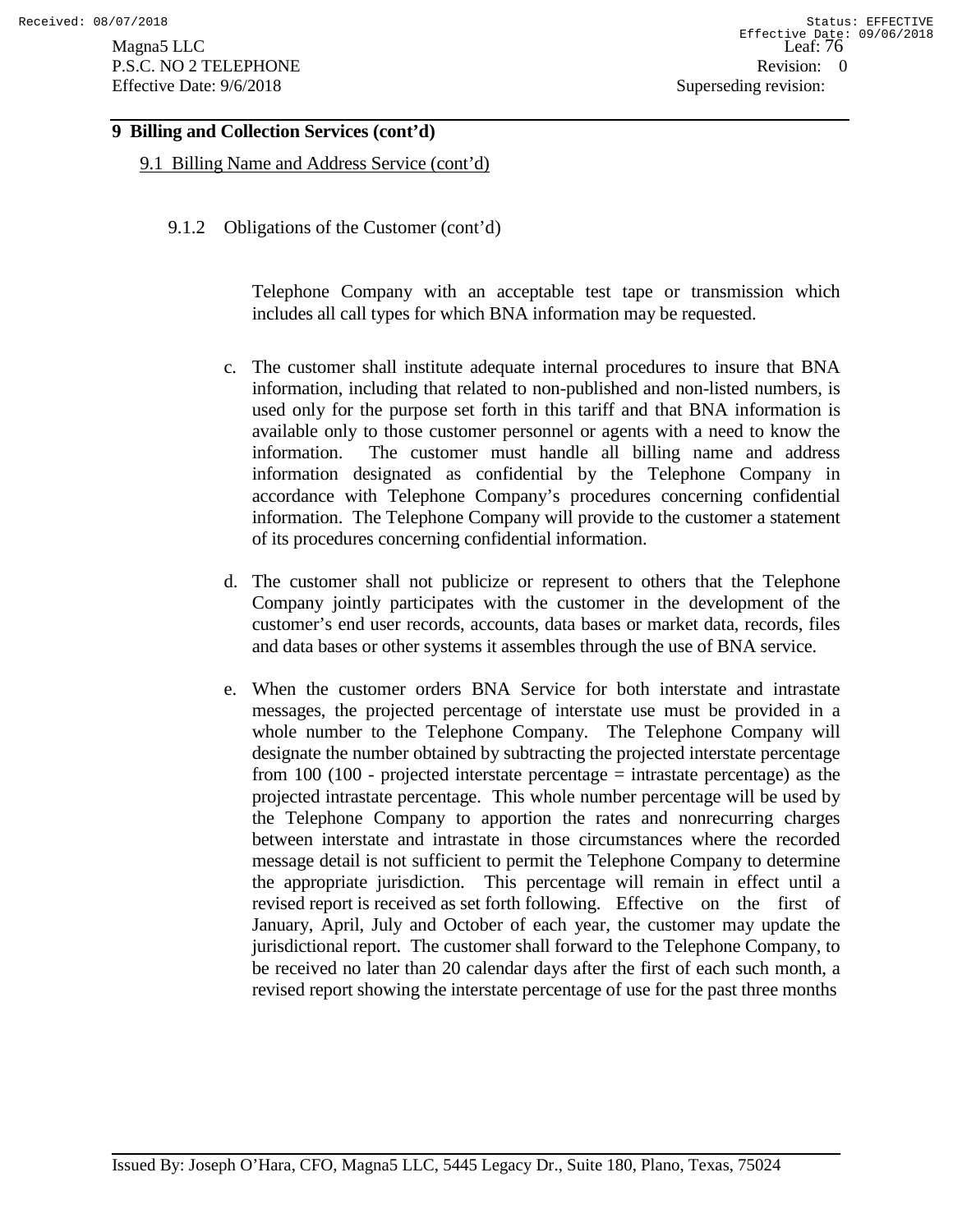## 9 Billing and Collection Services (cont'd)

### 9.1 Billing Name and Address Service (cont'd)

#### 9.1.2 Obligations of the Customer (cont'd)

Telephone Company with an acceptable test tape or transmission which includes all call types for which BNA information may be requested.

c. The customer shall institute adequate internal procedures to insure that BNA information, including that related to non-published and non-listed numbers, is used only for the purpose set forth in this tariff and that BNA information is available only to those customer personnel or agents with a need to know the information. The customer must handle all billing name and address information designated as confidential by the Telephone Company in accordance with Telephone Company's procedures concerning confidential information. The Telephone Company will provide to the customer a statement of its procedures concerning confidential information.

d. The customer shall not publicize or represent to others that the Telephone Company jointly participates with the customer in the development of the customer's end user records, accounts, data bases or market data, records, files and data bases or other systems it assembles through the use of BNA service.

e. When the customer orders BNA Service for both interstate and intrastate messages, the projected percentage of interstate use must be provided in a whole number to the Telephone Company. The Telephone Company will designate the number obtained by subtracting the projected interstate percentage from 100 (100 - projected interstate percentage = intrastate percentage) as the projected intrastate percentage. This whole number percentage will be used by the Telephone Company to apportion the rates and nonrecurring charges between interstate and intrastate in those circumstances where the recorded message detail is not sufficient to permit the Telephone Company to determine the appropriate jurisdiction. This percentage will remain in effect until a revised report is received as set forth following. Effective on the first of January, April, July and October of each year, the customer may update the jurisdictional report. The customer shall forward to the Telephone Company, to be received no later than 20 calendar days after the first of each such month, a revised report showing the interstate percentage of use for the past three months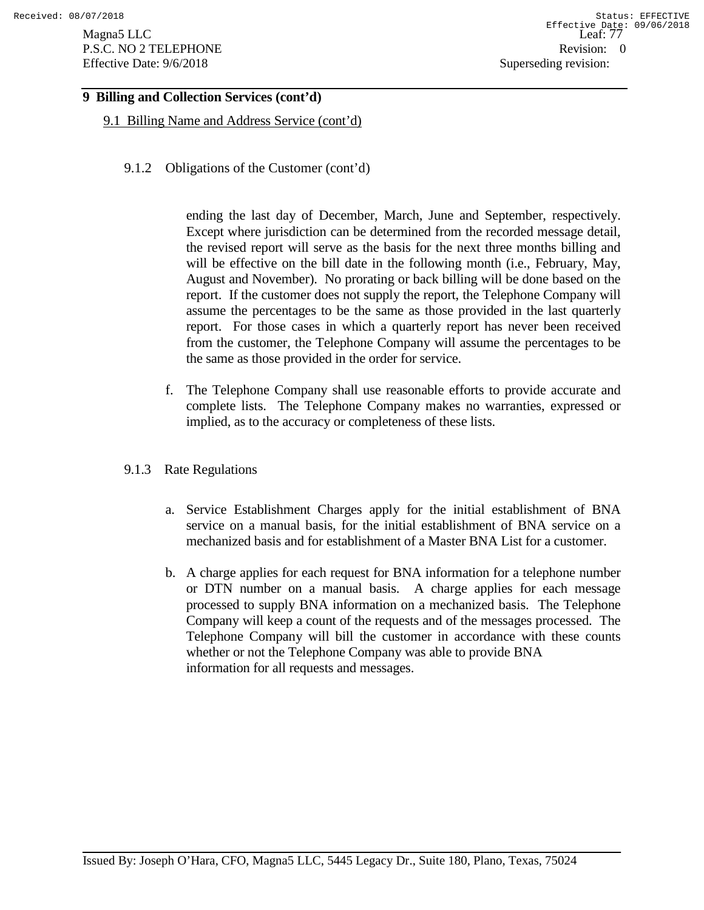## 9 Billing and Collection Services (cont'd)

### 9.1 Billing Name and Address Service (cont'd)

#### 9.1.2 Obligations of the Customer (cont'd)

ending the last day of December, March, June and September, respectively. Except where jurisdiction can be determined from the recorded message detail, the revised report will serve as the basis for the next three months billing and will be effective on the bill date in the following month (i.e., February, May, August and November). No prorating or back billing will be done based on the report. If the customer does not supply the report, the Telephone Company will assume the percentages to be the same as those provided in the last quarterly report. For those cases in which a quarterly report has never been received from the customer, the Telephone Company will assume the percentages to be the same as those provided in the order for service.

f. The Telephone Company shall use reasonable efforts to provide accurate and complete lists. The Telephone Company makes no warranties, expressed or implied, as to the accuracy or completeness of these lists.

#### 9.1.3 Rate Regulations

a. Service Establishment Charges apply for the initial establishment of BNA service on a manual basis, for the initial establishment of BNA service on a mechanized basis and for establishment of a Master BNA List for a customer.

b. A charge applies for each request for BNA information for a telephone number or DTN number on a manual basis. A charge applies for each message processed to supply BNA information on a mechanized basis. The Telephone Company will keep a count of the requests and of the messages processed. The Telephone Company will bill the customer in accordance with these counts whether or not the Telephone Company was able to provide BNA information for all requests and messages.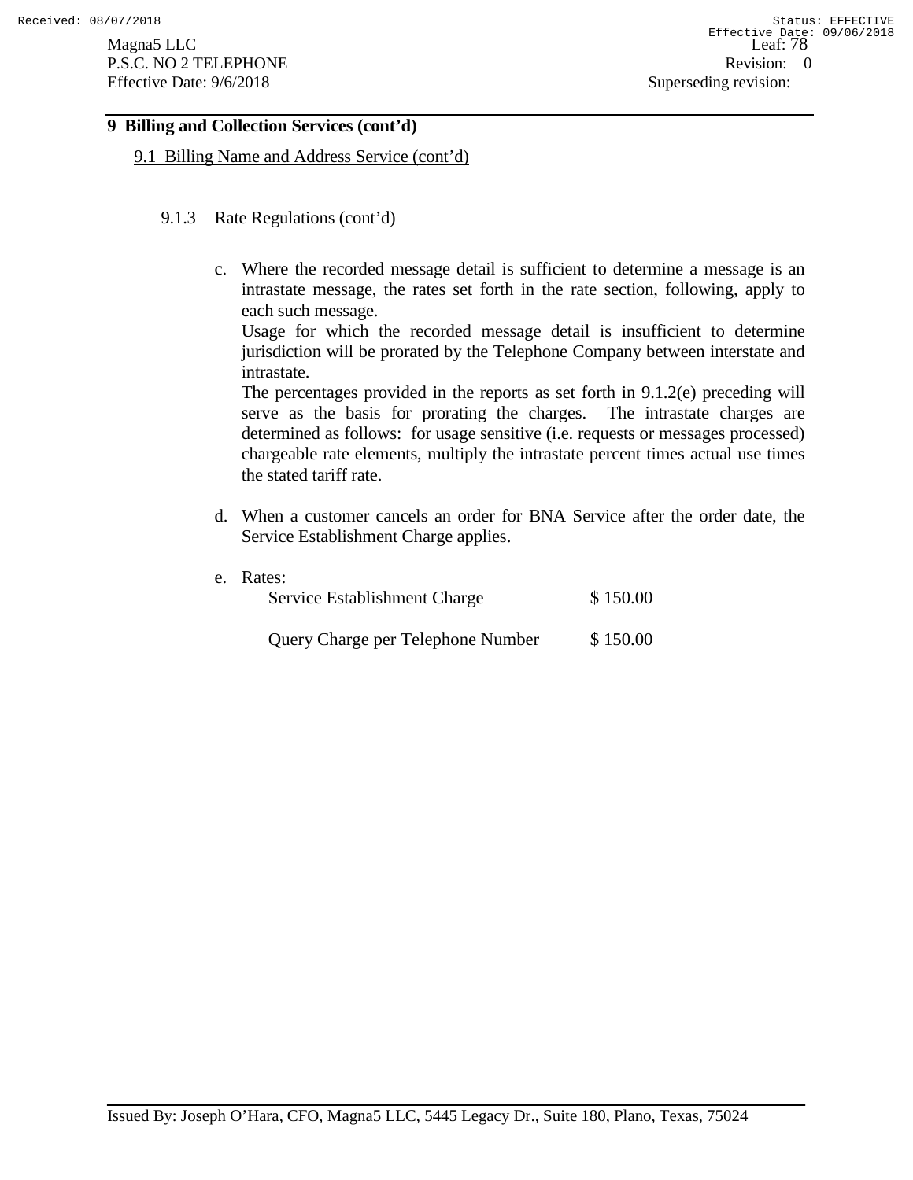## 9 Billing and Collection Services (cont'd)

### 9.1 Billing Name and Address Service (cont'd)

#### 9.1.3 Rate Regulations (cont'd)

c. Where the recorded message detail is sufficient to determine a message is an intrastate message, the rates set forth in the rate section, following, apply to each such message.

Usage for which the recorded message detail is insufficient to determine jurisdiction will be prorated by the Telephone Company between interstate and intrastate.

The percentages provided in the reports as set forth in 9.1.2(e) preceding will serve as the basis for prorating the charges. The intrastate charges are determined as follows: for usage sensitive (i.e. requests or messages processed) chargeable rate elements, multiply the intrastate percent times actual use times the stated tariff rate.

d. When a customer cancels an order for BNA Service after the order date, the Service Establishment Charge applies.

e. Rates:

| | |
|---|---|
| Service Establishment Charge | $ 150.00 |
| Query Charge per Telephone Number | $ 150.00 |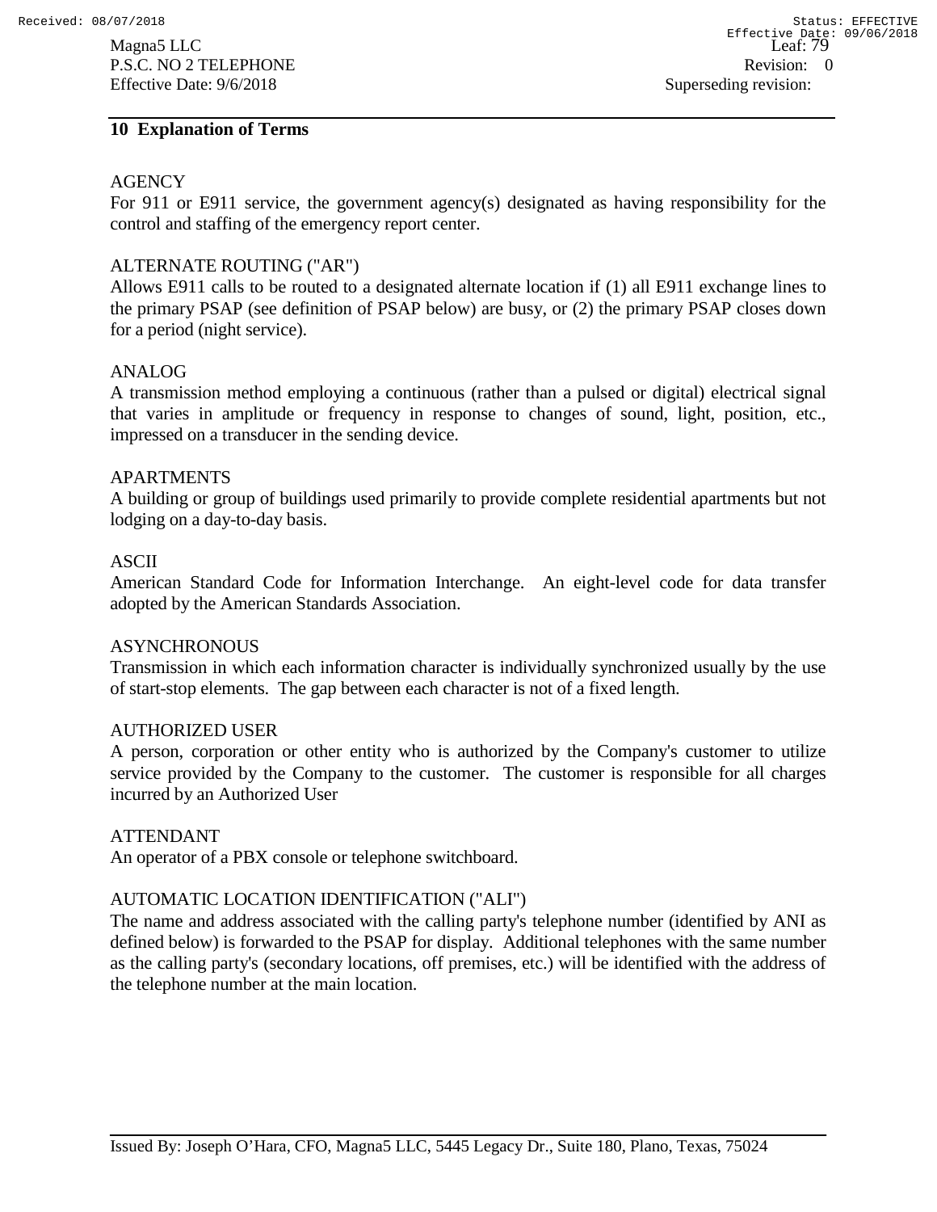## 10 Explanation of Terms

AGENCY

For 911 or E911 service, the government agency(s) designated as having responsibility for the control and staffing of the emergency report center.

ALTERNATE ROUTING ("AR")

Allows E911 calls to be routed to a designated alternate location if (1) all E911 exchange lines to the primary PSAP (see definition of PSAP below) are busy, or (2) the primary PSAP closes down for a period (night service).

ANALOG

A transmission method employing a continuous (rather than a pulsed or digital) electrical signal that varies in amplitude or frequency in response to changes of sound, light, position, etc., impressed on a transducer in the sending device.

APARTMENTS

A building or group of buildings used primarily to provide complete residential apartments but not lodging on a day-to-day basis.

ASCII

American Standard Code for Information Interchange. An eight-level code for data transfer adopted by the American Standards Association.

ASYNCHRONOUS

Transmission in which each information character is individually synchronized usually by the use of start-stop elements. The gap between each character is not of a fixed length.

AUTHORIZED USER

A person, corporation or other entity who is authorized by the Company's customer to utilize service provided by the Company to the customer. The customer is responsible for all charges incurred by an Authorized User

ATTENDANT

An operator of a PBX console or telephone switchboard.

AUTOMATIC LOCATION IDENTIFICATION ("ALI")

The name and address associated with the calling party's telephone number (identified by ANI as defined below) is forwarded to the PSAP for display. Additional telephones with the same number as the calling party's (secondary locations, off premises, etc.) will be identified with the address of the telephone number at the main location.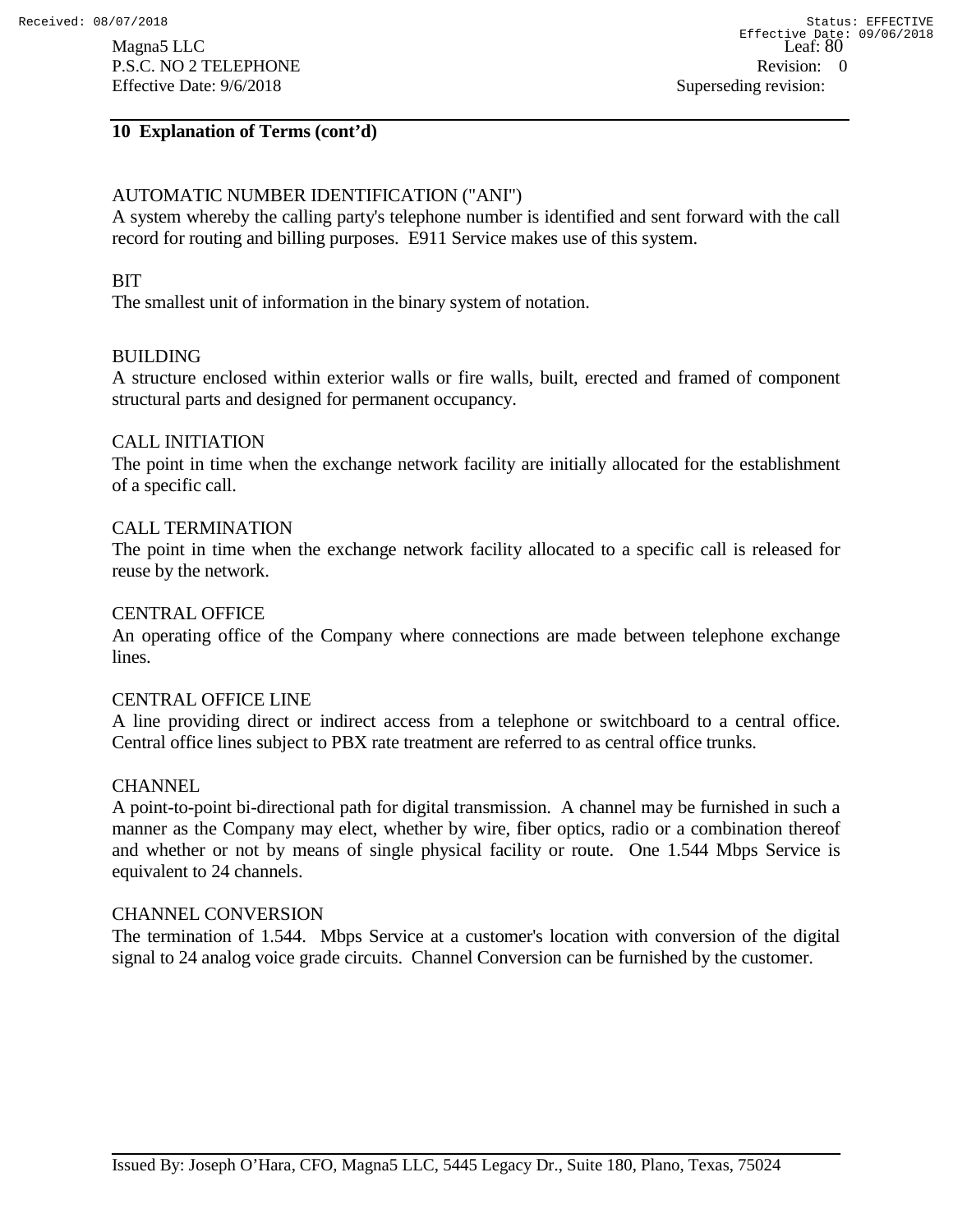## 10 Explanation of Terms (cont'd)

AUTOMATIC NUMBER IDENTIFICATION ("ANI")
A system whereby the calling party's telephone number is identified and sent forward with the call record for routing and billing purposes. E911 Service makes use of this system.

BIT
The smallest unit of information in the binary system of notation.

BUILDING
A structure enclosed within exterior walls or fire walls, built, erected and framed of component structural parts and designed for permanent occupancy.

CALL INITIATION
The point in time when the exchange network facility are initially allocated for the establishment of a specific call.

CALL TERMINATION
The point in time when the exchange network facility allocated to a specific call is released for reuse by the network.

CENTRAL OFFICE
An operating office of the Company where connections are made between telephone exchange lines.

CENTRAL OFFICE LINE
A line providing direct or indirect access from a telephone or switchboard to a central office. Central office lines subject to PBX rate treatment are referred to as central office trunks.

CHANNEL
A point-to-point bi-directional path for digital transmission. A channel may be furnished in such a manner as the Company may elect, whether by wire, fiber optics, radio or a combination thereof and whether or not by means of single physical facility or route. One 1.544 Mbps Service is equivalent to 24 channels.

CHANNEL CONVERSION
The termination of 1.544. Mbps Service at a customer's location with conversion of the digital signal to 24 analog voice grade circuits. Channel Conversion can be furnished by the customer.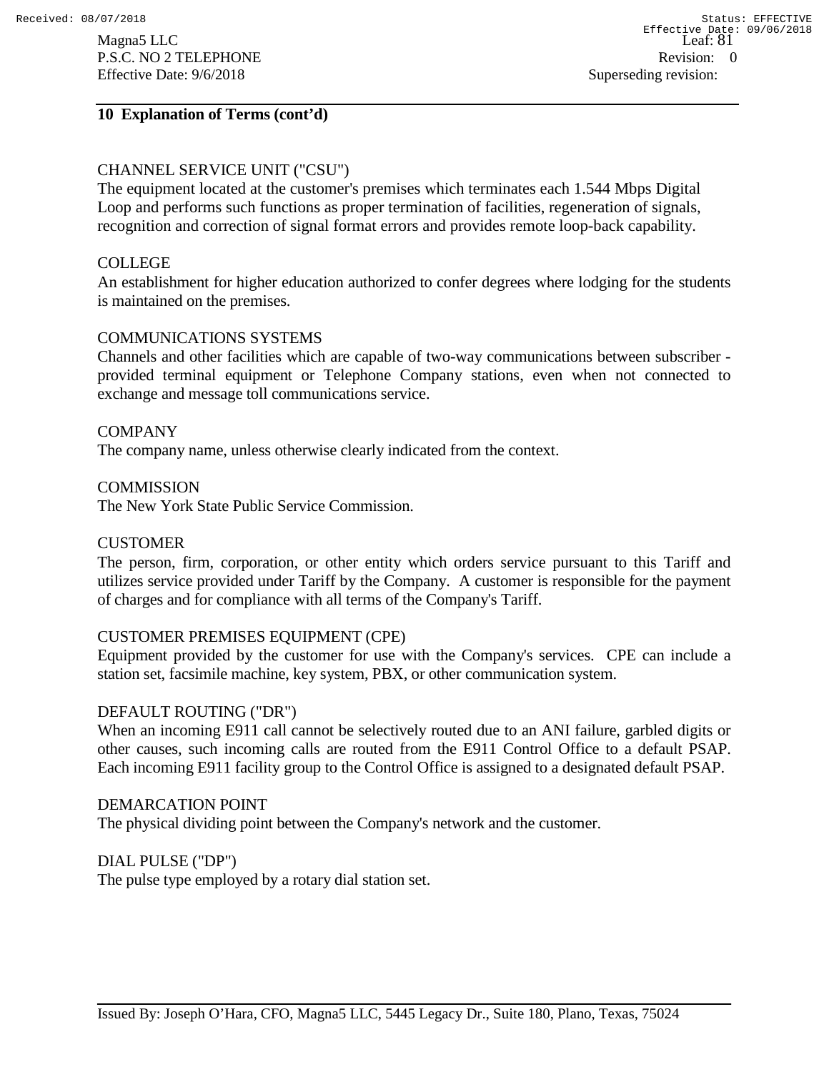## 10 Explanation of Terms (cont'd)

CHANNEL SERVICE UNIT ("CSU")
The equipment located at the customer's premises which terminates each 1.544 Mbps Digital Loop and performs such functions as proper termination of facilities, regeneration of signals, recognition and correction of signal format errors and provides remote loop-back capability.

COLLEGE
An establishment for higher education authorized to confer degrees where lodging for the students is maintained on the premises.

COMMUNICATIONS SYSTEMS
Channels and other facilities which are capable of two-way communications between subscriber - provided terminal equipment or Telephone Company stations, even when not connected to exchange and message toll communications service.

COMPANY
The company name, unless otherwise clearly indicated from the context.

COMMISSION
The New York State Public Service Commission.

CUSTOMER
The person, firm, corporation, or other entity which orders service pursuant to this Tariff and utilizes service provided under Tariff by the Company. A customer is responsible for the payment of charges and for compliance with all terms of the Company's Tariff.

CUSTOMER PREMISES EQUIPMENT (CPE)
Equipment provided by the customer for use with the Company's services. CPE can include a station set, facsimile machine, key system, PBX, or other communication system.

DEFAULT ROUTING ("DR")
When an incoming E911 call cannot be selectively routed due to an ANI failure, garbled digits or other causes, such incoming calls are routed from the E911 Control Office to a default PSAP. Each incoming E911 facility group to the Control Office is assigned to a designated default PSAP.

DEMARCATION POINT
The physical dividing point between the Company's network and the customer.

DIAL PULSE ("DP")
The pulse type employed by a rotary dial station set.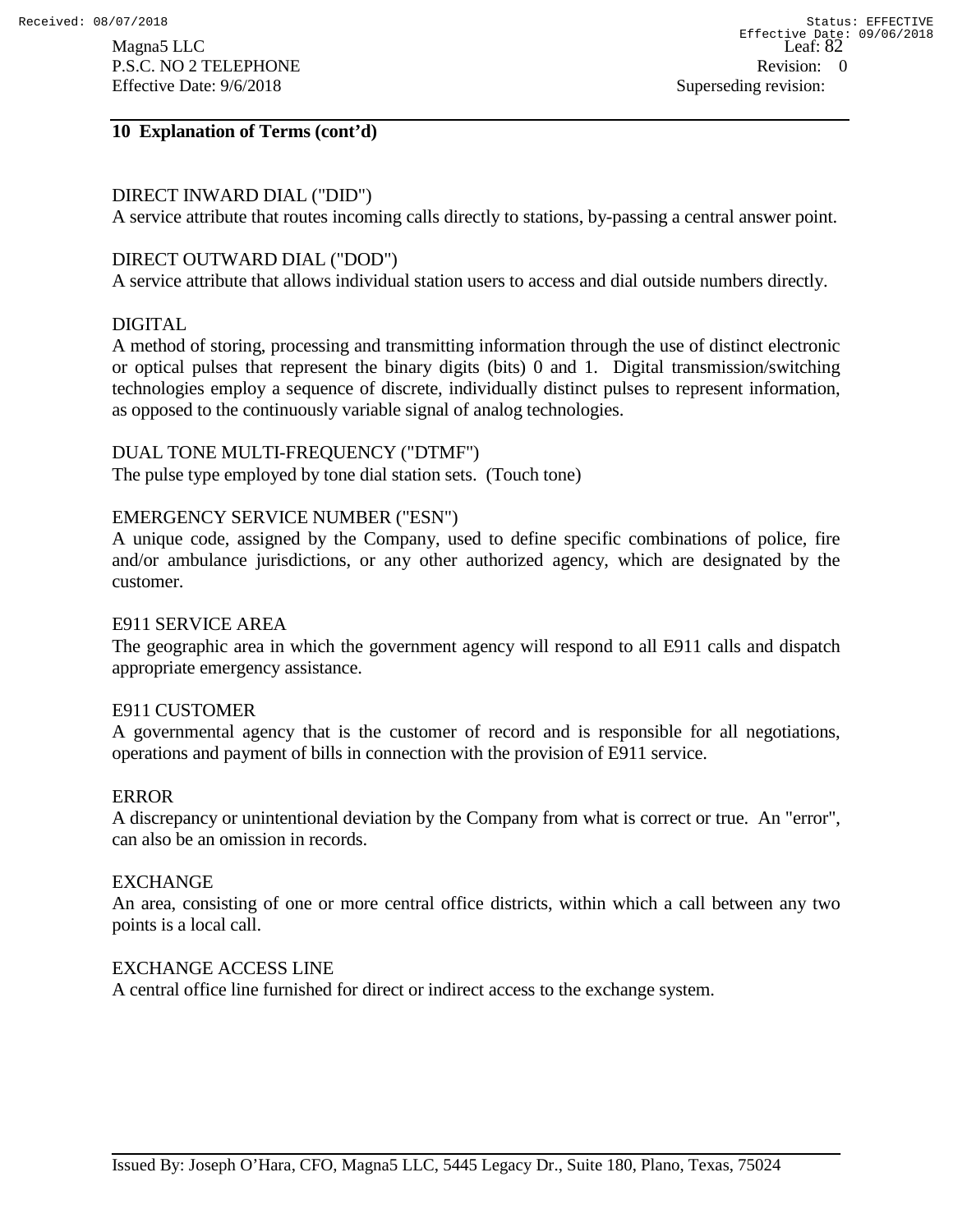## 10 Explanation of Terms (cont'd)

DIRECT INWARD DIAL ("DID")
A service attribute that routes incoming calls directly to stations, by-passing a central answer point.

DIRECT OUTWARD DIAL ("DOD")
A service attribute that allows individual station users to access and dial outside numbers directly.

DIGITAL
A method of storing, processing and transmitting information through the use of distinct electronic or optical pulses that represent the binary digits (bits) 0 and 1. Digital transmission/switching technologies employ a sequence of discrete, individually distinct pulses to represent information, as opposed to the continuously variable signal of analog technologies.

DUAL TONE MULTI-FREQUENCY ("DTMF")
The pulse type employed by tone dial station sets. (Touch tone)

EMERGENCY SERVICE NUMBER ("ESN")
A unique code, assigned by the Company, used to define specific combinations of police, fire and/or ambulance jurisdictions, or any other authorized agency, which are designated by the customer.

E911 SERVICE AREA
The geographic area in which the government agency will respond to all E911 calls and dispatch appropriate emergency assistance.

E911 CUSTOMER
A governmental agency that is the customer of record and is responsible for all negotiations, operations and payment of bills in connection with the provision of E911 service.

ERROR
A discrepancy or unintentional deviation by the Company from what is correct or true. An "error", can also be an omission in records.

EXCHANGE
An area, consisting of one or more central office districts, within which a call between any two points is a local call.

EXCHANGE ACCESS LINE
A central office line furnished for direct or indirect access to the exchange system.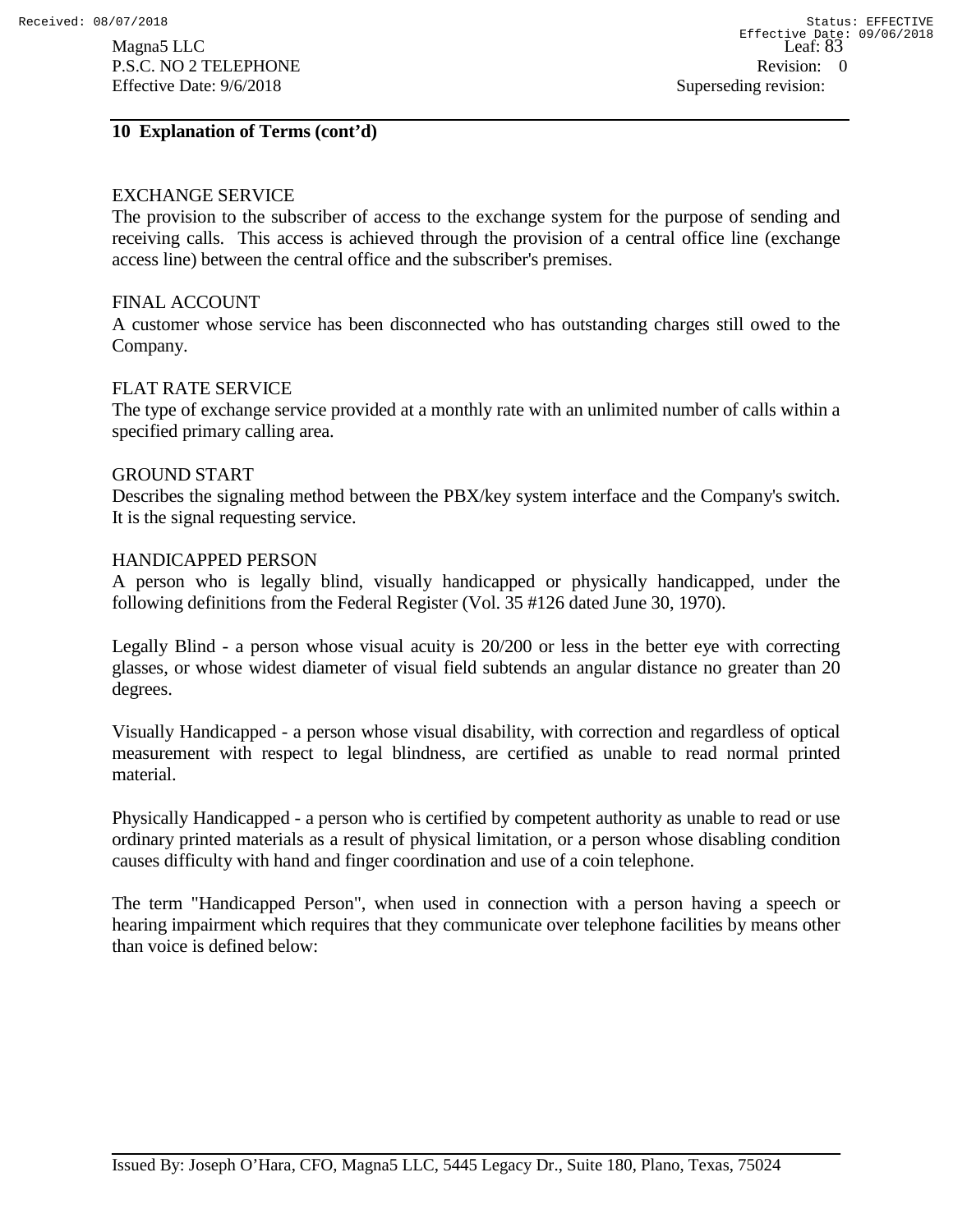## 10 Explanation of Terms (cont'd)

EXCHANGE SERVICE
The provision to the subscriber of access to the exchange system for the purpose of sending and receiving calls. This access is achieved through the provision of a central office line (exchange access line) between the central office and the subscriber's premises.

FINAL ACCOUNT
A customer whose service has been disconnected who has outstanding charges still owed to the Company.

FLAT RATE SERVICE
The type of exchange service provided at a monthly rate with an unlimited number of calls within a specified primary calling area.

GROUND START
Describes the signaling method between the PBX/key system interface and the Company's switch. It is the signal requesting service.

HANDICAPPED PERSON
A person who is legally blind, visually handicapped or physically handicapped, under the following definitions from the Federal Register (Vol. 35 #126 dated June 30, 1970).

Legally Blind - a person whose visual acuity is 20/200 or less in the better eye with correcting glasses, or whose widest diameter of visual field subtends an angular distance no greater than 20 degrees.

Visually Handicapped - a person whose visual disability, with correction and regardless of optical measurement with respect to legal blindness, are certified as unable to read normal printed material.

Physically Handicapped - a person who is certified by competent authority as unable to read or use ordinary printed materials as a result of physical limitation, or a person whose disabling condition causes difficulty with hand and finger coordination and use of a coin telephone.

The term "Handicapped Person", when used in connection with a person having a speech or hearing impairment which requires that they communicate over telephone facilities by means other than voice is defined below: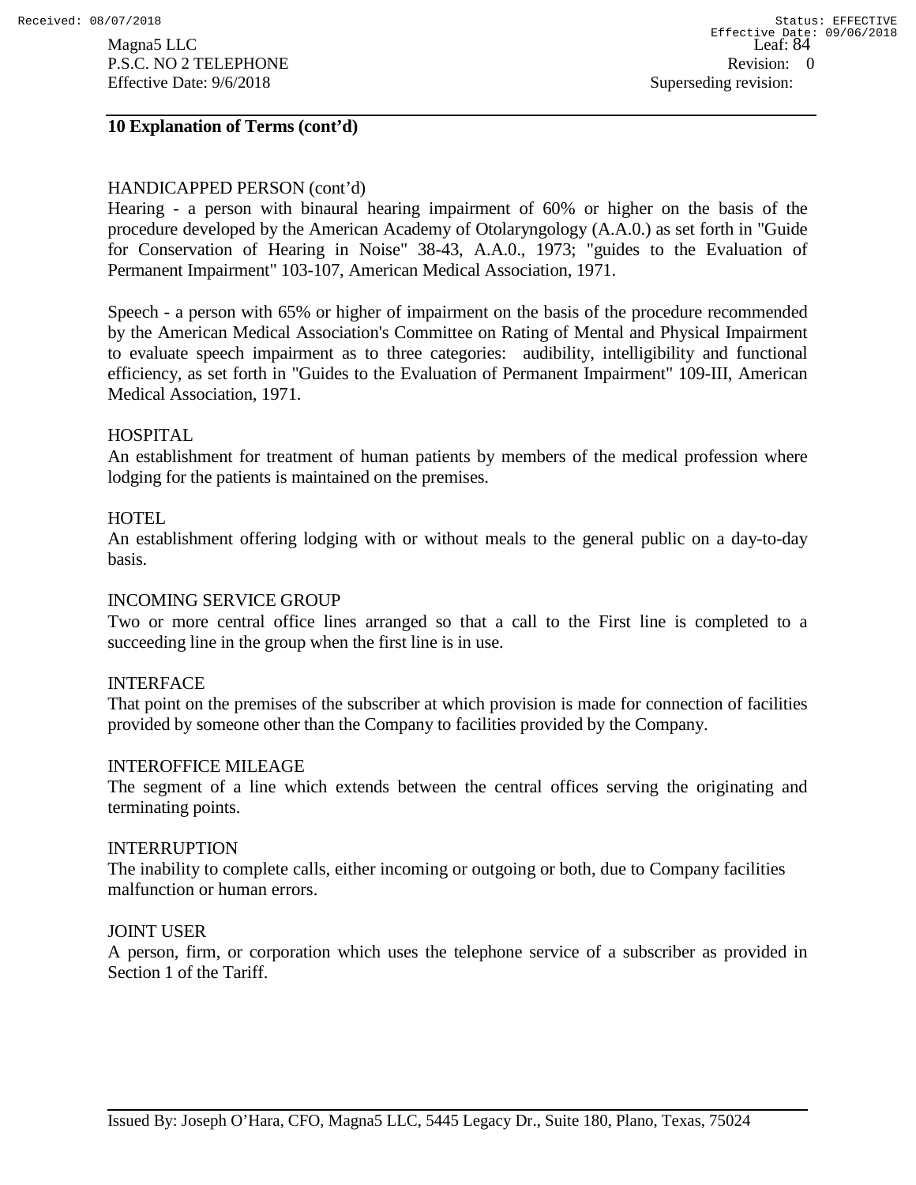## 10 Explanation of Terms (cont'd)

HANDICAPPED PERSON (cont'd)

Hearing - a person with binaural hearing impairment of 60% or higher on the basis of the procedure developed by the American Academy of Otolaryngology (A.A.0.) as set forth in "Guide for Conservation of Hearing in Noise" 38-43, A.A.0., 1973; "guides to the Evaluation of Permanent Impairment" 103-107, American Medical Association, 1971.

Speech - a person with 65% or higher of impairment on the basis of the procedure recommended by the American Medical Association's Committee on Rating of Mental and Physical Impairment to evaluate speech impairment as to three categories: audibility, intelligibility and functional efficiency, as set forth in "Guides to the Evaluation of Permanent Impairment" 109-III, American Medical Association, 1971.

HOSPITAL

An establishment for treatment of human patients by members of the medical profession where lodging for the patients is maintained on the premises.

HOTEL

An establishment offering lodging with or without meals to the general public on a day-to-day basis.

INCOMING SERVICE GROUP

Two or more central office lines arranged so that a call to the First line is completed to a succeeding line in the group when the first line is in use.

INTERFACE

That point on the premises of the subscriber at which provision is made for connection of facilities provided by someone other than the Company to facilities provided by the Company.

INTEROFFICE MILEAGE

The segment of a line which extends between the central offices serving the originating and terminating points.

INTERRUPTION

The inability to complete calls, either incoming or outgoing or both, due to Company facilities malfunction or human errors.

JOINT USER

A person, firm, or corporation which uses the telephone service of a subscriber as provided in Section 1 of the Tariff.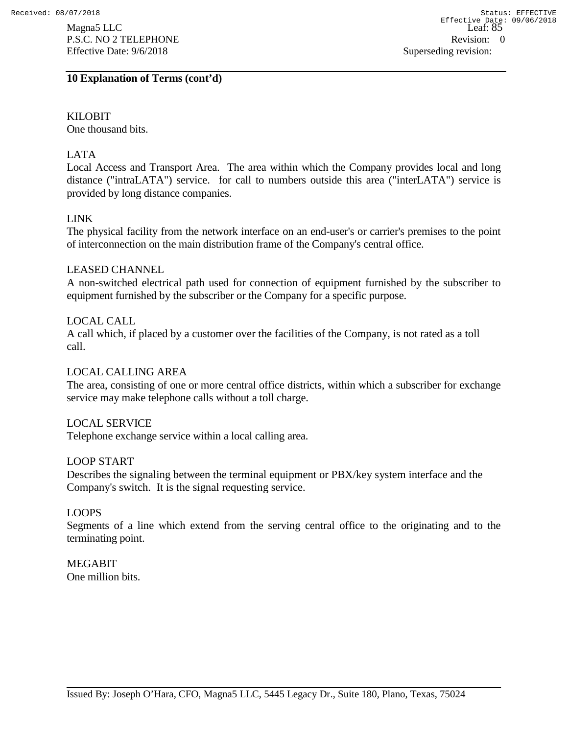## 10 Explanation of Terms (cont'd)

KILOBIT
One thousand bits.

LATA
Local Access and Transport Area. The area within which the Company provides local and long distance ("intraLATA") service. for call to numbers outside this area ("interLATA") service is provided by long distance companies.

LINK
The physical facility from the network interface on an end-user's or carrier's premises to the point of interconnection on the main distribution frame of the Company's central office.

LEASED CHANNEL
A non-switched electrical path used for connection of equipment furnished by the subscriber to equipment furnished by the subscriber or the Company for a specific purpose.

LOCAL CALL
A call which, if placed by a customer over the facilities of the Company, is not rated as a toll call.

LOCAL CALLING AREA
The area, consisting of one or more central office districts, within which a subscriber for exchange service may make telephone calls without a toll charge.

LOCAL SERVICE
Telephone exchange service within a local calling area.

LOOP START
Describes the signaling between the terminal equipment or PBX/key system interface and the Company's switch. It is the signal requesting service.

LOOPS
Segments of a line which extend from the serving central office to the originating and to the terminating point.

MEGABIT
One million bits.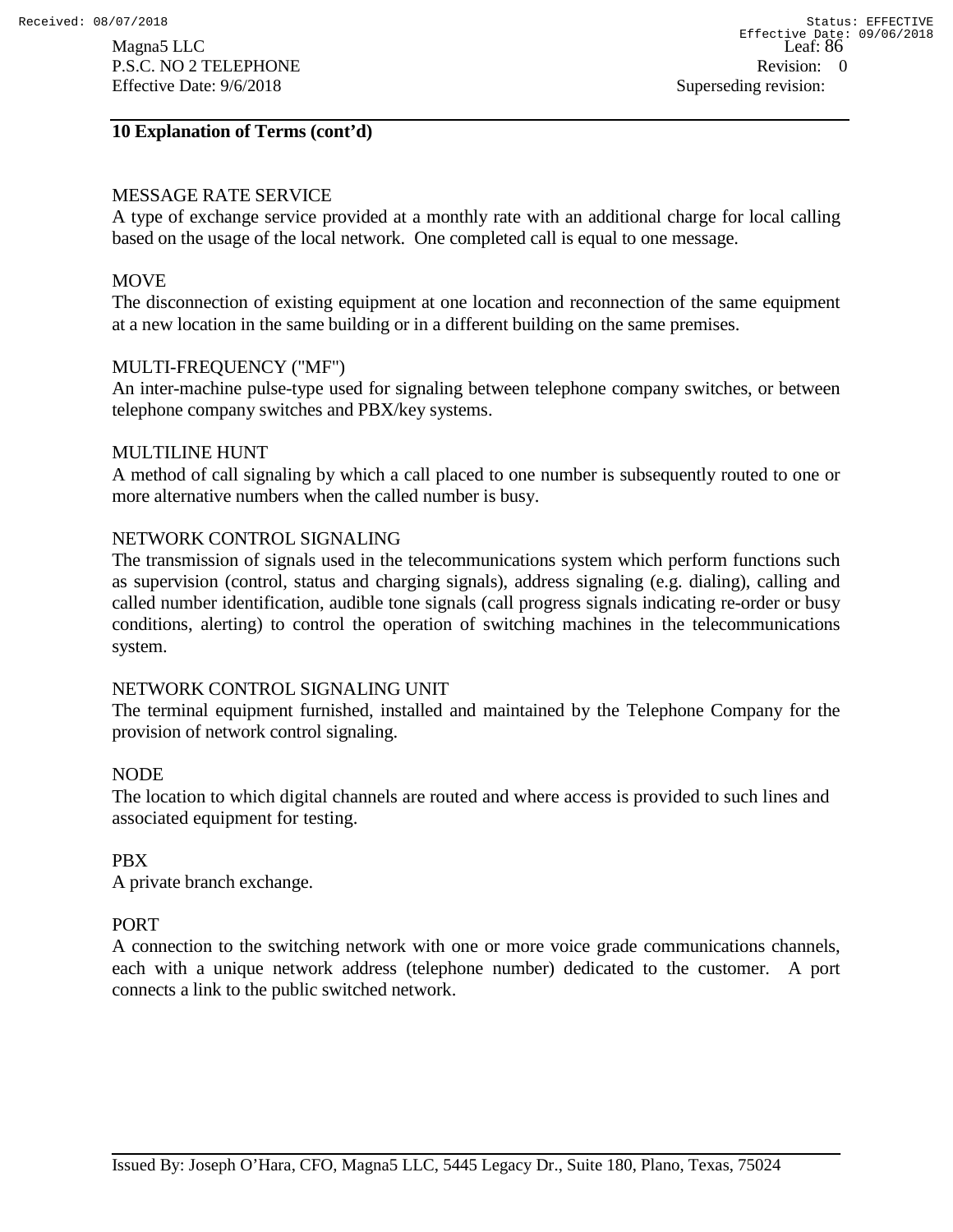## 10 Explanation of Terms (cont'd)

MESSAGE RATE SERVICE
A type of exchange service provided at a monthly rate with an additional charge for local calling based on the usage of the local network. One completed call is equal to one message.

MOVE
The disconnection of existing equipment at one location and reconnection of the same equipment at a new location in the same building or in a different building on the same premises.

MULTI-FREQUENCY ("MF")
An inter-machine pulse-type used for signaling between telephone company switches, or between telephone company switches and PBX/key systems.

MULTILINE HUNT
A method of call signaling by which a call placed to one number is subsequently routed to one or more alternative numbers when the called number is busy.

NETWORK CONTROL SIGNALING
The transmission of signals used in the telecommunications system which perform functions such as supervision (control, status and charging signals), address signaling (e.g. dialing), calling and called number identification, audible tone signals (call progress signals indicating re-order or busy conditions, alerting) to control the operation of switching machines in the telecommunications system.

NETWORK CONTROL SIGNALING UNIT
The terminal equipment furnished, installed and maintained by the Telephone Company for the provision of network control signaling.

NODE
The location to which digital channels are routed and where access is provided to such lines and associated equipment for testing.

PBX
A private branch exchange.

PORT
A connection to the switching network with one or more voice grade communications channels, each with a unique network address (telephone number) dedicated to the customer. A port connects a link to the public switched network.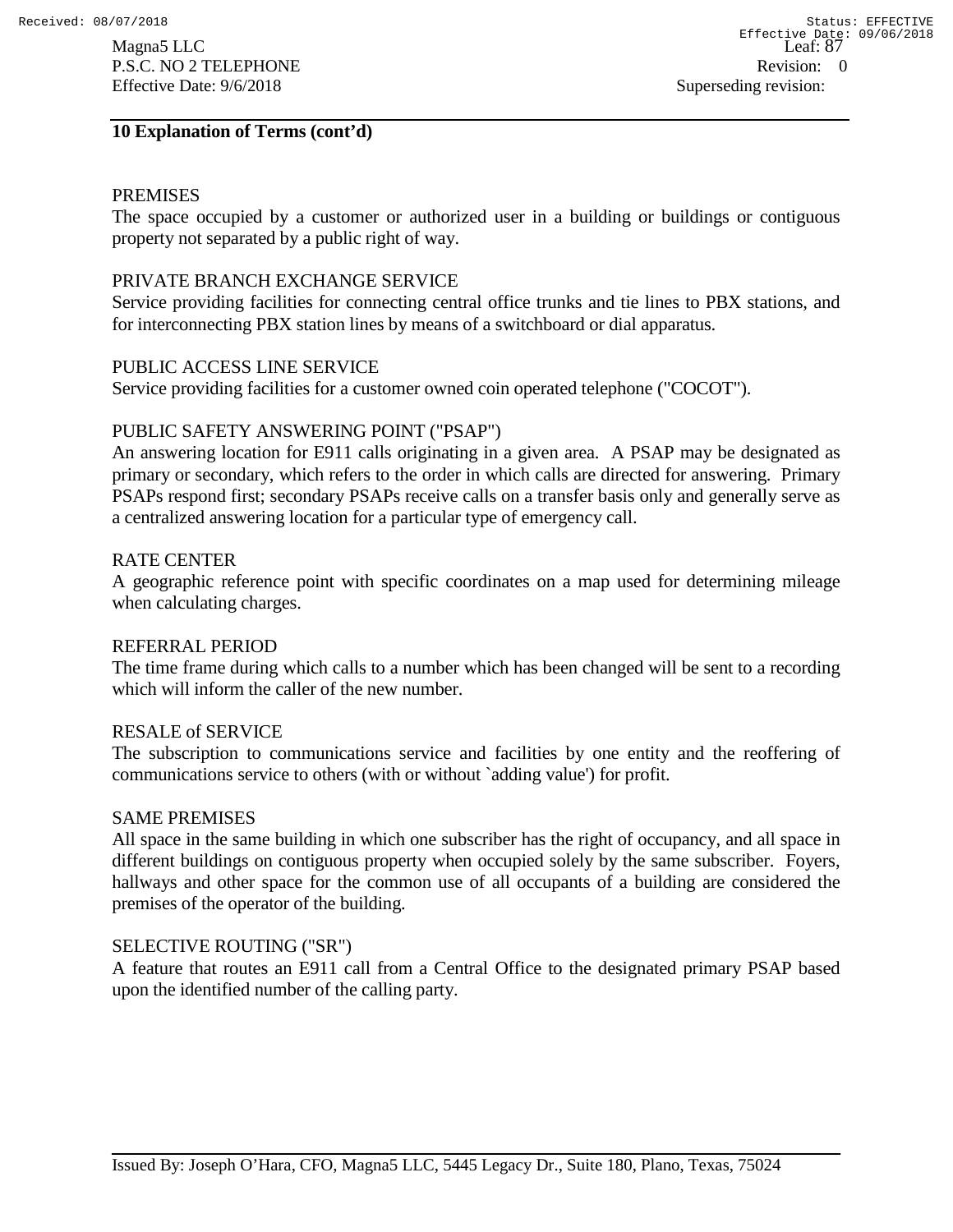## 10 Explanation of Terms (cont'd)

PREMISES
The space occupied by a customer or authorized user in a building or buildings or contiguous property not separated by a public right of way.

PRIVATE BRANCH EXCHANGE SERVICE
Service providing facilities for connecting central office trunks and tie lines to PBX stations, and for interconnecting PBX station lines by means of a switchboard or dial apparatus.

PUBLIC ACCESS LINE SERVICE
Service providing facilities for a customer owned coin operated telephone ("COCOT").

PUBLIC SAFETY ANSWERING POINT ("PSAP")
An answering location for E911 calls originating in a given area. A PSAP may be designated as primary or secondary, which refers to the order in which calls are directed for answering. Primary PSAPs respond first; secondary PSAPs receive calls on a transfer basis only and generally serve as a centralized answering location for a particular type of emergency call.

RATE CENTER
A geographic reference point with specific coordinates on a map used for determining mileage when calculating charges.

REFERRAL PERIOD
The time frame during which calls to a number which has been changed will be sent to a recording which will inform the caller of the new number.

RESALE of SERVICE
The subscription to communications service and facilities by one entity and the reoffering of communications service to others (with or without `adding value') for profit.

SAME PREMISES
All space in the same building in which one subscriber has the right of occupancy, and all space in different buildings on contiguous property when occupied solely by the same subscriber. Foyers, hallways and other space for the common use of all occupants of a building are considered the premises of the operator of the building.

SELECTIVE ROUTING ("SR")
A feature that routes an E911 call from a Central Office to the designated primary PSAP based upon the identified number of the calling party.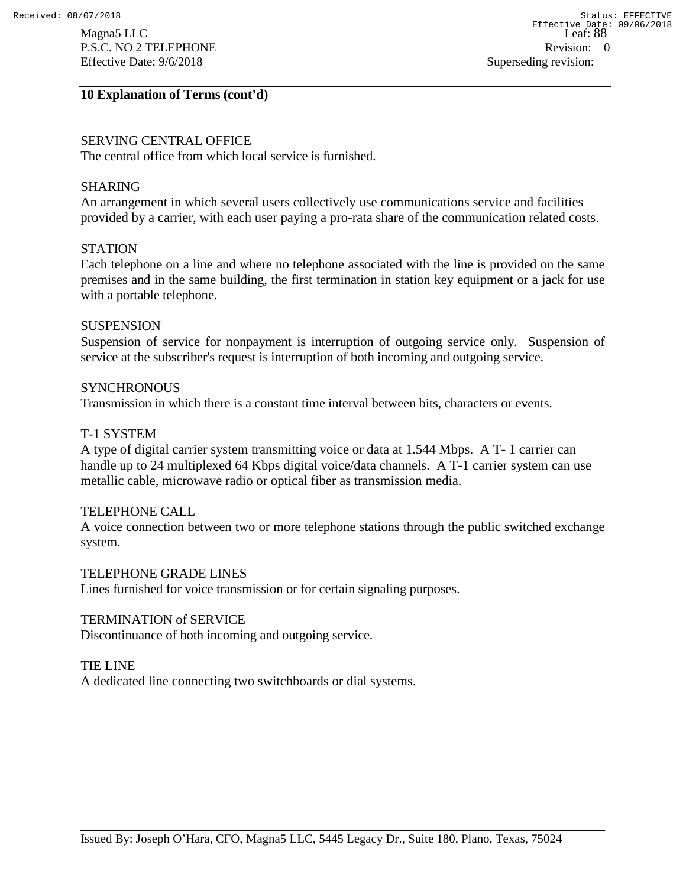## 10 Explanation of Terms (cont'd)

SERVING CENTRAL OFFICE
The central office from which local service is furnished.

SHARING
An arrangement in which several users collectively use communications service and facilities provided by a carrier, with each user paying a pro-rata share of the communication related costs.

STATION
Each telephone on a line and where no telephone associated with the line is provided on the same premises and in the same building, the first termination in station key equipment or a jack for use with a portable telephone.

SUSPENSION
Suspension of service for nonpayment is interruption of outgoing service only. Suspension of service at the subscriber's request is interruption of both incoming and outgoing service.

SYNCHRONOUS
Transmission in which there is a constant time interval between bits, characters or events.

T-1 SYSTEM
A type of digital carrier system transmitting voice or data at 1.544 Mbps. A T- 1 carrier can handle up to 24 multiplexed 64 Kbps digital voice/data channels. A T-1 carrier system can use metallic cable, microwave radio or optical fiber as transmission media.

TELEPHONE CALL
A voice connection between two or more telephone stations through the public switched exchange system.

TELEPHONE GRADE LINES
Lines furnished for voice transmission or for certain signaling purposes.

TERMINATION of SERVICE
Discontinuance of both incoming and outgoing service.

TIE LINE
A dedicated line connecting two switchboards or dial systems.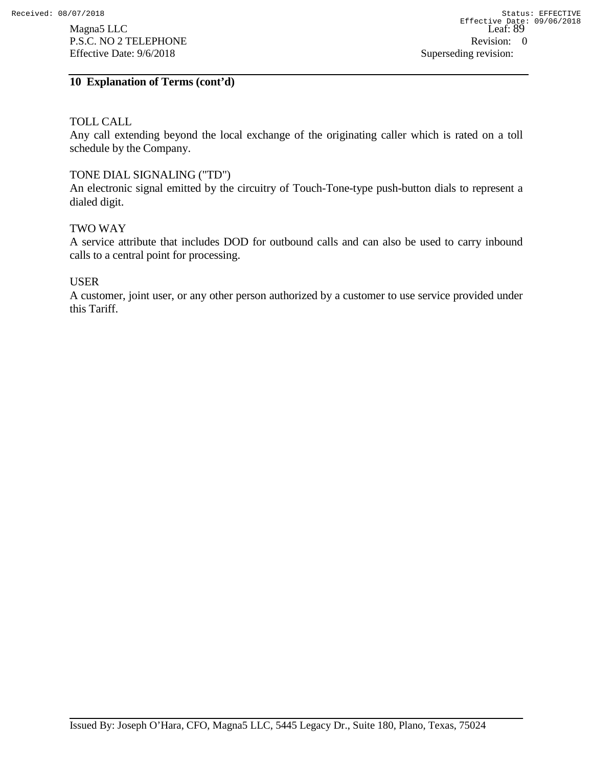## 10 Explanation of Terms (cont'd)

TOLL CALL
Any call extending beyond the local exchange of the originating caller which is rated on a toll schedule by the Company.

TONE DIAL SIGNALING ("TD")
An electronic signal emitted by the circuitry of Touch-Tone-type push-button dials to represent a dialed digit.

TWO WAY
A service attribute that includes DOD for outbound calls and can also be used to carry inbound calls to a central point for processing.

USER
A customer, joint user, or any other person authorized by a customer to use service provided under this Tariff.